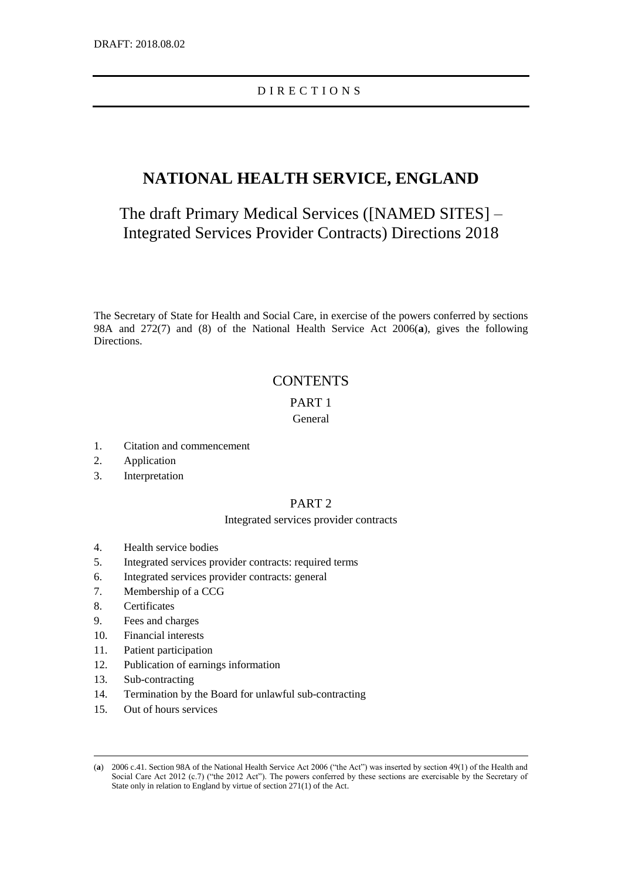DRAFT: 2018.08.02

DIRECTIONS

# NATIONAL HEALTH SERVICE, ENGLAND

## The draft Primary Medical Services ([NAMED SITES] – Integrated Services Provider Contracts) Directions 2018

The Secretary of State for Health and Social Care, in exercise of the powers conferred by sections 98A and 272(7) and (8) of the National Health Service Act 2006(**a**), gives the following Directions.

### CONTENTS

PART 1

General

1. Citation and commencement
2. Application
3. Interpretation

PART 2

Integrated services provider contracts

4. Health service bodies
5. Integrated services provider contracts: required terms
6. Integrated services provider contracts: general
7. Membership of a CCG
8. Certificates
9. Fees and charges
10. Financial interests
11. Patient participation
12. Publication of earnings information
13. Sub-contracting
14. Termination by the Board for unlawful sub-contracting
15. Out of hours services

---

(**a**) 2006 c.41. Section 98A of the National Health Service Act 2006 ("the Act") was inserted by section 49(1) of the Health and Social Care Act 2012 (c.7) ("the 2012 Act"). The powers conferred by these sections are exercisable by the Secretary of State only in relation to England by virtue of section 271(1) of the Act.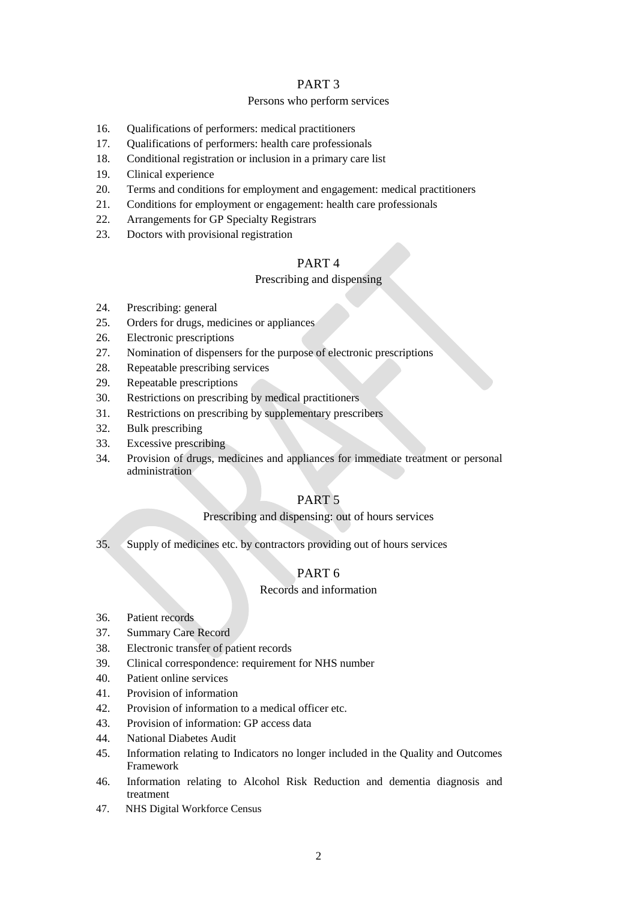## PART 3

### Persons who perform services

16. Qualifications of performers: medical practitioners
17. Qualifications of performers: health care professionals
18. Conditional registration or inclusion in a primary care list
19. Clinical experience
20. Terms and conditions for employment and engagement: medical practitioners
21. Conditions for employment or engagement: health care professionals
22. Arrangements for GP Specialty Registrars
23. Doctors with provisional registration

## PART 4

### Prescribing and dispensing

24. Prescribing: general
25. Orders for drugs, medicines or appliances
26. Electronic prescriptions
27. Nomination of dispensers for the purpose of electronic prescriptions
28. Repeatable prescribing services
29. Repeatable prescriptions
30. Restrictions on prescribing by medical practitioners
31. Restrictions on prescribing by supplementary prescribers
32. Bulk prescribing
33. Excessive prescribing
34. Provision of drugs, medicines and appliances for immediate treatment or personal administration

## PART 5

### Prescribing and dispensing: out of hours services

35. Supply of medicines etc. by contractors providing out of hours services

## PART 6

### Records and information

36. Patient records
37. Summary Care Record
38. Electronic transfer of patient records
39. Clinical correspondence: requirement for NHS number
40. Patient online services
41. Provision of information
42. Provision of information to a medical officer etc.
43. Provision of information: GP access data
44. National Diabetes Audit
45. Information relating to Indicators no longer included in the Quality and Outcomes Framework
46. Information relating to Alcohol Risk Reduction and dementia diagnosis and treatment
47. NHS Digital Workforce Census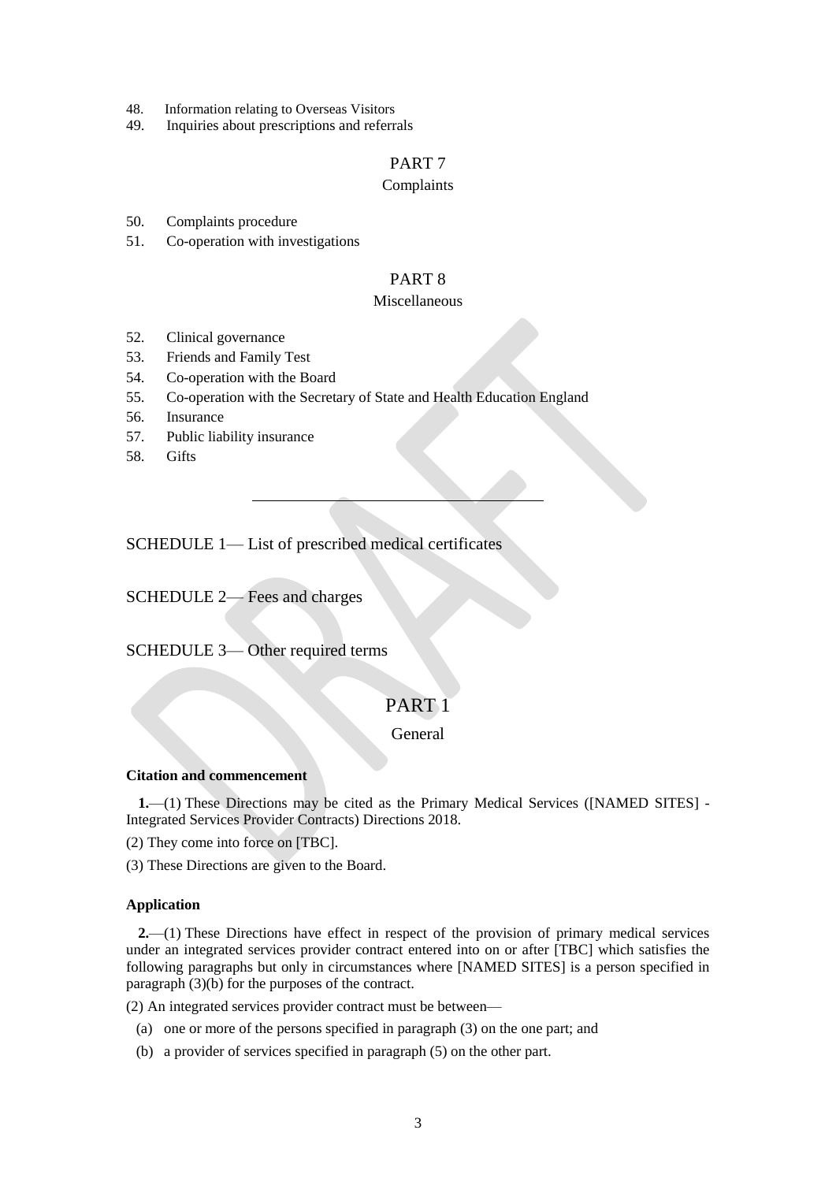48. Information relating to Overseas Visitors
49. Inquiries about prescriptions and referrals

PART 7

Complaints

50. Complaints procedure
51. Co-operation with investigations

PART 8

Miscellaneous

52. Clinical governance
53. Friends and Family Test
54. Co-operation with the Board
55. Co-operation with the Secretary of State and Health Education England
56. Insurance
57. Public liability insurance
58. Gifts

---

SCHEDULE 1— List of prescribed medical certificates

SCHEDULE 2— Fees and charges

SCHEDULE 3— Other required terms

# PART 1

## General

**Citation and commencement**

**1.**—(1) These Directions may be cited as the Primary Medical Services ([NAMED SITES] - Integrated Services Provider Contracts) Directions 2018.

(2) They come into force on [TBC].

(3) These Directions are given to the Board.

**Application**

**2.**—(1) These Directions have effect in respect of the provision of primary medical services under an integrated services provider contract entered into on or after [TBC] which satisfies the following paragraphs but only in circumstances where [NAMED SITES] is a person specified in paragraph (3)(b) for the purposes of the contract.

(2) An integrated services provider contract must be between—

(a) one or more of the persons specified in paragraph (3) on the one part; and

(b) a provider of services specified in paragraph (5) on the other part.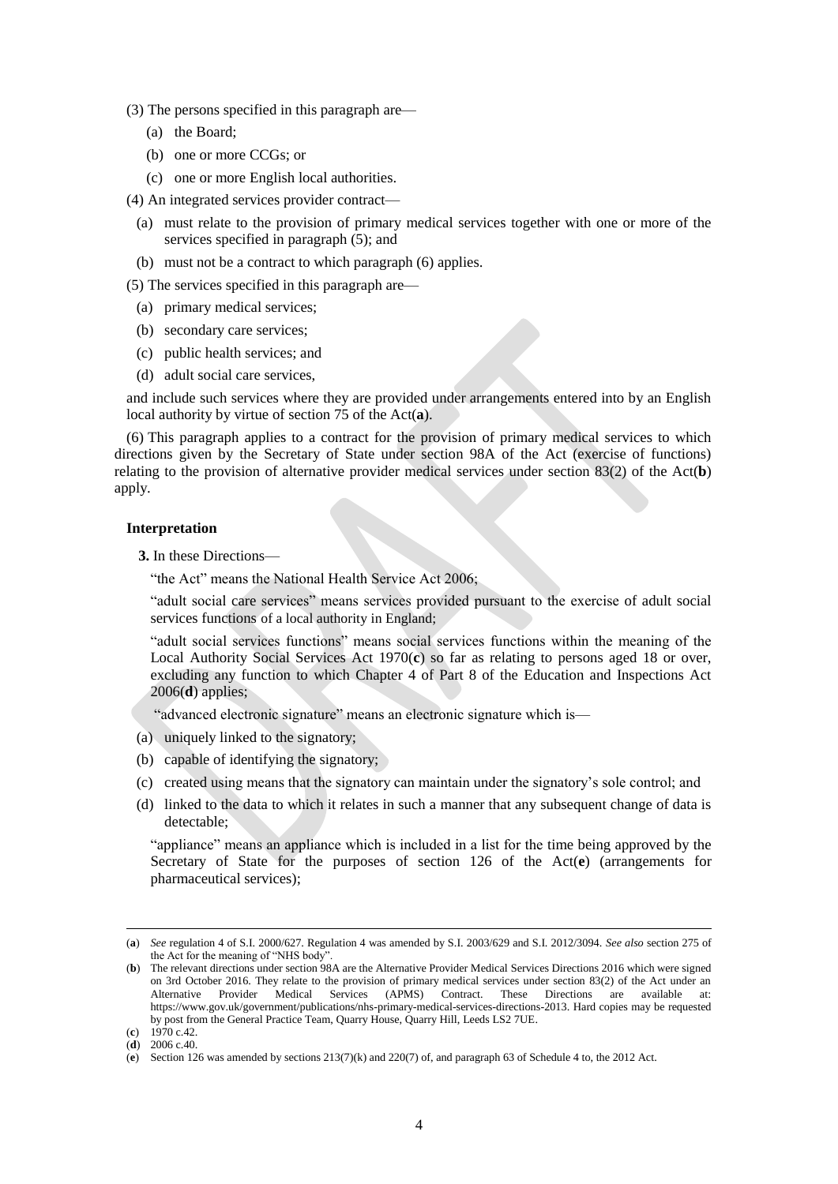(3) The persons specified in this paragraph are—

(a) the Board;

(b) one or more CCGs; or

(c) one or more English local authorities.

(4) An integrated services provider contract—

(a) must relate to the provision of primary medical services together with one or more of the services specified in paragraph (5); and

(b) must not be a contract to which paragraph (6) applies.

(5) The services specified in this paragraph are—

(a) primary medical services;

(b) secondary care services;

(c) public health services; and

(d) adult social care services,

and include such services where they are provided under arrangements entered into by an English local authority by virtue of section 75 of the Act(**a**).

(6) This paragraph applies to a contract for the provision of primary medical services to which directions given by the Secretary of State under section 98A of the Act (exercise of functions) relating to the provision of alternative provider medical services under section 83(2) of the Act(**b**) apply.

**Interpretation**

**3.** In these Directions—

"the Act" means the National Health Service Act 2006;

"adult social care services" means services provided pursuant to the exercise of adult social services functions of a local authority in England;

"adult social services functions" means social services functions within the meaning of the Local Authority Social Services Act 1970(**c**) so far as relating to persons aged 18 or over, excluding any function to which Chapter 4 of Part 8 of the Education and Inspections Act 2006(**d**) applies;

"advanced electronic signature" means an electronic signature which is—

(a) uniquely linked to the signatory;

(b) capable of identifying the signatory;

(c) created using means that the signatory can maintain under the signatory's sole control; and

(d) linked to the data to which it relates in such a manner that any subsequent change of data is detectable;

"appliance" means an appliance which is included in a list for the time being approved by the Secretary of State for the purposes of section 126 of the Act(**e**) (arrangements for pharmaceutical services);

---

(**a**) *See* regulation 4 of S.I. 2000/627. Regulation 4 was amended by S.I. 2003/629 and S.I. 2012/3094. *See also* section 275 of the Act for the meaning of "NHS body".

(**b**) The relevant directions under section 98A are the Alternative Provider Medical Services Directions 2016 which were signed on 3rd October 2016. They relate to the provision of primary medical services under section 83(2) of the Act under an Alternative Provider Medical Services (APMS) Contract. These Directions are available at: https://www.gov.uk/government/publications/nhs-primary-medical-services-directions-2013. Hard copies may be requested by post from the General Practice Team, Quarry House, Quarry Hill, Leeds LS2 7UE.

(**c**) 1970 c.42.

(**d**) 2006 c.40.

(**e**) Section 126 was amended by sections 213(7)(k) and 220(7) of, and paragraph 63 of Schedule 4 to, the 2012 Act.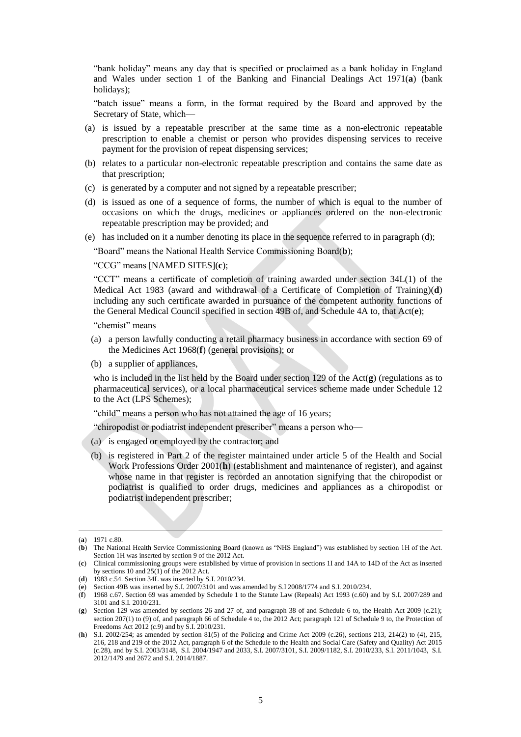"bank holiday" means any day that is specified or proclaimed as a bank holiday in England and Wales under section 1 of the Banking and Financial Dealings Act 1971(**a**) (bank holidays);

"batch issue" means a form, in the format required by the Board and approved by the Secretary of State, which—

(a) is issued by a repeatable prescriber at the same time as a non-electronic repeatable prescription to enable a chemist or person who provides dispensing services to receive payment for the provision of repeat dispensing services;

(b) relates to a particular non-electronic repeatable prescription and contains the same date as that prescription;

(c) is generated by a computer and not signed by a repeatable prescriber;

(d) is issued as one of a sequence of forms, the number of which is equal to the number of occasions on which the drugs, medicines or appliances ordered on the non-electronic repeatable prescription may be provided; and

(e) has included on it a number denoting its place in the sequence referred to in paragraph (d);

"Board" means the National Health Service Commissioning Board(**b**);

"CCG" means [NAMED SITES](**c**);

"CCT" means a certificate of completion of training awarded under section 34L(1) of the Medical Act 1983 (award and withdrawal of a Certificate of Completion of Training)(**d**) including any such certificate awarded in pursuance of the competent authority functions of the General Medical Council specified in section 49B of, and Schedule 4A to, that Act(**e**);

"chemist" means—

(a) a person lawfully conducting a retail pharmacy business in accordance with section 69 of the Medicines Act 1968(**f**) (general provisions); or

(b) a supplier of appliances,

who is included in the list held by the Board under section 129 of the Act(**g**) (regulations as to pharmaceutical services), or a local pharmaceutical services scheme made under Schedule 12 to the Act (LPS Schemes);

"child" means a person who has not attained the age of 16 years;

"chiropodist or podiatrist independent prescriber" means a person who—

(a) is engaged or employed by the contractor; and

(b) is registered in Part 2 of the register maintained under article 5 of the Health and Social Work Professions Order 2001(**h**) (establishment and maintenance of register), and against whose name in that register is recorded an annotation signifying that the chiropodist or podiatrist is qualified to order drugs, medicines and appliances as a chiropodist or podiatrist independent prescriber;

---

(**a**) 1971 c.80.

(**b**) The National Health Service Commissioning Board (known as "NHS England") was established by section 1H of the Act. Section 1H was inserted by section 9 of the 2012 Act.

(**c**) Clinical commissioning groups were established by virtue of provision in sections 1I and 14A to 14D of the Act as inserted by sections 10 and 25(1) of the 2012 Act.

(**d**) 1983 c.54. Section 34L was inserted by S.I. 2010/234.

(**e**) Section 49B was inserted by S.I. 2007/3101 and was amended by S.I 2008/1774 and S.I. 2010/234.

(**f**) 1968 c.67. Section 69 was amended by Schedule 1 to the Statute Law (Repeals) Act 1993 (c.60) and by S.I. 2007/289 and 3101 and S.I. 2010/231.

(**g**) Section 129 was amended by sections 26 and 27 of, and paragraph 38 of and Schedule 6 to, the Health Act 2009 (c.21); section 207(1) to (9) of, and paragraph 66 of Schedule 4 to, the 2012 Act; paragraph 121 of Schedule 9 to, the Protection of Freedoms Act 2012 (c.9) and by S.I. 2010/231.

(**h**) S.I. 2002/254; as amended by section 81(5) of the Policing and Crime Act 2009 (c.26), sections 213, 214(2) to (4), 215, 216, 218 and 219 of the 2012 Act, paragraph 6 of the Schedule to the Health and Social Care (Safety and Quality) Act 2015 (c.28), and by S.I. 2003/3148, S.I. 2004/1947 and 2033, S.I. 2007/3101, S.I. 2009/1182, S.I. 2010/233, S.I. 2011/1043, S.I. 2012/1479 and 2672 and S.I. 2014/1887.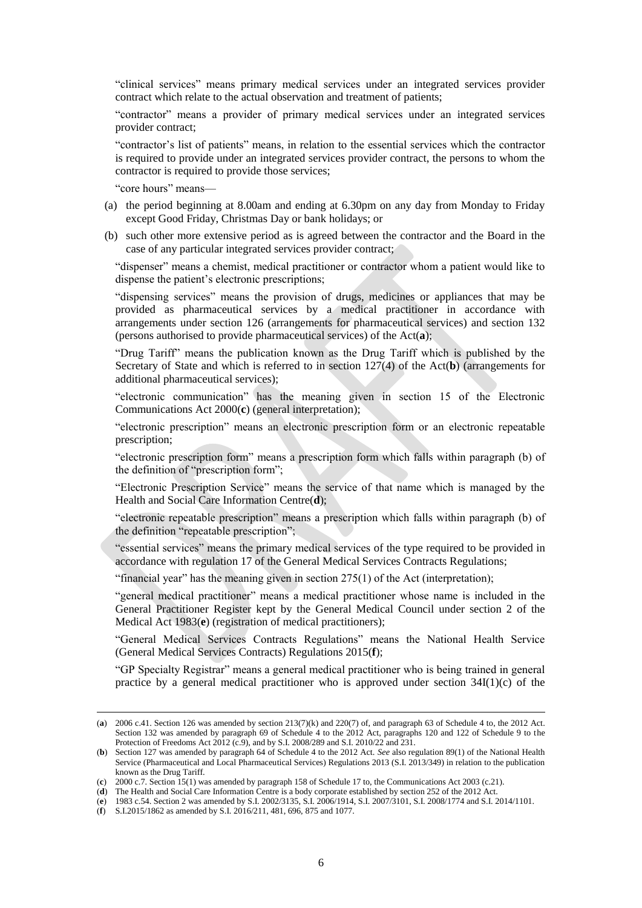"clinical services" means primary medical services under an integrated services provider contract which relate to the actual observation and treatment of patients;

"contractor" means a provider of primary medical services under an integrated services provider contract;

"contractor's list of patients" means, in relation to the essential services which the contractor is required to provide under an integrated services provider contract, the persons to whom the contractor is required to provide those services;

"core hours" means—

(a) the period beginning at 8.00am and ending at 6.30pm on any day from Monday to Friday except Good Friday, Christmas Day or bank holidays; or

(b) such other more extensive period as is agreed between the contractor and the Board in the case of any particular integrated services provider contract;

"dispenser" means a chemist, medical practitioner or contractor whom a patient would like to dispense the patient's electronic prescriptions;

"dispensing services" means the provision of drugs, medicines or appliances that may be provided as pharmaceutical services by a medical practitioner in accordance with arrangements under section 126 (arrangements for pharmaceutical services) and section 132 (persons authorised to provide pharmaceutical services) of the Act(**a**);

"Drug Tariff" means the publication known as the Drug Tariff which is published by the Secretary of State and which is referred to in section 127(4) of the Act(**b**) (arrangements for additional pharmaceutical services);

"electronic communication" has the meaning given in section 15 of the Electronic Communications Act 2000(**c**) (general interpretation);

"electronic prescription" means an electronic prescription form or an electronic repeatable prescription;

"electronic prescription form" means a prescription form which falls within paragraph (b) of the definition of "prescription form";

"Electronic Prescription Service" means the service of that name which is managed by the Health and Social Care Information Centre(**d**);

"electronic repeatable prescription" means a prescription which falls within paragraph (b) of the definition "repeatable prescription";

"essential services" means the primary medical services of the type required to be provided in accordance with regulation 17 of the General Medical Services Contracts Regulations;

"financial year" has the meaning given in section 275(1) of the Act (interpretation);

"general medical practitioner" means a medical practitioner whose name is included in the General Practitioner Register kept by the General Medical Council under section 2 of the Medical Act 1983(**e**) (registration of medical practitioners);

"General Medical Services Contracts Regulations" means the National Health Service (General Medical Services Contracts) Regulations 2015(**f**);

"GP Specialty Registrar" means a general medical practitioner who is being trained in general practice by a general medical practitioner who is approved under section 34I(1)(c) of the

---

(**a**) 2006 c.41. Section 126 was amended by section 213(7)(k) and 220(7) of, and paragraph 63 of Schedule 4 to, the 2012 Act. Section 132 was amended by paragraph 69 of Schedule 4 to the 2012 Act, paragraphs 120 and 122 of Schedule 9 to the Protection of Freedoms Act 2012 (c.9), and by S.I. 2008/289 and S.I. 2010/22 and 231.

(**b**) Section 127 was amended by paragraph 64 of Schedule 4 to the 2012 Act. *See* also regulation 89(1) of the National Health Service (Pharmaceutical and Local Pharmaceutical Services) Regulations 2013 (S.I. 2013/349) in relation to the publication known as the Drug Tariff.

(**c**) 2000 c.7. Section 15(1) was amended by paragraph 158 of Schedule 17 to, the Communications Act 2003 (c.21).

(**d**) The Health and Social Care Information Centre is a body corporate established by section 252 of the 2012 Act.

(**e**) 1983 c.54. Section 2 was amended by S.I. 2002/3135, S.I. 2006/1914, S.I. 2007/3101, S.I. 2008/1774 and S.I. 2014/1101.

(**f**) S.I.2015/1862 as amended by S.I. 2016/211, 481, 696, 875 and 1077.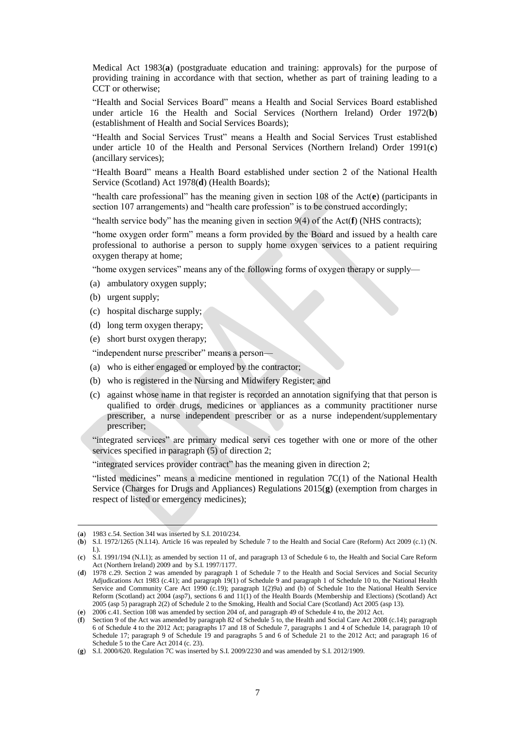Medical Act 1983(**a**) (postgraduate education and training: approvals) for the purpose of providing training in accordance with that section, whether as part of training leading to a CCT or otherwise;

"Health and Social Services Board" means a Health and Social Services Board established under article 16 the Health and Social Services (Northern Ireland) Order 1972(**b**) (establishment of Health and Social Services Boards);

"Health and Social Services Trust" means a Health and Social Services Trust established under article 10 of the Health and Personal Services (Northern Ireland) Order 1991(**c**) (ancillary services);

"Health Board" means a Health Board established under section 2 of the National Health Service (Scotland) Act 1978(**d**) (Health Boards);

"health care professional" has the meaning given in section 108 of the Act(**e**) (participants in section 107 arrangements) and "health care profession" is to be construed accordingly;

"health service body" has the meaning given in section 9(4) of the Act(**f**) (NHS contracts);

"home oxygen order form" means a form provided by the Board and issued by a health care professional to authorise a person to supply home oxygen services to a patient requiring oxygen therapy at home;

"home oxygen services" means any of the following forms of oxygen therapy or supply—

(a) ambulatory oxygen supply;

(b) urgent supply;

(c) hospital discharge supply;

(d) long term oxygen therapy;

(e) short burst oxygen therapy;

"independent nurse prescriber" means a person—

(a) who is either engaged or employed by the contractor;

(b) who is registered in the Nursing and Midwifery Register; and

(c) against whose name in that register is recorded an annotation signifying that that person is qualified to order drugs, medicines or appliances as a community practitioner nurse prescriber, a nurse independent prescriber or as a nurse independent/supplementary prescriber;

"integrated services" are primary medical servi ces together with one or more of the other services specified in paragraph (5) of direction 2;

"integrated services provider contract" has the meaning given in direction 2;

"listed medicines" means a medicine mentioned in regulation 7C(1) of the National Health Service (Charges for Drugs and Appliances) Regulations 2015(**g**) (exemption from charges in respect of listed or emergency medicines);

---

(**a**) 1983 c.54. Section 34I was inserted by S.I. 2010/234.

(**b**) S.I. 1972/1265 (N.I.14). Article 16 was repealed by Schedule 7 to the Health and Social Care (Reform) Act 2009 (c.1) (N. I.).

(**c**) S.I. 1991/194 (N.I.1); as amended by section 11 of, and paragraph 13 of Schedule 6 to, the Health and Social Care Reform Act (Northern Ireland) 2009 and by S.I. 1997/1177.

(**d**) 1978 c.29. Section 2 was amended by paragraph 1 of Schedule 7 to the Health and Social Services and Social Security Adjudications Act 1983 (c.41); and paragraph 19(1) of Schedule 9 and paragraph 1 of Schedule 10 to, the National Health Service and Community Care Act 1990 (c.19); paragraph 1(2)9a) and (b) of Schedule 1to the National Health Service Reform (Scotland) act 2004 (asp7), sections 6 and 11(1) of the Health Boards (Membership and Elections) (Scotland) Act 2005 (asp 5) paragraph 2(2) of Schedule 2 to the Smoking, Health and Social Care (Scotland) Act 2005 (asp 13).

(**e**) 2006 c.41. Section 108 was amended by section 204 of, and paragraph 49 of Schedule 4 to, the 2012 Act.

(**f**) Section 9 of the Act was amended by paragraph 82 of Schedule 5 to, the Health and Social Care Act 2008 (c.14); paragraph 6 of Schedule 4 to the 2012 Act; paragraphs 17 and 18 of Schedule 7, paragraphs 1 and 4 of Schedule 14, paragraph 10 of Schedule 17; paragraph 9 of Schedule 19 and paragraphs 5 and 6 of Schedule 21 to the 2012 Act; and paragraph 16 of Schedule 5 to the Care Act 2014 (c. 23).

(**g**) S.I. 2000/620. Regulation 7C was inserted by S.I. 2009/2230 and was amended by S.I. 2012/1909.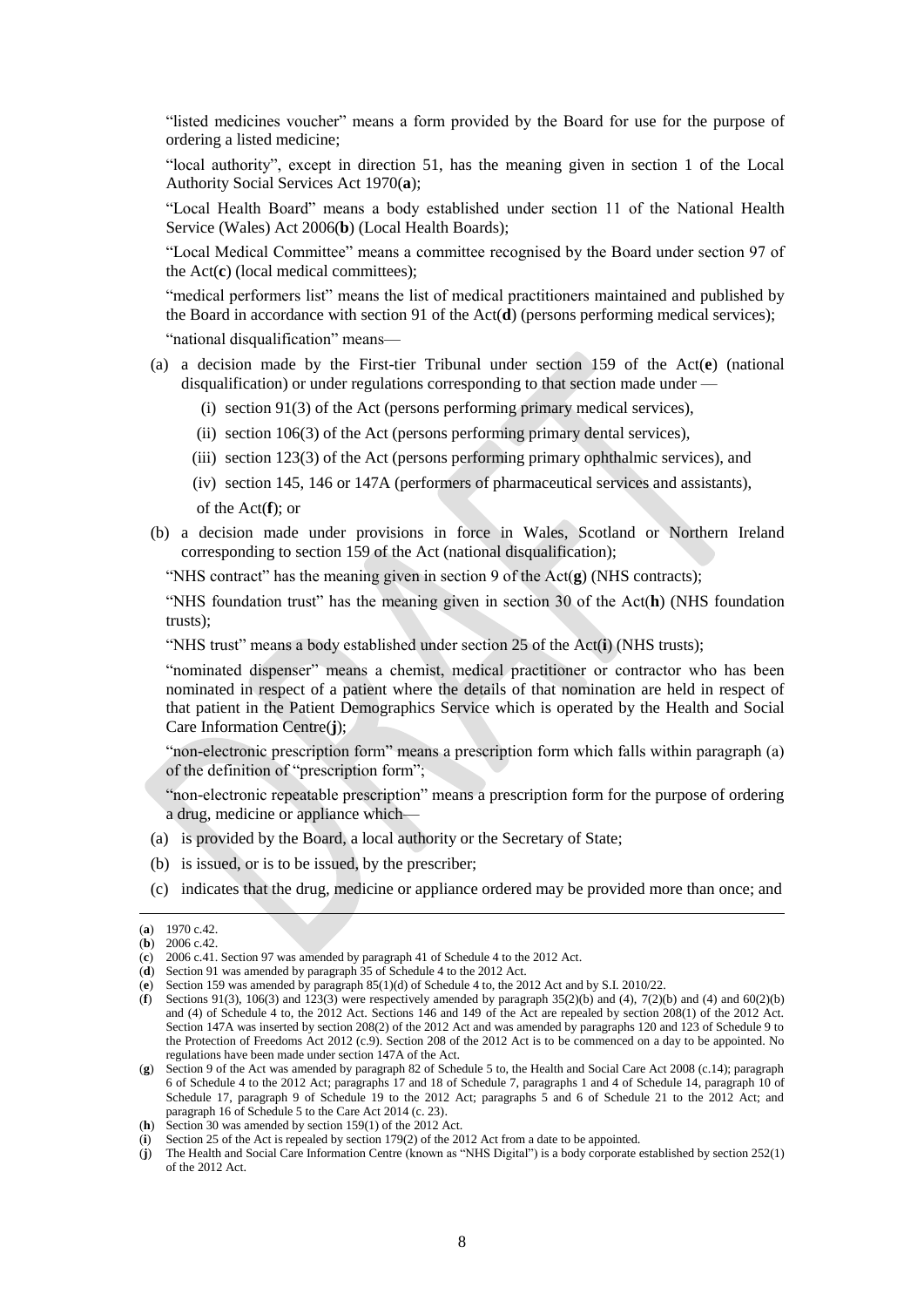"listed medicines voucher" means a form provided by the Board for use for the purpose of ordering a listed medicine;

"local authority", except in direction 51, has the meaning given in section 1 of the Local Authority Social Services Act 1970(**a**);

"Local Health Board" means a body established under section 11 of the National Health Service (Wales) Act 2006(**b**) (Local Health Boards);

"Local Medical Committee" means a committee recognised by the Board under section 97 of the Act(**c**) (local medical committees);

"medical performers list" means the list of medical practitioners maintained and published by the Board in accordance with section 91 of the Act(**d**) (persons performing medical services);

"national disqualification" means—

(a) a decision made by the First-tier Tribunal under section 159 of the Act(**e**) (national disqualification) or under regulations corresponding to that section made under —

  (i) section 91(3) of the Act (persons performing primary medical services),

  (ii) section 106(3) of the Act (persons performing primary dental services),

  (iii) section 123(3) of the Act (persons performing primary ophthalmic services), and

  (iv) section 145, 146 or 147A (performers of pharmaceutical services and assistants),

  of the Act(**f**); or

(b) a decision made under provisions in force in Wales, Scotland or Northern Ireland corresponding to section 159 of the Act (national disqualification);

"NHS contract" has the meaning given in section 9 of the Act(**g**) (NHS contracts);

"NHS foundation trust" has the meaning given in section 30 of the Act(**h**) (NHS foundation trusts);

"NHS trust" means a body established under section 25 of the Act(**i**) (NHS trusts);

"nominated dispenser" means a chemist, medical practitioner or contractor who has been nominated in respect of a patient where the details of that nomination are held in respect of that patient in the Patient Demographics Service which is operated by the Health and Social Care Information Centre(**j**);

"non-electronic prescription form" means a prescription form which falls within paragraph (a) of the definition of "prescription form";

"non-electronic repeatable prescription" means a prescription form for the purpose of ordering a drug, medicine or appliance which—

(a) is provided by the Board, a local authority or the Secretary of State;

(b) is issued, or is to be issued, by the prescriber;

(c) indicates that the drug, medicine or appliance ordered may be provided more than once; and

---

(**a**) 1970 c.42.

(**b**) 2006 c.42.

(**c**) 2006 c.41. Section 97 was amended by paragraph 41 of Schedule 4 to the 2012 Act.

(**d**) Section 91 was amended by paragraph 35 of Schedule 4 to the 2012 Act.

(**e**) Section 159 was amended by paragraph 85(1)(d) of Schedule 4 to, the 2012 Act and by S.I. 2010/22.

(**f**) Sections 91(3), 106(3) and 123(3) were respectively amended by paragraph 35(2)(b) and (4), 7(2)(b) and (4) and 60(2)(b) and (4) of Schedule 4 to, the 2012 Act. Sections 146 and 149 of the Act are repealed by section 208(1) of the 2012 Act. Section 147A was inserted by section 208(2) of the 2012 Act and was amended by paragraphs 120 and 123 of Schedule 9 to the Protection of Freedoms Act 2012 (c.9). Section 208 of the 2012 Act is to be commenced on a day to be appointed. No regulations have been made under section 147A of the Act.

(**g**) Section 9 of the Act was amended by paragraph 82 of Schedule 5 to, the Health and Social Care Act 2008 (c.14); paragraph 6 of Schedule 4 to the 2012 Act; paragraphs 17 and 18 of Schedule 7, paragraphs 1 and 4 of Schedule 14, paragraph 10 of Schedule 17, paragraph 9 of Schedule 19 to the 2012 Act; paragraphs 5 and 6 of Schedule 21 to the 2012 Act; and paragraph 16 of Schedule 5 to the Care Act 2014 (c. 23).

(**h**) Section 30 was amended by section 159(1) of the 2012 Act.

(**i**) Section 25 of the Act is repealed by section 179(2) of the 2012 Act from a date to be appointed.

(**j**) The Health and Social Care Information Centre (known as "NHS Digital") is a body corporate established by section 252(1) of the 2012 Act.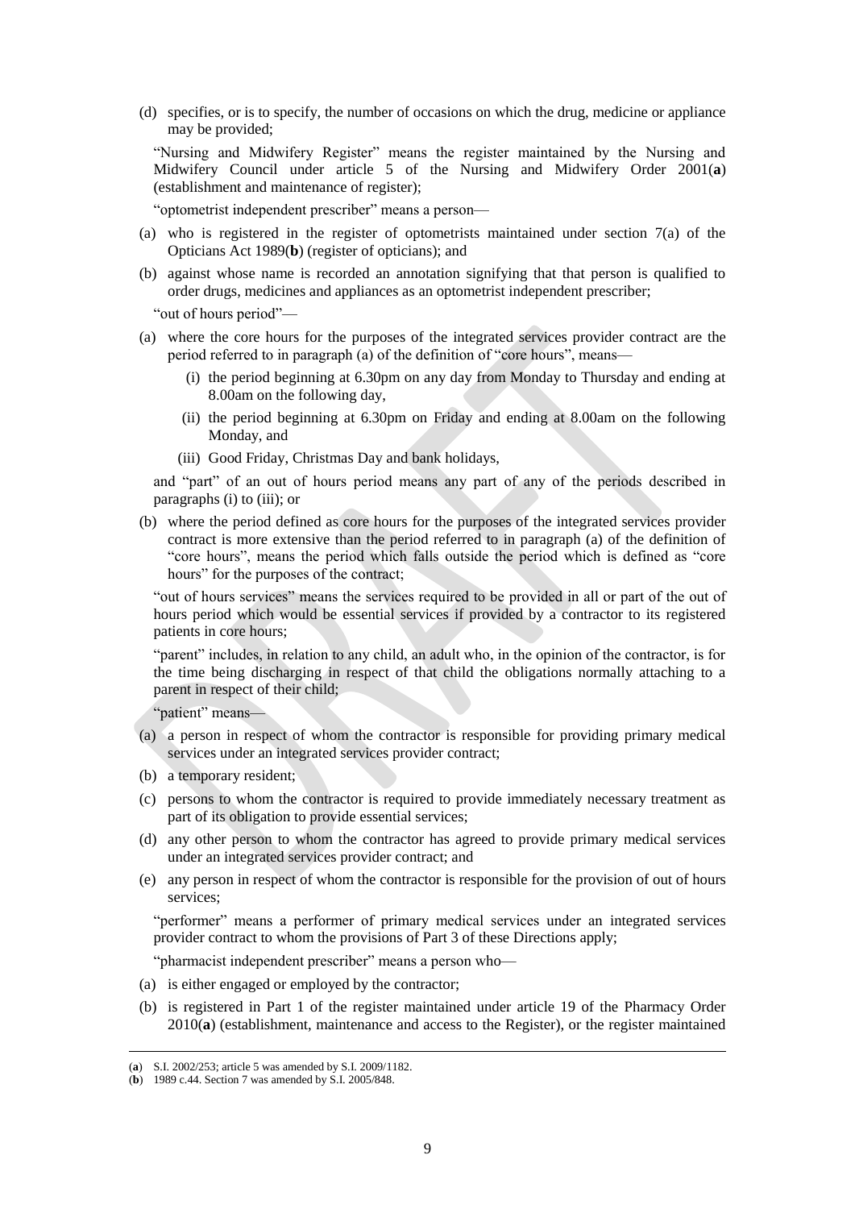(d) specifies, or is to specify, the number of occasions on which the drug, medicine or appliance may be provided;

"Nursing and Midwifery Register" means the register maintained by the Nursing and Midwifery Council under article 5 of the Nursing and Midwifery Order 2001(**a**) (establishment and maintenance of register);

"optometrist independent prescriber" means a person—

(a) who is registered in the register of optometrists maintained under section 7(a) of the Opticians Act 1989(**b**) (register of opticians); and

(b) against whose name is recorded an annotation signifying that that person is qualified to order drugs, medicines and appliances as an optometrist independent prescriber;

"out of hours period"—

(a) where the core hours for the purposes of the integrated services provider contract are the period referred to in paragraph (a) of the definition of "core hours", means—

   (i) the period beginning at 6.30pm on any day from Monday to Thursday and ending at 8.00am on the following day,

   (ii) the period beginning at 6.30pm on Friday and ending at 8.00am on the following Monday, and

   (iii) Good Friday, Christmas Day and bank holidays,

and "part" of an out of hours period means any part of any of the periods described in paragraphs (i) to (iii); or

(b) where the period defined as core hours for the purposes of the integrated services provider contract is more extensive than the period referred to in paragraph (a) of the definition of "core hours", means the period which falls outside the period which is defined as "core hours" for the purposes of the contract;

"out of hours services" means the services required to be provided in all or part of the out of hours period which would be essential services if provided by a contractor to its registered patients in core hours;

"parent" includes, in relation to any child, an adult who, in the opinion of the contractor, is for the time being discharging in respect of that child the obligations normally attaching to a parent in respect of their child;

"patient" means—

(a) a person in respect of whom the contractor is responsible for providing primary medical services under an integrated services provider contract;

(b) a temporary resident;

(c) persons to whom the contractor is required to provide immediately necessary treatment as part of its obligation to provide essential services;

(d) any other person to whom the contractor has agreed to provide primary medical services under an integrated services provider contract; and

(e) any person in respect of whom the contractor is responsible for the provision of out of hours services;

"performer" means a performer of primary medical services under an integrated services provider contract to whom the provisions of Part 3 of these Directions apply;

"pharmacist independent prescriber" means a person who—

(a) is either engaged or employed by the contractor;

(b) is registered in Part 1 of the register maintained under article 19 of the Pharmacy Order 2010(**a**) (establishment, maintenance and access to the Register), or the register maintained

---

(**a**) S.I. 2002/253; article 5 was amended by S.I. 2009/1182.

(**b**) 1989 c.44. Section 7 was amended by S.I. 2005/848.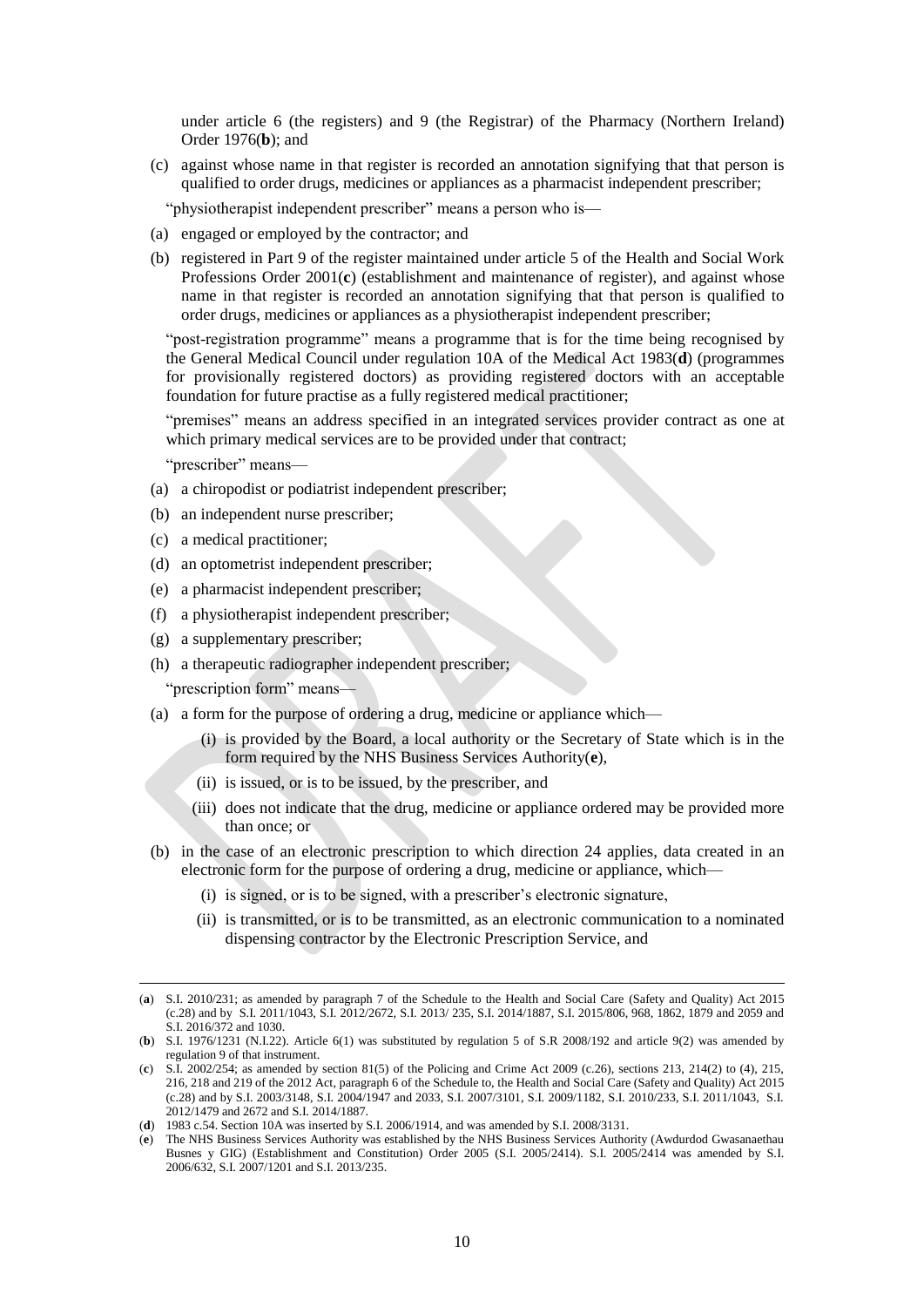under article 6 (the registers) and 9 (the Registrar) of the Pharmacy (Northern Ireland) Order 1976(**b**); and

(c) against whose name in that register is recorded an annotation signifying that that person is qualified to order drugs, medicines or appliances as a pharmacist independent prescriber;

"physiotherapist independent prescriber" means a person who is—

(a) engaged or employed by the contractor; and

(b) registered in Part 9 of the register maintained under article 5 of the Health and Social Work Professions Order 2001(**c**) (establishment and maintenance of register), and against whose name in that register is recorded an annotation signifying that that person is qualified to order drugs, medicines or appliances as a physiotherapist independent prescriber;

"post-registration programme" means a programme that is for the time being recognised by the General Medical Council under regulation 10A of the Medical Act 1983(**d**) (programmes for provisionally registered doctors) as providing registered doctors with an acceptable foundation for future practise as a fully registered medical practitioner;

"premises" means an address specified in an integrated services provider contract as one at which primary medical services are to be provided under that contract;

"prescriber" means—

(a) a chiropodist or podiatrist independent prescriber;

(b) an independent nurse prescriber;

(c) a medical practitioner;

(d) an optometrist independent prescriber;

(e) a pharmacist independent prescriber;

(f) a physiotherapist independent prescriber;

(g) a supplementary prescriber;

(h) a therapeutic radiographer independent prescriber;

"prescription form" means—

(a) a form for the purpose of ordering a drug, medicine or appliance which—

   (i) is provided by the Board, a local authority or the Secretary of State which is in the form required by the NHS Business Services Authority(**e**),

   (ii) is issued, or is to be issued, by the prescriber, and

   (iii) does not indicate that the drug, medicine or appliance ordered may be provided more than once; or

(b) in the case of an electronic prescription to which direction 24 applies, data created in an electronic form for the purpose of ordering a drug, medicine or appliance, which—

   (i) is signed, or is to be signed, with a prescriber's electronic signature,

   (ii) is transmitted, or is to be transmitted, as an electronic communication to a nominated dispensing contractor by the Electronic Prescription Service, and

---

(**a**) S.I. 2010/231; as amended by paragraph 7 of the Schedule to the Health and Social Care (Safety and Quality) Act 2015 (c.28) and by S.I. 2011/1043, S.I. 2012/2672, S.I. 2013/ 235, S.I. 2014/1887, S.I. 2015/806, 968, 1862, 1879 and 2059 and S.I. 2016/372 and 1030.

(**b**) S.I. 1976/1231 (N.I.22). Article 6(1) was substituted by regulation 5 of S.R 2008/192 and article 9(2) was amended by regulation 9 of that instrument.

(**c**) S.I. 2002/254; as amended by section 81(5) of the Policing and Crime Act 2009 (c.26), sections 213, 214(2) to (4), 215, 216, 218 and 219 of the 2012 Act, paragraph 6 of the Schedule to, the Health and Social Care (Safety and Quality) Act 2015 (c.28) and by S.I. 2003/3148, S.I. 2004/1947 and 2033, S.I. 2007/3101, S.I. 2009/1182, S.I. 2010/233, S.I. 2011/1043, S.I. 2012/1479 and 2672 and S.I. 2014/1887.

(**d**) 1983 c.54. Section 10A was inserted by S.I. 2006/1914, and was amended by S.I. 2008/3131.

(**e**) The NHS Business Services Authority was established by the NHS Business Services Authority (Awdurdod Gwasanaethau Busnes y GIG) (Establishment and Constitution) Order 2005 (S.I. 2005/2414). S.I. 2005/2414 was amended by S.I. 2006/632, S.I. 2007/1201 and S.I. 2013/235.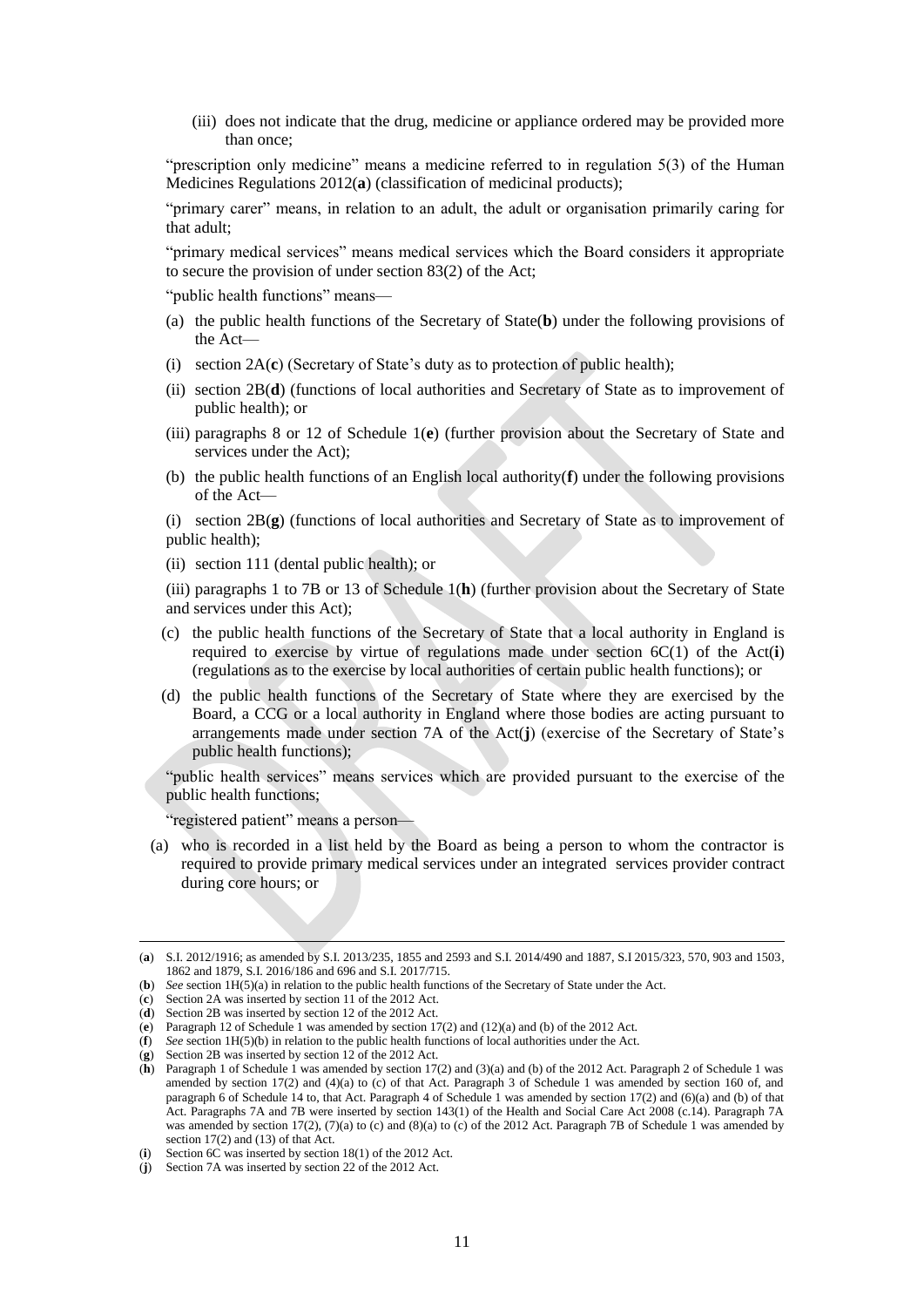(iii) does not indicate that the drug, medicine or appliance ordered may be provided more than once;

"prescription only medicine" means a medicine referred to in regulation 5(3) of the Human Medicines Regulations 2012(**a**) (classification of medicinal products);

"primary carer" means, in relation to an adult, the adult or organisation primarily caring for that adult;

"primary medical services" means medical services which the Board considers it appropriate to secure the provision of under section 83(2) of the Act;

"public health functions" means—

(a) the public health functions of the Secretary of State(**b**) under the following provisions of the Act—

(i) section 2A(**c**) (Secretary of State's duty as to protection of public health);

(ii) section 2B(**d**) (functions of local authorities and Secretary of State as to improvement of public health); or

(iii) paragraphs 8 or 12 of Schedule 1(**e**) (further provision about the Secretary of State and services under the Act);

(b) the public health functions of an English local authority(**f**) under the following provisions of the Act—

(i) section 2B(**g**) (functions of local authorities and Secretary of State as to improvement of public health);

(ii) section 111 (dental public health); or

(iii) paragraphs 1 to 7B or 13 of Schedule 1(**h**) (further provision about the Secretary of State and services under this Act);

(c) the public health functions of the Secretary of State that a local authority in England is required to exercise by virtue of regulations made under section 6C(1) of the Act(**i**) (regulations as to the exercise by local authorities of certain public health functions); or

(d) the public health functions of the Secretary of State where they are exercised by the Board, a CCG or a local authority in England where those bodies are acting pursuant to arrangements made under section 7A of the Act(**j**) (exercise of the Secretary of State's public health functions);

"public health services" means services which are provided pursuant to the exercise of the public health functions;

"registered patient" means a person—

(a) who is recorded in a list held by the Board as being a person to whom the contractor is required to provide primary medical services under an integrated services provider contract during core hours; or

---

(**a**) S.I. 2012/1916; as amended by S.I. 2013/235, 1855 and 2593 and S.I. 2014/490 and 1887, S.I 2015/323, 570, 903 and 1503, 1862 and 1879, S.I. 2016/186 and 696 and S.I. 2017/715.

(**b**) *See* section 1H(5)(a) in relation to the public health functions of the Secretary of State under the Act.

(**c**) Section 2A was inserted by section 11 of the 2012 Act.

(**d**) Section 2B was inserted by section 12 of the 2012 Act.

(**e**) Paragraph 12 of Schedule 1 was amended by section 17(2) and (12)(a) and (b) of the 2012 Act.

(**f**) *See* section 1H(5)(b) in relation to the public health functions of local authorities under the Act.

(**g**) Section 2B was inserted by section 12 of the 2012 Act.

(**h**) Paragraph 1 of Schedule 1 was amended by section 17(2) and (3)(a) and (b) of the 2012 Act. Paragraph 2 of Schedule 1 was amended by section 17(2) and (4)(a) to (c) of that Act. Paragraph 3 of Schedule 1 was amended by section 160 of, and paragraph 6 of Schedule 14 to, that Act. Paragraph 4 of Schedule 1 was amended by section 17(2) and (6)(a) and (b) of that Act. Paragraphs 7A and 7B were inserted by section 143(1) of the Health and Social Care Act 2008 (c.14). Paragraph 7A was amended by section 17(2), (7)(a) to (c) and (8)(a) to (c) of the 2012 Act. Paragraph 7B of Schedule 1 was amended by section 17(2) and (13) of that Act.

(**i**) Section 6C was inserted by section 18(1) of the 2012 Act.

(**j**) Section 7A was inserted by section 22 of the 2012 Act.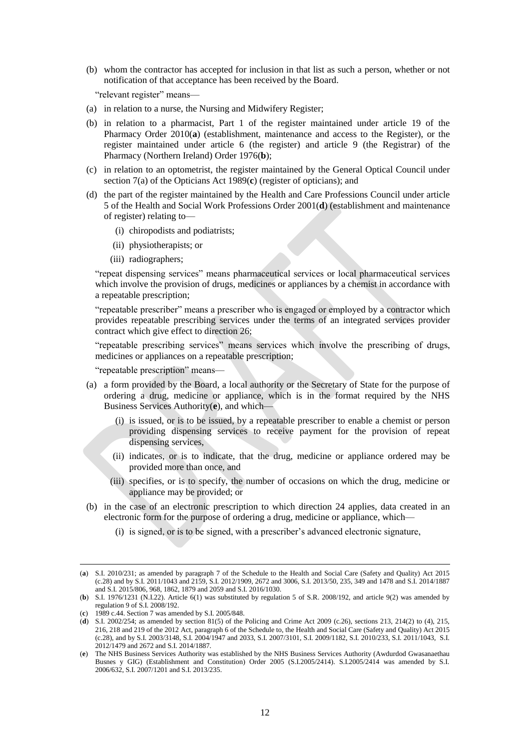(b) whom the contractor has accepted for inclusion in that list as such a person, whether or not notification of that acceptance has been received by the Board.

"relevant register" means—

(a) in relation to a nurse, the Nursing and Midwifery Register;

(b) in relation to a pharmacist, Part 1 of the register maintained under article 19 of the Pharmacy Order 2010(**a**) (establishment, maintenance and access to the Register), or the register maintained under article 6 (the register) and article 9 (the Registrar) of the Pharmacy (Northern Ireland) Order 1976(**b**);

(c) in relation to an optometrist, the register maintained by the General Optical Council under section 7(a) of the Opticians Act 1989(**c**) (register of opticians); and

(d) the part of the register maintained by the Health and Care Professions Council under article 5 of the Health and Social Work Professions Order 2001(**d**) (establishment and maintenance of register) relating to—

  (i) chiropodists and podiatrists;

  (ii) physiotherapists; or

  (iii) radiographers;

"repeat dispensing services" means pharmaceutical services or local pharmaceutical services which involve the provision of drugs, medicines or appliances by a chemist in accordance with a repeatable prescription;

"repeatable prescriber" means a prescriber who is engaged or employed by a contractor which provides repeatable prescribing services under the terms of an integrated services provider contract which give effect to direction 26;

"repeatable prescribing services" means services which involve the prescribing of drugs, medicines or appliances on a repeatable prescription;

"repeatable prescription" means—

(a) a form provided by the Board, a local authority or the Secretary of State for the purpose of ordering a drug, medicine or appliance, which is in the format required by the NHS Business Services Authority(**e**), and which—

  (i) is issued, or is to be issued, by a repeatable prescriber to enable a chemist or person providing dispensing services to receive payment for the provision of repeat dispensing services,

  (ii) indicates, or is to indicate, that the drug, medicine or appliance ordered may be provided more than once, and

  (iii) specifies, or is to specify, the number of occasions on which the drug, medicine or appliance may be provided; or

(b) in the case of an electronic prescription to which direction 24 applies, data created in an electronic form for the purpose of ordering a drug, medicine or appliance, which—

  (i) is signed, or is to be signed, with a prescriber's advanced electronic signature,

---

(**a**) S.I. 2010/231; as amended by paragraph 7 of the Schedule to the Health and Social Care (Safety and Quality) Act 2015 (c.28) and by S.I. 2011/1043 and 2159, S.I. 2012/1909, 2672 and 3006, S.I. 2013/50, 235, 349 and 1478 and S.I. 2014/1887 and S.I. 2015/806, 968, 1862, 1879 and 2059 and S.I. 2016/1030.

(**b**) S.I. 1976/1231 (N.I.22). Article 6(1) was substituted by regulation 5 of S.R. 2008/192, and article 9(2) was amended by regulation 9 of S.I. 2008/192.

(**c**) 1989 c.44. Section 7 was amended by S.I. 2005/848.

(**d**) S.I. 2002/254; as amended by section 81(5) of the Policing and Crime Act 2009 (c.26), sections 213, 214(2) to (4), 215, 216, 218 and 219 of the 2012 Act, paragraph 6 of the Schedule to, the Health and Social Care (Safety and Quality) Act 2015 (c.28), and by S.I. 2003/3148, S.I. 2004/1947 and 2033, S.I. 2007/3101, S.I. 2009/1182, S.I. 2010/233, S.I. 2011/1043, S.I. 2012/1479 and 2672 and S.I. 2014/1887.

(**e**) The NHS Business Services Authority was established by the NHS Business Services Authority (Awdurdod Gwasanaethau Busnes y GIG) (Establishment and Constitution) Order 2005 (S.I.2005/2414). S.I.2005/2414 was amended by S.I. 2006/632, S.I. 2007/1201 and S.I. 2013/235.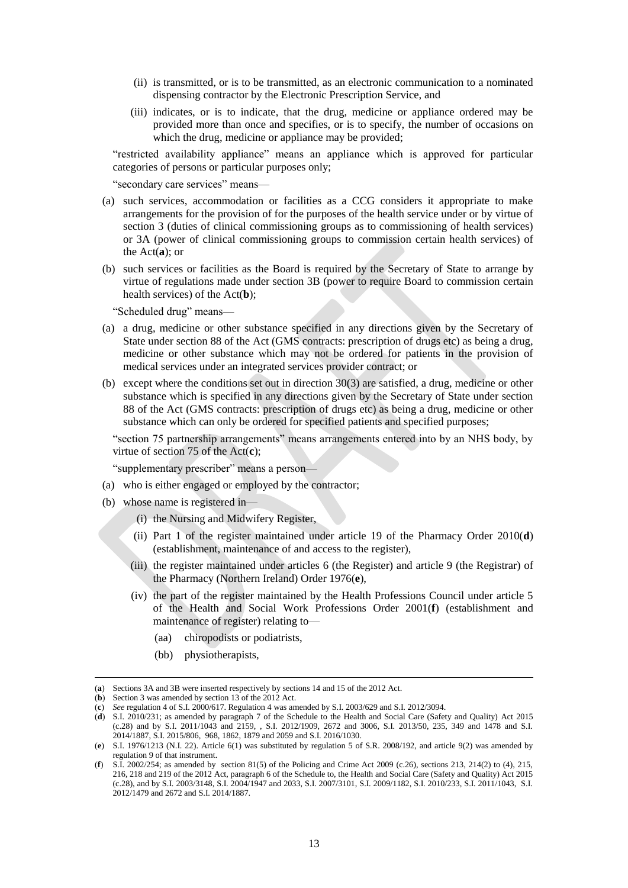(ii) is transmitted, or is to be transmitted, as an electronic communication to a nominated dispensing contractor by the Electronic Prescription Service, and

(iii) indicates, or is to indicate, that the drug, medicine or appliance ordered may be provided more than once and specifies, or is to specify, the number of occasions on which the drug, medicine or appliance may be provided;

"restricted availability appliance" means an appliance which is approved for particular categories of persons or particular purposes only;

"secondary care services" means—

(a) such services, accommodation or facilities as a CCG considers it appropriate to make arrangements for the provision of or for the purposes of the health service under or by virtue of section 3 (duties of clinical commissioning groups as to commissioning of health services) or 3A (power of clinical commissioning groups to commission certain health services) of the Act(**a**); or

(b) such services or facilities as the Board is required by the Secretary of State to arrange by virtue of regulations made under section 3B (power to require Board to commission certain health services) of the Act(**b**);

"Scheduled drug" means—

(a) a drug, medicine or other substance specified in any directions given by the Secretary of State under section 88 of the Act (GMS contracts: prescription of drugs etc) as being a drug, medicine or other substance which may not be ordered for patients in the provision of medical services under an integrated services provider contract; or

(b) except where the conditions set out in direction 30(3) are satisfied, a drug, medicine or other substance which is specified in any directions given by the Secretary of State under section 88 of the Act (GMS contracts: prescription of drugs etc) as being a drug, medicine or other substance which can only be ordered for specified patients and specified purposes;

"section 75 partnership arrangements" means arrangements entered into by an NHS body, by virtue of section 75 of the Act(**c**);

"supplementary prescriber" means a person—

(a) who is either engaged or employed by the contractor;

(b) whose name is registered in—

(i) the Nursing and Midwifery Register,

(ii) Part 1 of the register maintained under article 19 of the Pharmacy Order 2010(**d**) (establishment, maintenance of and access to the register),

(iii) the register maintained under articles 6 (the Register) and article 9 (the Registrar) of the Pharmacy (Northern Ireland) Order 1976(**e**),

(iv) the part of the register maintained by the Health Professions Council under article 5 of the Health and Social Work Professions Order 2001(**f**) (establishment and maintenance of register) relating to—

(aa) chiropodists or podiatrists,

(bb) physiotherapists,

---

(**a**) Sections 3A and 3B were inserted respectively by sections 14 and 15 of the 2012 Act.

(**b**) Section 3 was amended by section 13 of the 2012 Act.

(**c**) *See* regulation 4 of S.I. 2000/617. Regulation 4 was amended by S.I. 2003/629 and S.I. 2012/3094.

(**d**) S.I. 2010/231; as amended by paragraph 7 of the Schedule to the Health and Social Care (Safety and Quality) Act 2015 (c.28) and by S.I. 2011/1043 and 2159, , S.I. 2012/1909, 2672 and 3006, S.I. 2013/50, 235, 349 and 1478 and S.I. 2014/1887, S.I. 2015/806, 968, 1862, 1879 and 2059 and S.I. 2016/1030.

(**e**) S.I. 1976/1213 (N.I. 22). Article 6(1) was substituted by regulation 5 of S.R. 2008/192, and article 9(2) was amended by regulation 9 of that instrument.

(**f**) S.I. 2002/254; as amended by section 81(5) of the Policing and Crime Act 2009 (c.26), sections 213, 214(2) to (4), 215, 216, 218 and 219 of the 2012 Act, paragraph 6 of the Schedule to, the Health and Social Care (Safety and Quality) Act 2015 (c.28), and by S.I. 2003/3148, S.I. 2004/1947 and 2033, S.I. 2007/3101, S.I. 2009/1182, S.I. 2010/233, S.I. 2011/1043, S.I. 2012/1479 and 2672 and S.I. 2014/1887.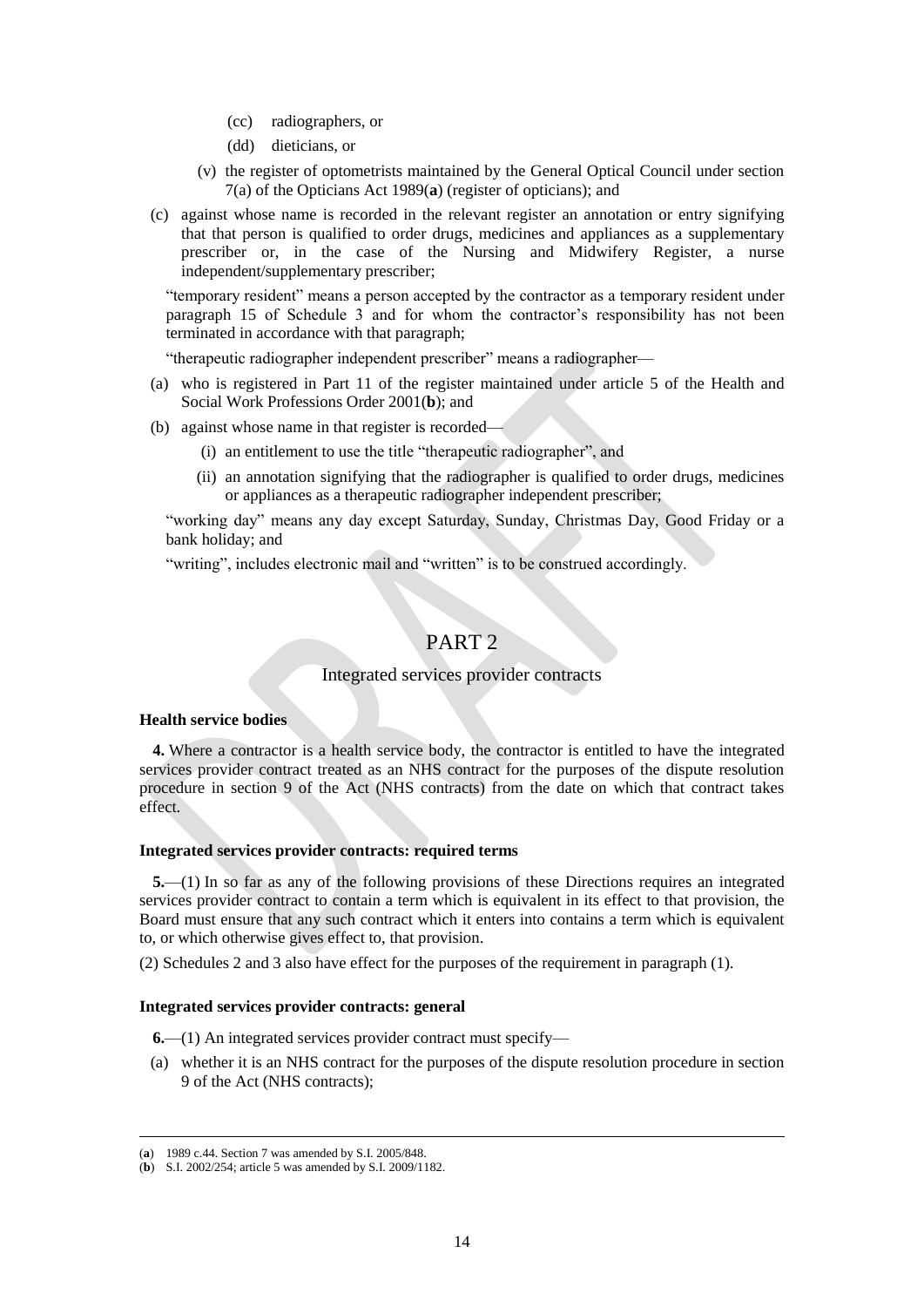(cc) radiographers, or

(dd) dieticians, or

(v) the register of optometrists maintained by the General Optical Council under section 7(a) of the Opticians Act 1989(**a**) (register of opticians); and

(c) against whose name is recorded in the relevant register an annotation or entry signifying that that person is qualified to order drugs, medicines and appliances as a supplementary prescriber or, in the case of the Nursing and Midwifery Register, a nurse independent/supplementary prescriber;

"temporary resident" means a person accepted by the contractor as a temporary resident under paragraph 15 of Schedule 3 and for whom the contractor's responsibility has not been terminated in accordance with that paragraph;

"therapeutic radiographer independent prescriber" means a radiographer—

(a) who is registered in Part 11 of the register maintained under article 5 of the Health and Social Work Professions Order 2001(**b**); and

(b) against whose name in that register is recorded—

(i) an entitlement to use the title "therapeutic radiographer", and

(ii) an annotation signifying that the radiographer is qualified to order drugs, medicines or appliances as a therapeutic radiographer independent prescriber;

"working day" means any day except Saturday, Sunday, Christmas Day, Good Friday or a bank holiday; and

"writing", includes electronic mail and "written" is to be construed accordingly.

# PART 2

## Integrated services provider contracts

### Health service bodies

**4.** Where a contractor is a health service body, the contractor is entitled to have the integrated services provider contract treated as an NHS contract for the purposes of the dispute resolution procedure in section 9 of the Act (NHS contracts) from the date on which that contract takes effect.

### Integrated services provider contracts: required terms

**5.**—(1) In so far as any of the following provisions of these Directions requires an integrated services provider contract to contain a term which is equivalent in its effect to that provision, the Board must ensure that any such contract which it enters into contains a term which is equivalent to, or which otherwise gives effect to, that provision.

(2) Schedules 2 and 3 also have effect for the purposes of the requirement in paragraph (1).

### Integrated services provider contracts: general

**6.**—(1) An integrated services provider contract must specify—

(a) whether it is an NHS contract for the purposes of the dispute resolution procedure in section 9 of the Act (NHS contracts);

---

(**a**) 1989 c.44. Section 7 was amended by S.I. 2005/848.

(**b**) S.I. 2002/254; article 5 was amended by S.I. 2009/1182.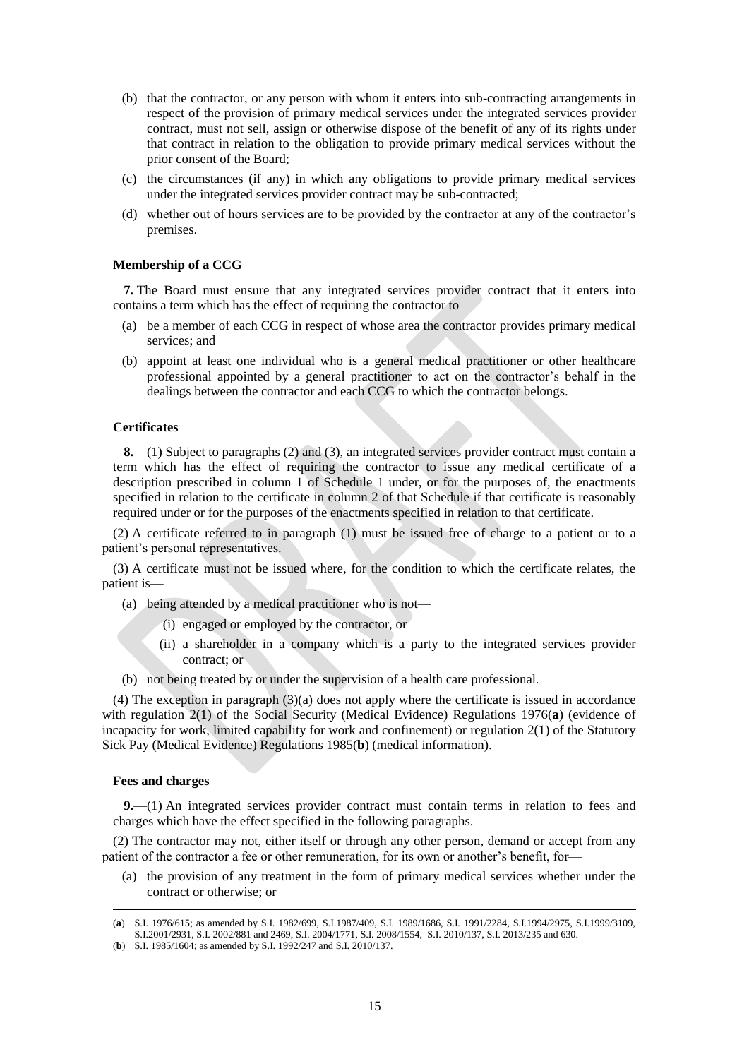(b) that the contractor, or any person with whom it enters into sub-contracting arrangements in respect of the provision of primary medical services under the integrated services provider contract, must not sell, assign or otherwise dispose of the benefit of any of its rights under that contract in relation to the obligation to provide primary medical services without the prior consent of the Board;

(c) the circumstances (if any) in which any obligations to provide primary medical services under the integrated services provider contract may be sub-contracted;

(d) whether out of hours services are to be provided by the contractor at any of the contractor's premises.

**Membership of a CCG**

**7.** The Board must ensure that any integrated services provider contract that it enters into contains a term which has the effect of requiring the contractor to—

(a) be a member of each CCG in respect of whose area the contractor provides primary medical services; and

(b) appoint at least one individual who is a general medical practitioner or other healthcare professional appointed by a general practitioner to act on the contractor's behalf in the dealings between the contractor and each CCG to which the contractor belongs.

**Certificates**

**8.**—(1) Subject to paragraphs (2) and (3), an integrated services provider contract must contain a term which has the effect of requiring the contractor to issue any medical certificate of a description prescribed in column 1 of Schedule 1 under, or for the purposes of, the enactments specified in relation to the certificate in column 2 of that Schedule if that certificate is reasonably required under or for the purposes of the enactments specified in relation to that certificate.

(2) A certificate referred to in paragraph (1) must be issued free of charge to a patient or to a patient's personal representatives.

(3) A certificate must not be issued where, for the condition to which the certificate relates, the patient is—

(a) being attended by a medical practitioner who is not—

(i) engaged or employed by the contractor, or

(ii) a shareholder in a company which is a party to the integrated services provider contract; or

(b) not being treated by or under the supervision of a health care professional.

(4) The exception in paragraph (3)(a) does not apply where the certificate is issued in accordance with regulation 2(1) of the Social Security (Medical Evidence) Regulations 1976(**a**) (evidence of incapacity for work, limited capability for work and confinement) or regulation 2(1) of the Statutory Sick Pay (Medical Evidence) Regulations 1985(**b**) (medical information).

**Fees and charges**

**9.**—(1) An integrated services provider contract must contain terms in relation to fees and charges which have the effect specified in the following paragraphs.

(2) The contractor may not, either itself or through any other person, demand or accept from any patient of the contractor a fee or other remuneration, for its own or another's benefit, for—

(a) the provision of any treatment in the form of primary medical services whether under the contract or otherwise; or

---

(**a**) S.I. 1976/615; as amended by S.I. 1982/699, S.I.1987/409, S.I. 1989/1686, S.I. 1991/2284, S.I.1994/2975, S.I.1999/3109, S.I.2001/2931, S.I. 2002/881 and 2469, S.I. 2004/1771, S.I. 2008/1554, S.I. 2010/137, S.I. 2013/235 and 630.

(**b**) S.I. 1985/1604; as amended by S.I. 1992/247 and S.I. 2010/137.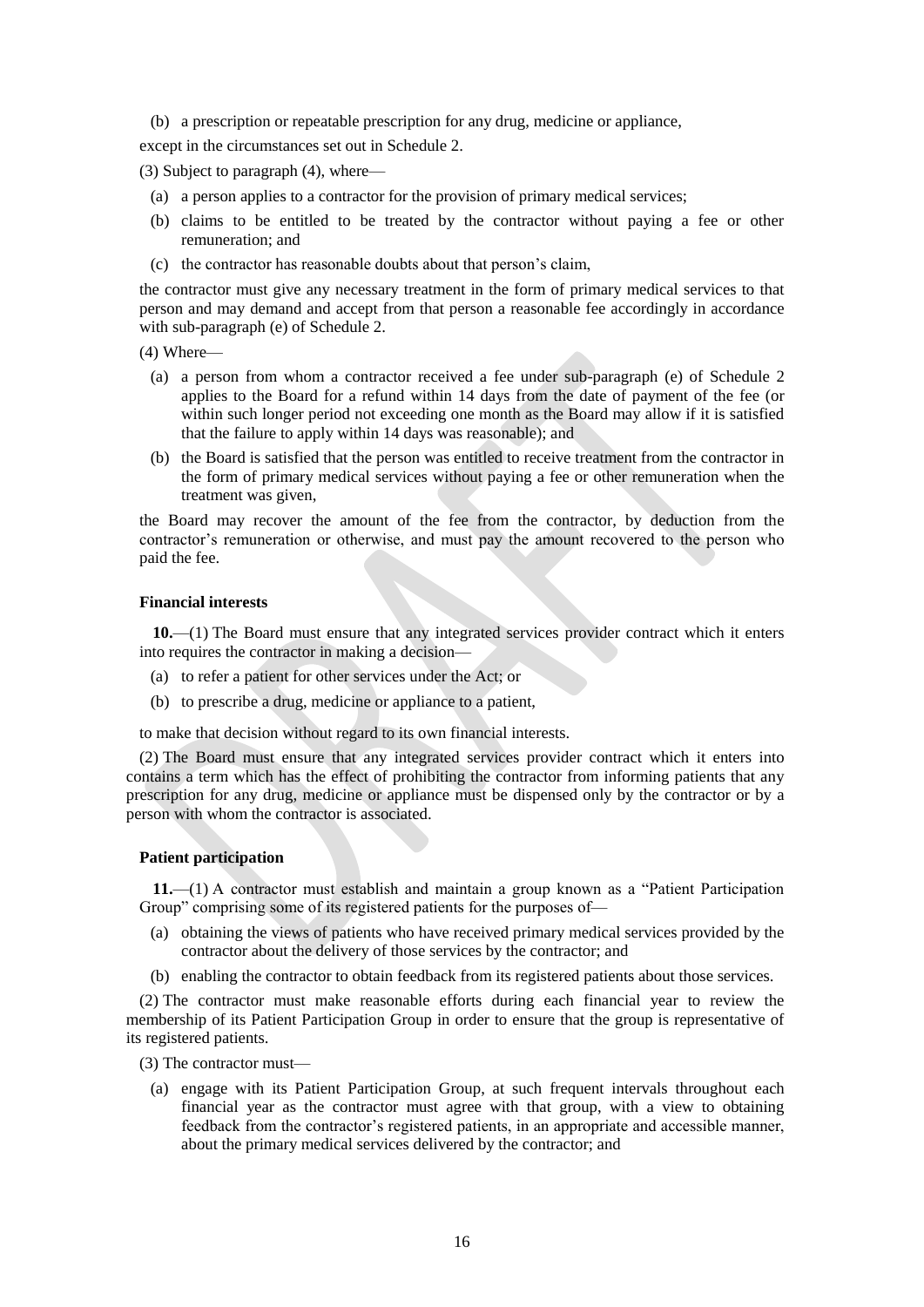(b) a prescription or repeatable prescription for any drug, medicine or appliance,

except in the circumstances set out in Schedule 2.

(3) Subject to paragraph (4), where—

(a) a person applies to a contractor for the provision of primary medical services;

(b) claims to be entitled to be treated by the contractor without paying a fee or other remuneration; and

(c) the contractor has reasonable doubts about that person's claim,

the contractor must give any necessary treatment in the form of primary medical services to that person and may demand and accept from that person a reasonable fee accordingly in accordance with sub-paragraph (e) of Schedule 2.

(4) Where—

(a) a person from whom a contractor received a fee under sub-paragraph (e) of Schedule 2 applies to the Board for a refund within 14 days from the date of payment of the fee (or within such longer period not exceeding one month as the Board may allow if it is satisfied that the failure to apply within 14 days was reasonable); and

(b) the Board is satisfied that the person was entitled to receive treatment from the contractor in the form of primary medical services without paying a fee or other remuneration when the treatment was given,

the Board may recover the amount of the fee from the contractor, by deduction from the contractor's remuneration or otherwise, and must pay the amount recovered to the person who paid the fee.

**Financial interests**

**10.**—(1) The Board must ensure that any integrated services provider contract which it enters into requires the contractor in making a decision—

(a) to refer a patient for other services under the Act; or

(b) to prescribe a drug, medicine or appliance to a patient,

to make that decision without regard to its own financial interests.

(2) The Board must ensure that any integrated services provider contract which it enters into contains a term which has the effect of prohibiting the contractor from informing patients that any prescription for any drug, medicine or appliance must be dispensed only by the contractor or by a person with whom the contractor is associated.

**Patient participation**

**11.**—(1) A contractor must establish and maintain a group known as a "Patient Participation Group" comprising some of its registered patients for the purposes of—

(a) obtaining the views of patients who have received primary medical services provided by the contractor about the delivery of those services by the contractor; and

(b) enabling the contractor to obtain feedback from its registered patients about those services.

(2) The contractor must make reasonable efforts during each financial year to review the membership of its Patient Participation Group in order to ensure that the group is representative of its registered patients.

(3) The contractor must—

(a) engage with its Patient Participation Group, at such frequent intervals throughout each financial year as the contractor must agree with that group, with a view to obtaining feedback from the contractor's registered patients, in an appropriate and accessible manner, about the primary medical services delivered by the contractor; and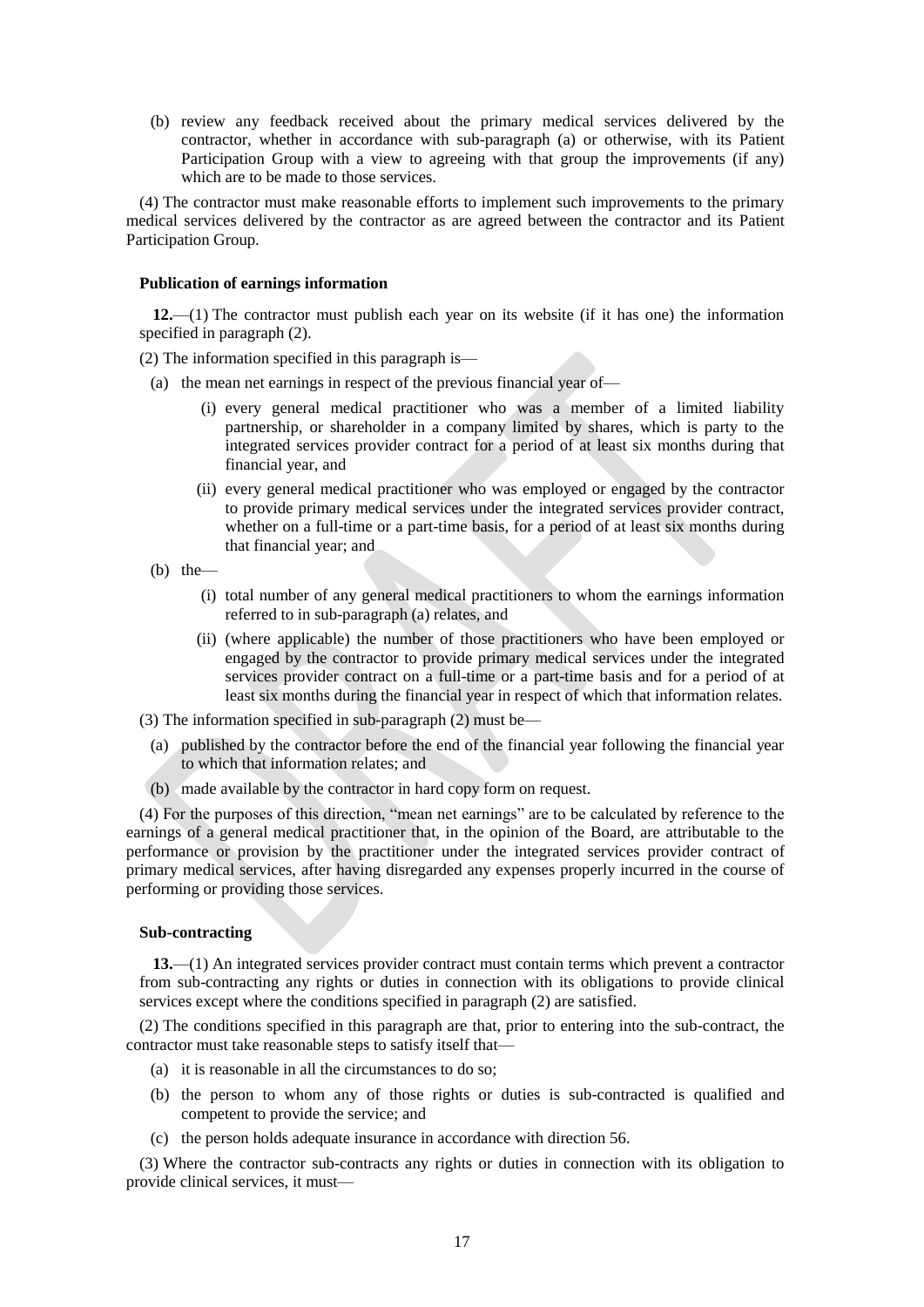(b) review any feedback received about the primary medical services delivered by the contractor, whether in accordance with sub-paragraph (a) or otherwise, with its Patient Participation Group with a view to agreeing with that group the improvements (if any) which are to be made to those services.

(4) The contractor must make reasonable efforts to implement such improvements to the primary medical services delivered by the contractor as are agreed between the contractor and its Patient Participation Group.

#### Publication of earnings information

**12.**—(1) The contractor must publish each year on its website (if it has one) the information specified in paragraph (2).

(2) The information specified in this paragraph is—

(a) the mean net earnings in respect of the previous financial year of—

(i) every general medical practitioner who was a member of a limited liability partnership, or shareholder in a company limited by shares, which is party to the integrated services provider contract for a period of at least six months during that financial year, and

(ii) every general medical practitioner who was employed or engaged by the contractor to provide primary medical services under the integrated services provider contract, whether on a full-time or a part-time basis, for a period of at least six months during that financial year; and

(b) the—

(i) total number of any general medical practitioners to whom the earnings information referred to in sub-paragraph (a) relates, and

(ii) (where applicable) the number of those practitioners who have been employed or engaged by the contractor to provide primary medical services under the integrated services provider contract on a full-time or a part-time basis and for a period of at least six months during the financial year in respect of which that information relates.

(3) The information specified in sub-paragraph (2) must be—

(a) published by the contractor before the end of the financial year following the financial year to which that information relates; and

(b) made available by the contractor in hard copy form on request.

(4) For the purposes of this direction, "mean net earnings" are to be calculated by reference to the earnings of a general medical practitioner that, in the opinion of the Board, are attributable to the performance or provision by the practitioner under the integrated services provider contract of primary medical services, after having disregarded any expenses properly incurred in the course of performing or providing those services.

#### Sub-contracting

**13.**—(1) An integrated services provider contract must contain terms which prevent a contractor from sub-contracting any rights or duties in connection with its obligations to provide clinical services except where the conditions specified in paragraph (2) are satisfied.

(2) The conditions specified in this paragraph are that, prior to entering into the sub-contract, the contractor must take reasonable steps to satisfy itself that—

(a) it is reasonable in all the circumstances to do so;

(b) the person to whom any of those rights or duties is sub-contracted is qualified and competent to provide the service; and

(c) the person holds adequate insurance in accordance with direction 56.

(3) Where the contractor sub-contracts any rights or duties in connection with its obligation to provide clinical services, it must—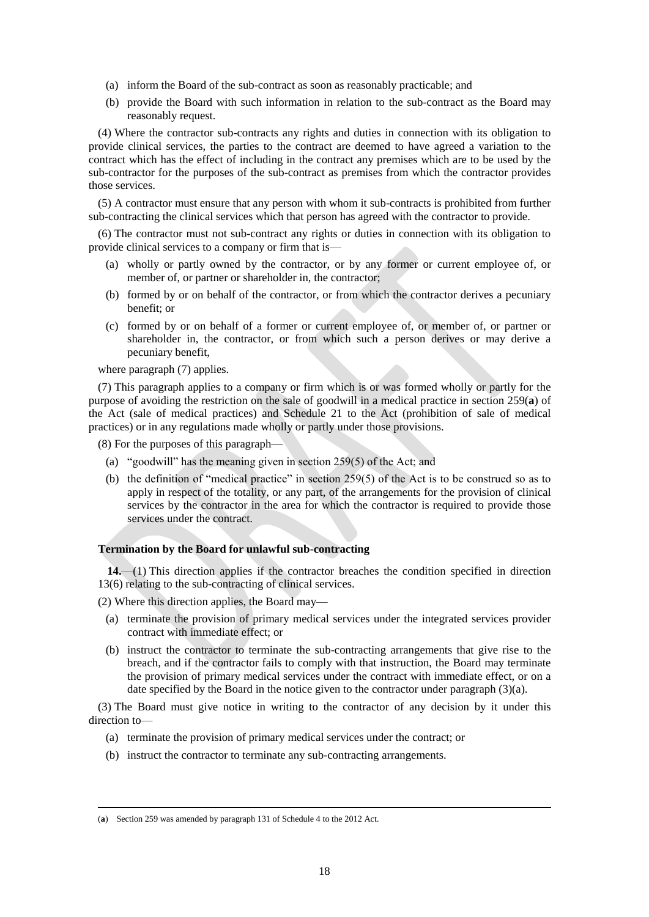(a) inform the Board of the sub-contract as soon as reasonably practicable; and

(b) provide the Board with such information in relation to the sub-contract as the Board may reasonably request.

(4) Where the contractor sub-contracts any rights and duties in connection with its obligation to provide clinical services, the parties to the contract are deemed to have agreed a variation to the contract which has the effect of including in the contract any premises which are to be used by the sub-contractor for the purposes of the sub-contract as premises from which the contractor provides those services.

(5) A contractor must ensure that any person with whom it sub-contracts is prohibited from further sub-contracting the clinical services which that person has agreed with the contractor to provide.

(6) The contractor must not sub-contract any rights or duties in connection with its obligation to provide clinical services to a company or firm that is—

(a) wholly or partly owned by the contractor, or by any former or current employee of, or member of, or partner or shareholder in, the contractor;

(b) formed by or on behalf of the contractor, or from which the contractor derives a pecuniary benefit; or

(c) formed by or on behalf of a former or current employee of, or member of, or partner or shareholder in, the contractor, or from which such a person derives or may derive a pecuniary benefit,

where paragraph (7) applies.

(7) This paragraph applies to a company or firm which is or was formed wholly or partly for the purpose of avoiding the restriction on the sale of goodwill in a medical practice in section 259(**a**) of the Act (sale of medical practices) and Schedule 21 to the Act (prohibition of sale of medical practices) or in any regulations made wholly or partly under those provisions.

(8) For the purposes of this paragraph—

(a) "goodwill" has the meaning given in section 259(5) of the Act; and

(b) the definition of "medical practice" in section 259(5) of the Act is to be construed so as to apply in respect of the totality, or any part, of the arrangements for the provision of clinical services by the contractor in the area for which the contractor is required to provide those services under the contract.

**Termination by the Board for unlawful sub-contracting**

**14.**—(1) This direction applies if the contractor breaches the condition specified in direction 13(6) relating to the sub-contracting of clinical services.

(2) Where this direction applies, the Board may—

(a) terminate the provision of primary medical services under the integrated services provider contract with immediate effect; or

(b) instruct the contractor to terminate the sub-contracting arrangements that give rise to the breach, and if the contractor fails to comply with that instruction, the Board may terminate the provision of primary medical services under the contract with immediate effect, or on a date specified by the Board in the notice given to the contractor under paragraph (3)(a).

(3) The Board must give notice in writing to the contractor of any decision by it under this direction to—

(a) terminate the provision of primary medical services under the contract; or

(b) instruct the contractor to terminate any sub-contracting arrangements.

---

(**a**) Section 259 was amended by paragraph 131 of Schedule 4 to the 2012 Act.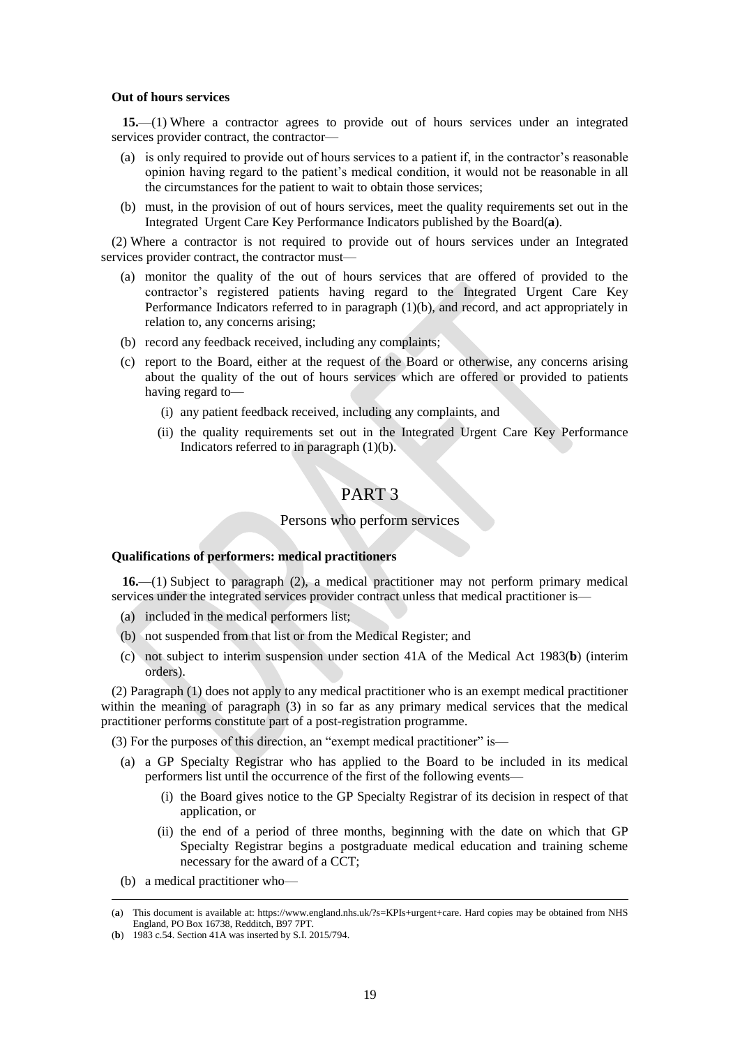**Out of hours services**

**15.**—(1) Where a contractor agrees to provide out of hours services under an integrated services provider contract, the contractor—

- (a) is only required to provide out of hours services to a patient if, in the contractor's reasonable opinion having regard to the patient's medical condition, it would not be reasonable in all the circumstances for the patient to wait to obtain those services;
- (b) must, in the provision of out of hours services, meet the quality requirements set out in the Integrated Urgent Care Key Performance Indicators published by the Board(**a**).

(2) Where a contractor is not required to provide out of hours services under an Integrated services provider contract, the contractor must—

- (a) monitor the quality of the out of hours services that are offered of provided to the contractor's registered patients having regard to the Integrated Urgent Care Key Performance Indicators referred to in paragraph (1)(b), and record, and act appropriately in relation to, any concerns arising;
- (b) record any feedback received, including any complaints;
- (c) report to the Board, either at the request of the Board or otherwise, any concerns arising about the quality of the out of hours services which are offered or provided to patients having regard to—
  - (i) any patient feedback received, including any complaints, and
  - (ii) the quality requirements set out in the Integrated Urgent Care Key Performance Indicators referred to in paragraph (1)(b).

# PART 3

## Persons who perform services

**Qualifications of performers: medical practitioners**

**16.**—(1) Subject to paragraph (2), a medical practitioner may not perform primary medical services under the integrated services provider contract unless that medical practitioner is—

- (a) included in the medical performers list;
- (b) not suspended from that list or from the Medical Register; and
- (c) not subject to interim suspension under section 41A of the Medical Act 1983(**b**) (interim orders).

(2) Paragraph (1) does not apply to any medical practitioner who is an exempt medical practitioner within the meaning of paragraph (3) in so far as any primary medical services that the medical practitioner performs constitute part of a post-registration programme.

(3) For the purposes of this direction, an "exempt medical practitioner" is—

- (a) a GP Specialty Registrar who has applied to the Board to be included in its medical performers list until the occurrence of the first of the following events—
  - (i) the Board gives notice to the GP Specialty Registrar of its decision in respect of that application, or
  - (ii) the end of a period of three months, beginning with the date on which that GP Specialty Registrar begins a postgraduate medical education and training scheme necessary for the award of a CCT;
- (b) a medical practitioner who—

---

(**a**) This document is available at: https://www.england.nhs.uk/?s=KPIs+urgent+care. Hard copies may be obtained from NHS England, PO Box 16738, Redditch, B97 7PT.

(**b**) 1983 c.54. Section 41A was inserted by S.I. 2015/794.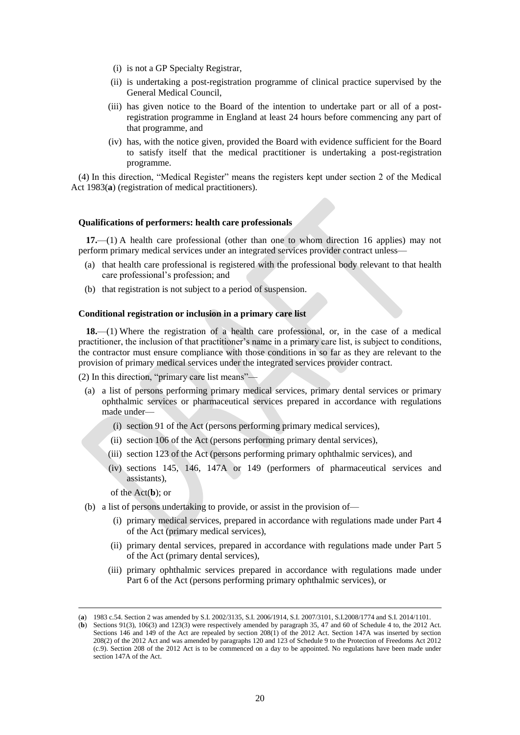(i) is not a GP Specialty Registrar,

(ii) is undertaking a post-registration programme of clinical practice supervised by the General Medical Council,

(iii) has given notice to the Board of the intention to undertake part or all of a post-registration programme in England at least 24 hours before commencing any part of that programme, and

(iv) has, with the notice given, provided the Board with evidence sufficient for the Board to satisfy itself that the medical practitioner is undertaking a post-registration programme.

(4) In this direction, "Medical Register" means the registers kept under section 2 of the Medical Act 1983(**a**) (registration of medical practitioners).

#### Qualifications of performers: health care professionals

**17.**—(1) A health care professional (other than one to whom direction 16 applies) may not perform primary medical services under an integrated services provider contract unless—

(a) that health care professional is registered with the professional body relevant to that health care professional's profession; and

(b) that registration is not subject to a period of suspension.

#### Conditional registration or inclusion in a primary care list

**18.**—(1) Where the registration of a health care professional, or, in the case of a medical practitioner, the inclusion of that practitioner's name in a primary care list, is subject to conditions, the contractor must ensure compliance with those conditions in so far as they are relevant to the provision of primary medical services under the integrated services provider contract.

(2) In this direction, "primary care list means"—

(a) a list of persons performing primary medical services, primary dental services or primary ophthalmic services or pharmaceutical services prepared in accordance with regulations made under—

(i) section 91 of the Act (persons performing primary medical services),

(ii) section 106 of the Act (persons performing primary dental services),

(iii) section 123 of the Act (persons performing primary ophthalmic services), and

(iv) sections 145, 146, 147A or 149 (performers of pharmaceutical services and assistants),

of the Act(**b**); or

(b) a list of persons undertaking to provide, or assist in the provision of—

(i) primary medical services, prepared in accordance with regulations made under Part 4 of the Act (primary medical services),

(ii) primary dental services, prepared in accordance with regulations made under Part 5 of the Act (primary dental services),

(iii) primary ophthalmic services prepared in accordance with regulations made under Part 6 of the Act (persons performing primary ophthalmic services), or

---

(**a**) 1983 c.54. Section 2 was amended by S.I. 2002/3135, S.I. 2006/1914, S.I. 2007/3101, S.I.2008/1774 and S.I. 2014/1101.

(**b**) Sections 91(3), 106(3) and 123(3) were respectively amended by paragraph 35, 47 and 60 of Schedule 4 to, the 2012 Act. Sections 146 and 149 of the Act are repealed by section 208(1) of the 2012 Act. Section 147A was inserted by section 208(2) of the 2012 Act and was amended by paragraphs 120 and 123 of Schedule 9 to the Protection of Freedoms Act 2012 (c.9). Section 208 of the 2012 Act is to be commenced on a day to be appointed. No regulations have been made under section 147A of the Act.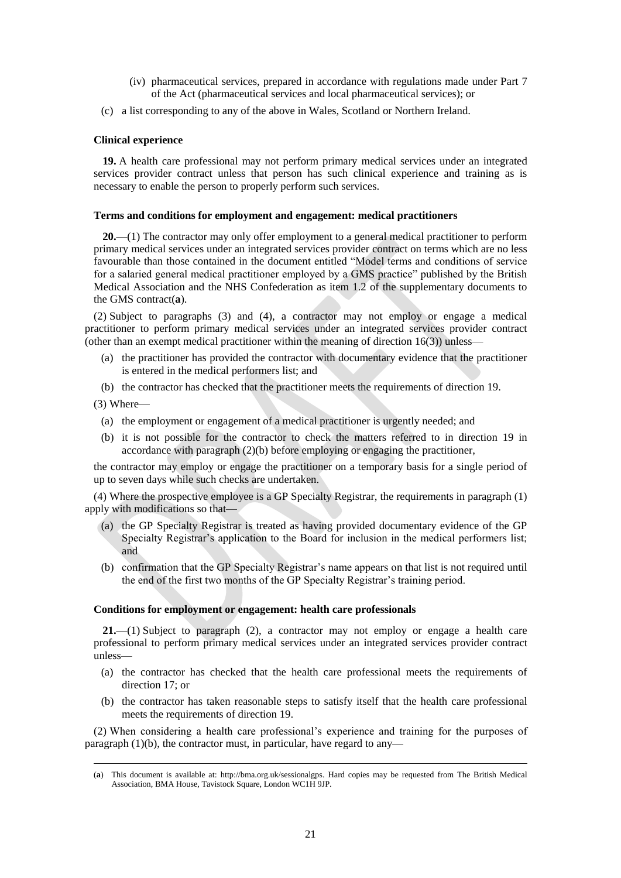(iv) pharmaceutical services, prepared in accordance with regulations made under Part 7 of the Act (pharmaceutical services and local pharmaceutical services); or

(c) a list corresponding to any of the above in Wales, Scotland or Northern Ireland.

**Clinical experience**

**19.** A health care professional may not perform primary medical services under an integrated services provider contract unless that person has such clinical experience and training as is necessary to enable the person to properly perform such services.

**Terms and conditions for employment and engagement: medical practitioners**

**20.**—(1) The contractor may only offer employment to a general medical practitioner to perform primary medical services under an integrated services provider contract on terms which are no less favourable than those contained in the document entitled "Model terms and conditions of service for a salaried general medical practitioner employed by a GMS practice" published by the British Medical Association and the NHS Confederation as item 1.2 of the supplementary documents to the GMS contract(**a**).

(2) Subject to paragraphs (3) and (4), a contractor may not employ or engage a medical practitioner to perform primary medical services under an integrated services provider contract (other than an exempt medical practitioner within the meaning of direction 16(3)) unless—

(a) the practitioner has provided the contractor with documentary evidence that the practitioner is entered in the medical performers list; and

(b) the contractor has checked that the practitioner meets the requirements of direction 19.

(3) Where—

(a) the employment or engagement of a medical practitioner is urgently needed; and

(b) it is not possible for the contractor to check the matters referred to in direction 19 in accordance with paragraph (2)(b) before employing or engaging the practitioner,

the contractor may employ or engage the practitioner on a temporary basis for a single period of up to seven days while such checks are undertaken.

(4) Where the prospective employee is a GP Specialty Registrar, the requirements in paragraph (1) apply with modifications so that—

(a) the GP Specialty Registrar is treated as having provided documentary evidence of the GP Specialty Registrar's application to the Board for inclusion in the medical performers list; and

(b) confirmation that the GP Specialty Registrar's name appears on that list is not required until the end of the first two months of the GP Specialty Registrar's training period.

**Conditions for employment or engagement: health care professionals**

**21.**—(1) Subject to paragraph (2), a contractor may not employ or engage a health care professional to perform primary medical services under an integrated services provider contract unless—

(a) the contractor has checked that the health care professional meets the requirements of direction 17; or

(b) the contractor has taken reasonable steps to satisfy itself that the health care professional meets the requirements of direction 19.

(2) When considering a health care professional's experience and training for the purposes of paragraph (1)(b), the contractor must, in particular, have regard to any—

---

(**a**) This document is available at: http://bma.org.uk/sessionalgps. Hard copies may be requested from The British Medical Association, BMA House, Tavistock Square, London WC1H 9JP.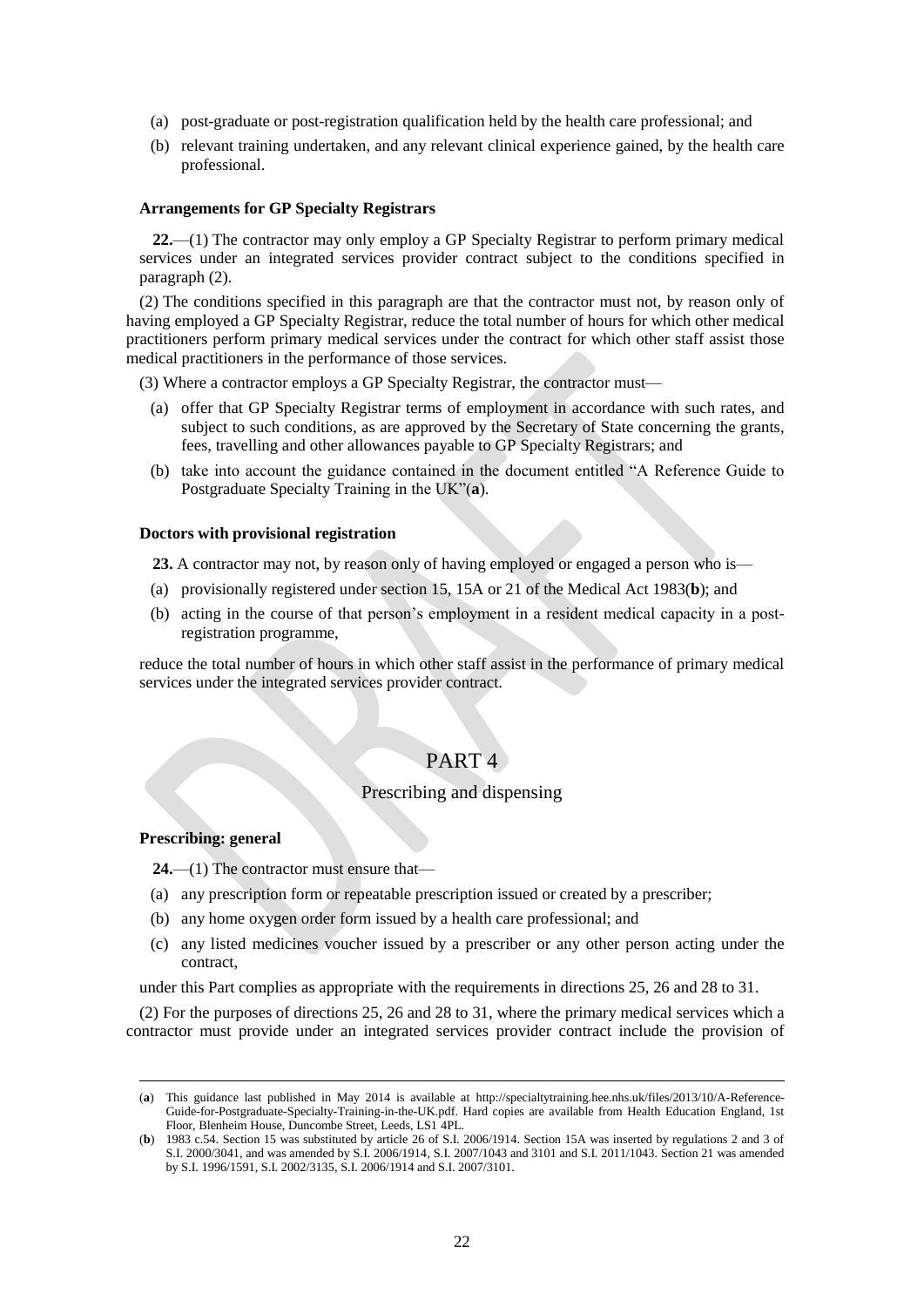(a) post-graduate or post-registration qualification held by the health care professional; and

(b) relevant training undertaken, and any relevant clinical experience gained, by the health care professional.

**Arrangements for GP Specialty Registrars**

**22.**—(1) The contractor may only employ a GP Specialty Registrar to perform primary medical services under an integrated services provider contract subject to the conditions specified in paragraph (2).

(2) The conditions specified in this paragraph are that the contractor must not, by reason only of having employed a GP Specialty Registrar, reduce the total number of hours for which other medical practitioners perform primary medical services under the contract for which other staff assist those medical practitioners in the performance of those services.

(3) Where a contractor employs a GP Specialty Registrar, the contractor must—

(a) offer that GP Specialty Registrar terms of employment in accordance with such rates, and subject to such conditions, as are approved by the Secretary of State concerning the grants, fees, travelling and other allowances payable to GP Specialty Registrars; and

(b) take into account the guidance contained in the document entitled "A Reference Guide to Postgraduate Specialty Training in the UK"(**a**).

**Doctors with provisional registration**

**23.** A contractor may not, by reason only of having employed or engaged a person who is—

(a) provisionally registered under section 15, 15A or 21 of the Medical Act 1983(**b**); and

(b) acting in the course of that person's employment in a resident medical capacity in a post-registration programme,

reduce the total number of hours in which other staff assist in the performance of primary medical services under the integrated services provider contract.

# PART 4

## Prescribing and dispensing

**Prescribing: general**

**24.**—(1) The contractor must ensure that—

(a) any prescription form or repeatable prescription issued or created by a prescriber;

(b) any home oxygen order form issued by a health care professional; and

(c) any listed medicines voucher issued by a prescriber or any other person acting under the contract,

under this Part complies as appropriate with the requirements in directions 25, 26 and 28 to 31.

(2) For the purposes of directions 25, 26 and 28 to 31, where the primary medical services which a contractor must provide under an integrated services provider contract include the provision of

---

(**a**) This guidance last published in May 2014 is available at http://specialtytraining.hee.nhs.uk/files/2013/10/A-Reference-Guide-for-Postgraduate-Specialty-Training-in-the-UK.pdf. Hard copies are available from Health Education England, 1st Floor, Blenheim House, Duncombe Street, Leeds, LS1 4PL.

(**b**) 1983 c.54. Section 15 was substituted by article 26 of S.I. 2006/1914. Section 15A was inserted by regulations 2 and 3 of S.I. 2000/3041, and was amended by S.I. 2006/1914, S.I. 2007/1043 and 3101 and S.I. 2011/1043. Section 21 was amended by S.I. 1996/1591, S.I. 2002/3135, S.I. 2006/1914 and S.I. 2007/3101.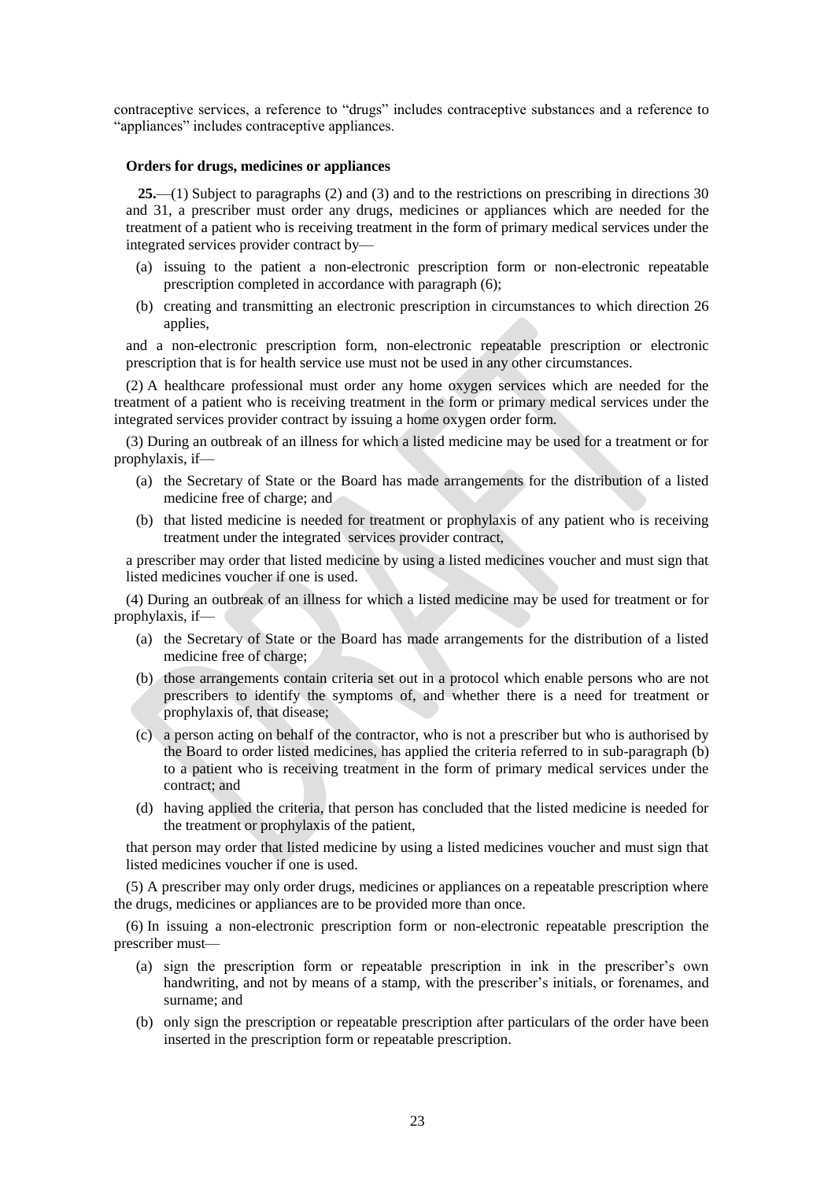contraceptive services, a reference to "drugs" includes contraceptive substances and a reference to "appliances" includes contraceptive appliances.

**Orders for drugs, medicines or appliances**

**25.**—(1) Subject to paragraphs (2) and (3) and to the restrictions on prescribing in directions 30 and 31, a prescriber must order any drugs, medicines or appliances which are needed for the treatment of a patient who is receiving treatment in the form of primary medical services under the integrated services provider contract by—

(a) issuing to the patient a non-electronic prescription form or non-electronic repeatable prescription completed in accordance with paragraph (6);

(b) creating and transmitting an electronic prescription in circumstances to which direction 26 applies,

and a non-electronic prescription form, non-electronic repeatable prescription or electronic prescription that is for health service use must not be used in any other circumstances.

(2) A healthcare professional must order any home oxygen services which are needed for the treatment of a patient who is receiving treatment in the form or primary medical services under the integrated services provider contract by issuing a home oxygen order form.

(3) During an outbreak of an illness for which a listed medicine may be used for a treatment or for prophylaxis, if—

(a) the Secretary of State or the Board has made arrangements for the distribution of a listed medicine free of charge; and

(b) that listed medicine is needed for treatment or prophylaxis of any patient who is receiving treatment under the integrated services provider contract,

a prescriber may order that listed medicine by using a listed medicines voucher and must sign that listed medicines voucher if one is used.

(4) During an outbreak of an illness for which a listed medicine may be used for treatment or for prophylaxis, if—

(a) the Secretary of State or the Board has made arrangements for the distribution of a listed medicine free of charge;

(b) those arrangements contain criteria set out in a protocol which enable persons who are not prescribers to identify the symptoms of, and whether there is a need for treatment or prophylaxis of, that disease;

(c) a person acting on behalf of the contractor, who is not a prescriber but who is authorised by the Board to order listed medicines, has applied the criteria referred to in sub-paragraph (b) to a patient who is receiving treatment in the form of primary medical services under the contract; and

(d) having applied the criteria, that person has concluded that the listed medicine is needed for the treatment or prophylaxis of the patient,

that person may order that listed medicine by using a listed medicines voucher and must sign that listed medicines voucher if one is used.

(5) A prescriber may only order drugs, medicines or appliances on a repeatable prescription where the drugs, medicines or appliances are to be provided more than once.

(6) In issuing a non-electronic prescription form or non-electronic repeatable prescription the prescriber must—

(a) sign the prescription form or repeatable prescription in ink in the prescriber's own handwriting, and not by means of a stamp, with the prescriber's initials, or forenames, and surname; and

(b) only sign the prescription or repeatable prescription after particulars of the order have been inserted in the prescription form or repeatable prescription.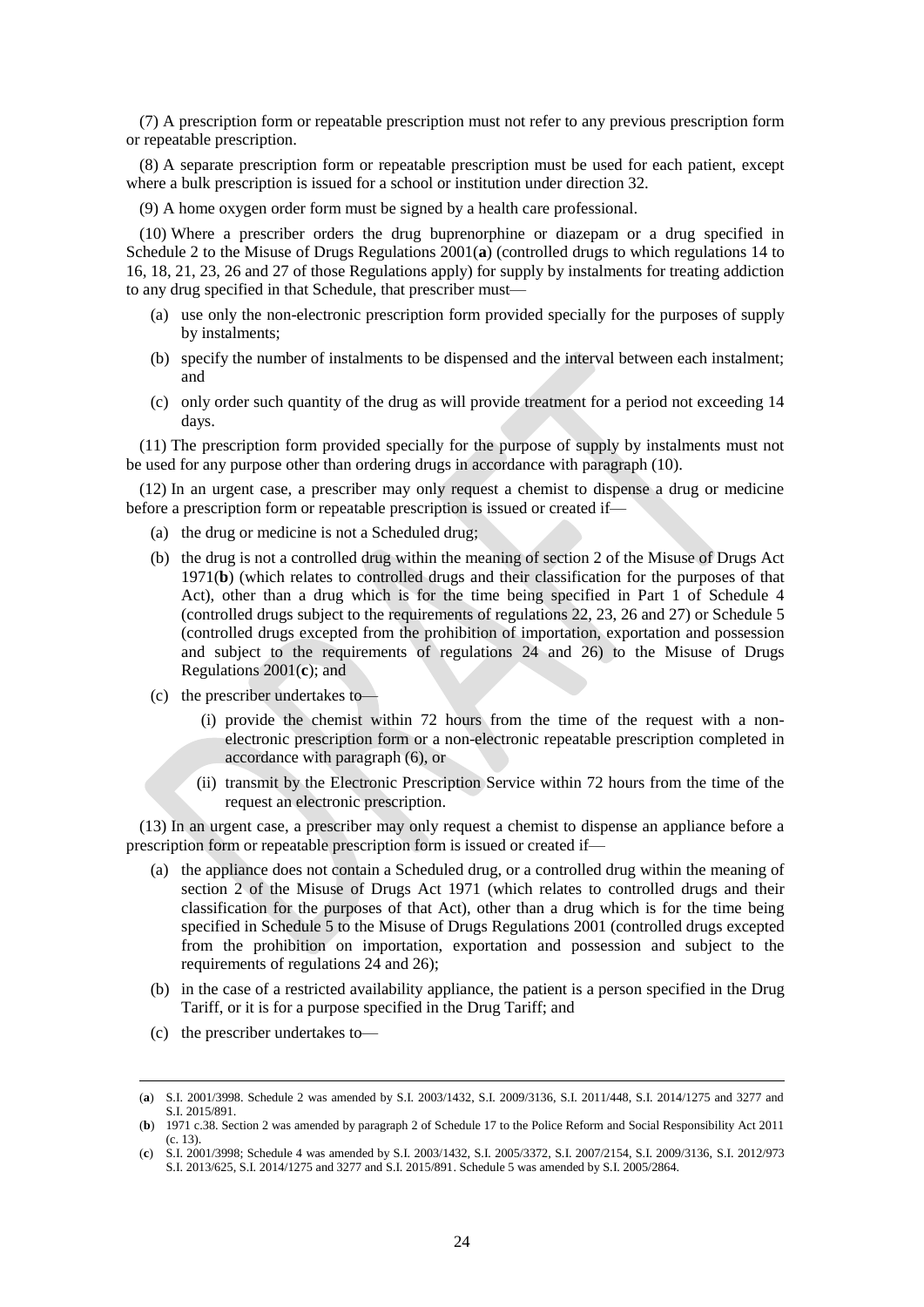(7) A prescription form or repeatable prescription must not refer to any previous prescription form or repeatable prescription.

(8) A separate prescription form or repeatable prescription must be used for each patient, except where a bulk prescription is issued for a school or institution under direction 32.

(9) A home oxygen order form must be signed by a health care professional.

(10) Where a prescriber orders the drug buprenorphine or diazepam or a drug specified in Schedule 2 to the Misuse of Drugs Regulations 2001(**a**) (controlled drugs to which regulations 14 to 16, 18, 21, 23, 26 and 27 of those Regulations apply) for supply by instalments for treating addiction to any drug specified in that Schedule, that prescriber must—

- (a) use only the non-electronic prescription form provided specially for the purposes of supply by instalments;
- (b) specify the number of instalments to be dispensed and the interval between each instalment; and
- (c) only order such quantity of the drug as will provide treatment for a period not exceeding 14 days.

(11) The prescription form provided specially for the purpose of supply by instalments must not be used for any purpose other than ordering drugs in accordance with paragraph (10).

(12) In an urgent case, a prescriber may only request a chemist to dispense a drug or medicine before a prescription form or repeatable prescription is issued or created if—

- (a) the drug or medicine is not a Scheduled drug;
- (b) the drug is not a controlled drug within the meaning of section 2 of the Misuse of Drugs Act 1971(**b**) (which relates to controlled drugs and their classification for the purposes of that Act), other than a drug which is for the time being specified in Part 1 of Schedule 4 (controlled drugs subject to the requirements of regulations 22, 23, 26 and 27) or Schedule 5 (controlled drugs excepted from the prohibition of importation, exportation and possession and subject to the requirements of regulations 24 and 26) to the Misuse of Drugs Regulations 2001(**c**); and
- (c) the prescriber undertakes to—
  - (i) provide the chemist within 72 hours from the time of the request with a non-electronic prescription form or a non-electronic repeatable prescription completed in accordance with paragraph (6), or
  - (ii) transmit by the Electronic Prescription Service within 72 hours from the time of the request an electronic prescription.

(13) In an urgent case, a prescriber may only request a chemist to dispense an appliance before a prescription form or repeatable prescription form is issued or created if—

- (a) the appliance does not contain a Scheduled drug, or a controlled drug within the meaning of section 2 of the Misuse of Drugs Act 1971 (which relates to controlled drugs and their classification for the purposes of that Act), other than a drug which is for the time being specified in Schedule 5 to the Misuse of Drugs Regulations 2001 (controlled drugs excepted from the prohibition on importation, exportation and possession and subject to the requirements of regulations 24 and 26);
- (b) in the case of a restricted availability appliance, the patient is a person specified in the Drug Tariff, or it is for a purpose specified in the Drug Tariff; and
- (c) the prescriber undertakes to—

---

(**a**) S.I. 2001/3998. Schedule 2 was amended by S.I. 2003/1432, S.I. 2009/3136, S.I. 2011/448, S.I. 2014/1275 and 3277 and S.I. 2015/891.

(**b**) 1971 c.38. Section 2 was amended by paragraph 2 of Schedule 17 to the Police Reform and Social Responsibility Act 2011 (c. 13).

(**c**) S.I. 2001/3998; Schedule 4 was amended by S.I. 2003/1432, S.I. 2005/3372, S.I. 2007/2154, S.I. 2009/3136, S.I. 2012/973 S.I. 2013/625, S.I. 2014/1275 and 3277 and S.I. 2015/891. Schedule 5 was amended by S.I. 2005/2864.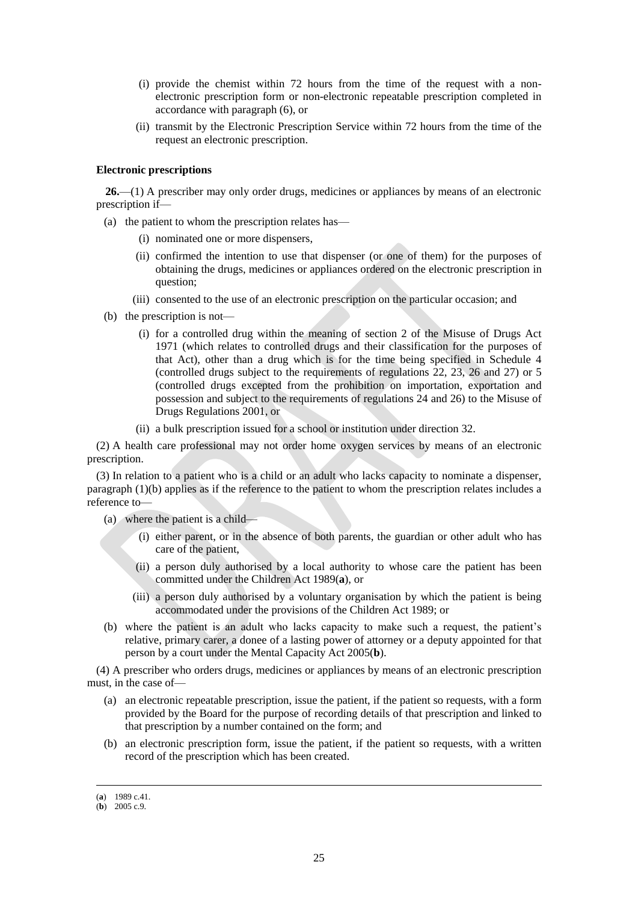(i) provide the chemist within 72 hours from the time of the request with a non-electronic prescription form or non-electronic repeatable prescription completed in accordance with paragraph (6), or

(ii) transmit by the Electronic Prescription Service within 72 hours from the time of the request an electronic prescription.

**Electronic prescriptions**

**26.**—(1) A prescriber may only order drugs, medicines or appliances by means of an electronic prescription if—

(a) the patient to whom the prescription relates has—

(i) nominated one or more dispensers,

(ii) confirmed the intention to use that dispenser (or one of them) for the purposes of obtaining the drugs, medicines or appliances ordered on the electronic prescription in question;

(iii) consented to the use of an electronic prescription on the particular occasion; and

(b) the prescription is not—

(i) for a controlled drug within the meaning of section 2 of the Misuse of Drugs Act 1971 (which relates to controlled drugs and their classification for the purposes of that Act), other than a drug which is for the time being specified in Schedule 4 (controlled drugs subject to the requirements of regulations 22, 23, 26 and 27) or 5 (controlled drugs excepted from the prohibition on importation, exportation and possession and subject to the requirements of regulations 24 and 26) to the Misuse of Drugs Regulations 2001, or

(ii) a bulk prescription issued for a school or institution under direction 32.

(2) A health care professional may not order home oxygen services by means of an electronic prescription.

(3) In relation to a patient who is a child or an adult who lacks capacity to nominate a dispenser, paragraph (1)(b) applies as if the reference to the patient to whom the prescription relates includes a reference to—

(a) where the patient is a child—

(i) either parent, or in the absence of both parents, the guardian or other adult who has care of the patient,

(ii) a person duly authorised by a local authority to whose care the patient has been committed under the Children Act 1989(**a**), or

(iii) a person duly authorised by a voluntary organisation by which the patient is being accommodated under the provisions of the Children Act 1989; or

(b) where the patient is an adult who lacks capacity to make such a request, the patient's relative, primary carer, a donee of a lasting power of attorney or a deputy appointed for that person by a court under the Mental Capacity Act 2005(**b**).

(4) A prescriber who orders drugs, medicines or appliances by means of an electronic prescription must, in the case of—

(a) an electronic repeatable prescription, issue the patient, if the patient so requests, with a form provided by the Board for the purpose of recording details of that prescription and linked to that prescription by a number contained on the form; and

(b) an electronic prescription form, issue the patient, if the patient so requests, with a written record of the prescription which has been created.

---

(**a**) 1989 c.41.
(**b**) 2005 c.9.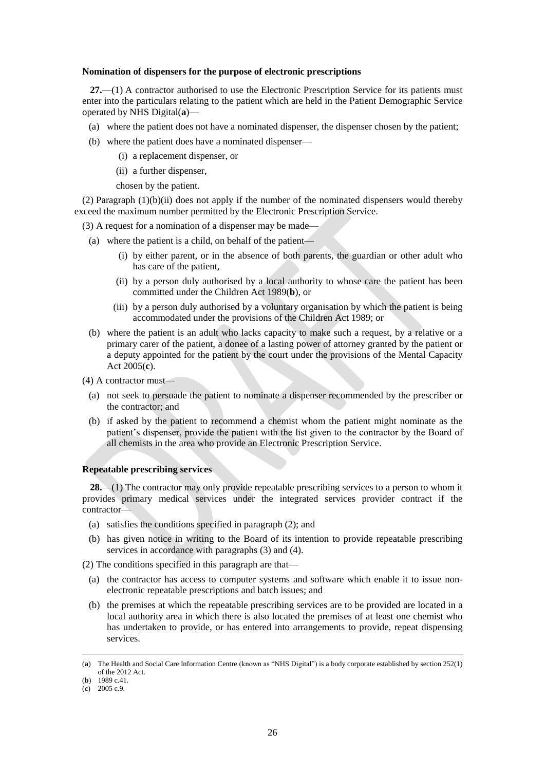### Nomination of dispensers for the purpose of electronic prescriptions

**27.**—(1) A contractor authorised to use the Electronic Prescription Service for its patients must enter into the particulars relating to the patient which are held in the Patient Demographic Service operated by NHS Digital(**a**)—

(a) where the patient does not have a nominated dispenser, the dispenser chosen by the patient;

(b) where the patient does have a nominated dispenser—

(i) a replacement dispenser, or

(ii) a further dispenser,

chosen by the patient.

(2) Paragraph (1)(b)(ii) does not apply if the number of the nominated dispensers would thereby exceed the maximum number permitted by the Electronic Prescription Service.

(3) A request for a nomination of a dispenser may be made—

(a) where the patient is a child, on behalf of the patient—

(i) by either parent, or in the absence of both parents, the guardian or other adult who has care of the patient,

(ii) by a person duly authorised by a local authority to whose care the patient has been committed under the Children Act 1989(**b**), or

(iii) by a person duly authorised by a voluntary organisation by which the patient is being accommodated under the provisions of the Children Act 1989; or

(b) where the patient is an adult who lacks capacity to make such a request, by a relative or a primary carer of the patient, a donee of a lasting power of attorney granted by the patient or a deputy appointed for the patient by the court under the provisions of the Mental Capacity Act 2005(**c**).

(4) A contractor must—

(a) not seek to persuade the patient to nominate a dispenser recommended by the prescriber or the contractor; and

(b) if asked by the patient to recommend a chemist whom the patient might nominate as the patient's dispenser, provide the patient with the list given to the contractor by the Board of all chemists in the area who provide an Electronic Prescription Service.

### Repeatable prescribing services

**28.**—(1) The contractor may only provide repeatable prescribing services to a person to whom it provides primary medical services under the integrated services provider contract if the contractor—

(a) satisfies the conditions specified in paragraph (2); and

(b) has given notice in writing to the Board of its intention to provide repeatable prescribing services in accordance with paragraphs (3) and (4).

(2) The conditions specified in this paragraph are that—

(a) the contractor has access to computer systems and software which enable it to issue non-electronic repeatable prescriptions and batch issues; and

(b) the premises at which the repeatable prescribing services are to be provided are located in a local authority area in which there is also located the premises of at least one chemist who has undertaken to provide, or has entered into arrangements to provide, repeat dispensing services.

---

(**a**) The Health and Social Care Information Centre (known as "NHS Digital") is a body corporate established by section 252(1) of the 2012 Act.

(**b**) 1989 c.41.

(**c**) 2005 c.9.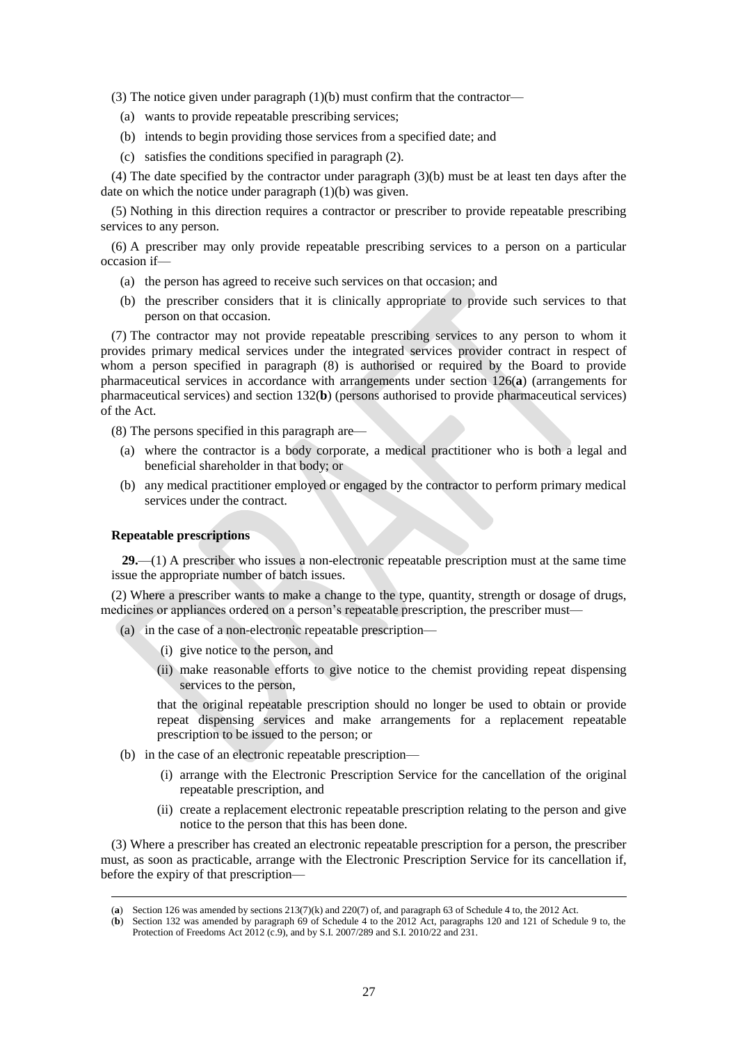(3) The notice given under paragraph (1)(b) must confirm that the contractor—

(a) wants to provide repeatable prescribing services;

(b) intends to begin providing those services from a specified date; and

(c) satisfies the conditions specified in paragraph (2).

(4) The date specified by the contractor under paragraph (3)(b) must be at least ten days after the date on which the notice under paragraph (1)(b) was given.

(5) Nothing in this direction requires a contractor or prescriber to provide repeatable prescribing services to any person.

(6) A prescriber may only provide repeatable prescribing services to a person on a particular occasion if—

(a) the person has agreed to receive such services on that occasion; and

(b) the prescriber considers that it is clinically appropriate to provide such services to that person on that occasion.

(7) The contractor may not provide repeatable prescribing services to any person to whom it provides primary medical services under the integrated services provider contract in respect of whom a person specified in paragraph (8) is authorised or required by the Board to provide pharmaceutical services in accordance with arrangements under section 126(**a**) (arrangements for pharmaceutical services) and section 132(**b**) (persons authorised to provide pharmaceutical services) of the Act.

(8) The persons specified in this paragraph are—

(a) where the contractor is a body corporate, a medical practitioner who is both a legal and beneficial shareholder in that body; or

(b) any medical practitioner employed or engaged by the contractor to perform primary medical services under the contract.

**Repeatable prescriptions**

**29.**—(1) A prescriber who issues a non-electronic repeatable prescription must at the same time issue the appropriate number of batch issues.

(2) Where a prescriber wants to make a change to the type, quantity, strength or dosage of drugs, medicines or appliances ordered on a person's repeatable prescription, the prescriber must—

(a) in the case of a non-electronic repeatable prescription—

(i) give notice to the person, and

(ii) make reasonable efforts to give notice to the chemist providing repeat dispensing services to the person,

that the original repeatable prescription should no longer be used to obtain or provide repeat dispensing services and make arrangements for a replacement repeatable prescription to be issued to the person; or

(b) in the case of an electronic repeatable prescription—

(i) arrange with the Electronic Prescription Service for the cancellation of the original repeatable prescription, and

(ii) create a replacement electronic repeatable prescription relating to the person and give notice to the person that this has been done.

(3) Where a prescriber has created an electronic repeatable prescription for a person, the prescriber must, as soon as practicable, arrange with the Electronic Prescription Service for its cancellation if, before the expiry of that prescription—

---

(**a**) Section 126 was amended by sections 213(7)(k) and 220(7) of, and paragraph 63 of Schedule 4 to, the 2012 Act.

(**b**) Section 132 was amended by paragraph 69 of Schedule 4 to the 2012 Act, paragraphs 120 and 121 of Schedule 9 to, the Protection of Freedoms Act 2012 (c.9), and by S.I. 2007/289 and S.I. 2010/22 and 231.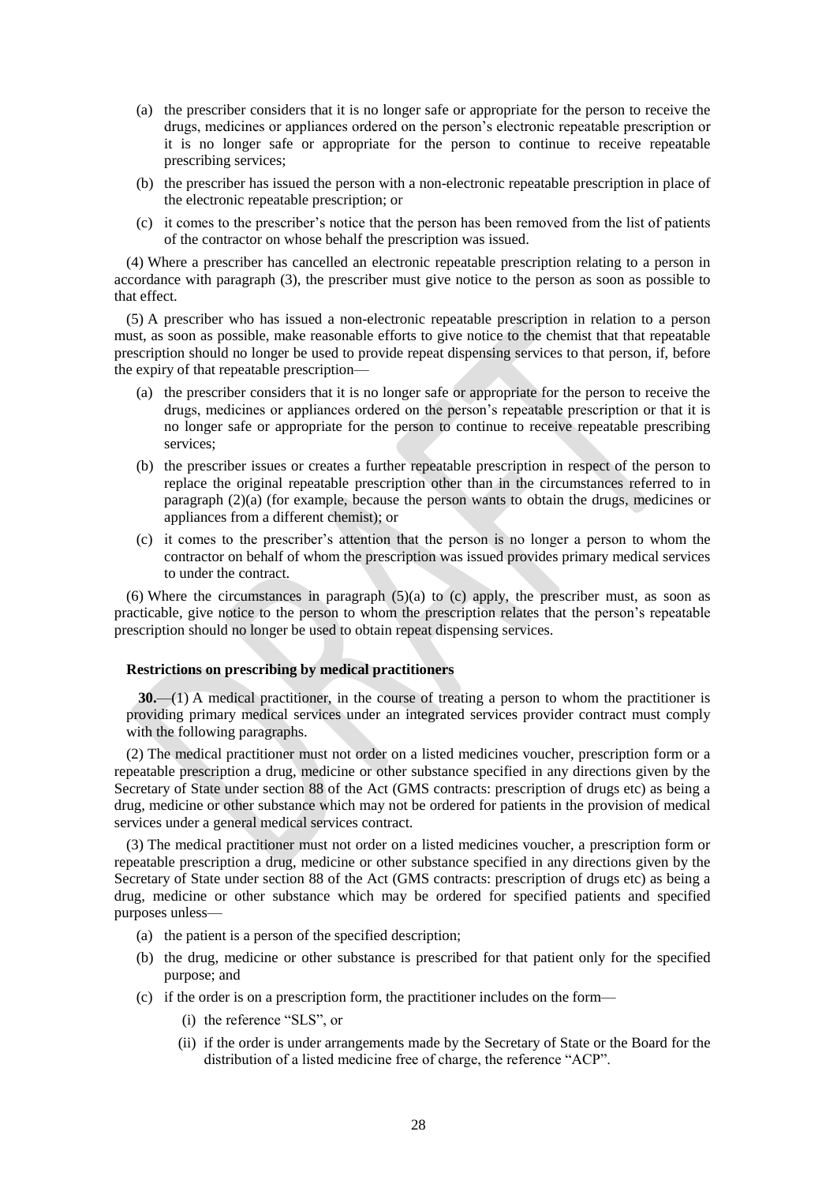(a) the prescriber considers that it is no longer safe or appropriate for the person to receive the drugs, medicines or appliances ordered on the person's electronic repeatable prescription or it is no longer safe or appropriate for the person to continue to receive repeatable prescribing services;

(b) the prescriber has issued the person with a non-electronic repeatable prescription in place of the electronic repeatable prescription; or

(c) it comes to the prescriber's notice that the person has been removed from the list of patients of the contractor on whose behalf the prescription was issued.

(4) Where a prescriber has cancelled an electronic repeatable prescription relating to a person in accordance with paragraph (3), the prescriber must give notice to the person as soon as possible to that effect.

(5) A prescriber who has issued a non-electronic repeatable prescription in relation to a person must, as soon as possible, make reasonable efforts to give notice to the chemist that that repeatable prescription should no longer be used to provide repeat dispensing services to that person, if, before the expiry of that repeatable prescription—

(a) the prescriber considers that it is no longer safe or appropriate for the person to receive the drugs, medicines or appliances ordered on the person's repeatable prescription or that it is no longer safe or appropriate for the person to continue to receive repeatable prescribing services;

(b) the prescriber issues or creates a further repeatable prescription in respect of the person to replace the original repeatable prescription other than in the circumstances referred to in paragraph (2)(a) (for example, because the person wants to obtain the drugs, medicines or appliances from a different chemist); or

(c) it comes to the prescriber's attention that the person is no longer a person to whom the contractor on behalf of whom the prescription was issued provides primary medical services to under the contract.

(6) Where the circumstances in paragraph (5)(a) to (c) apply, the prescriber must, as soon as practicable, give notice to the person to whom the prescription relates that the person's repeatable prescription should no longer be used to obtain repeat dispensing services.

**Restrictions on prescribing by medical practitioners**

**30.**—(1) A medical practitioner, in the course of treating a person to whom the practitioner is providing primary medical services under an integrated services provider contract must comply with the following paragraphs.

(2) The medical practitioner must not order on a listed medicines voucher, prescription form or a repeatable prescription a drug, medicine or other substance specified in any directions given by the Secretary of State under section 88 of the Act (GMS contracts: prescription of drugs etc) as being a drug, medicine or other substance which may not be ordered for patients in the provision of medical services under a general medical services contract.

(3) The medical practitioner must not order on a listed medicines voucher, a prescription form or repeatable prescription a drug, medicine or other substance specified in any directions given by the Secretary of State under section 88 of the Act (GMS contracts: prescription of drugs etc) as being a drug, medicine or other substance which may be ordered for specified patients and specified purposes unless—

(a) the patient is a person of the specified description;

(b) the drug, medicine or other substance is prescribed for that patient only for the specified purpose; and

(c) if the order is on a prescription form, the practitioner includes on the form—

(i) the reference "SLS", or

(ii) if the order is under arrangements made by the Secretary of State or the Board for the distribution of a listed medicine free of charge, the reference "ACP".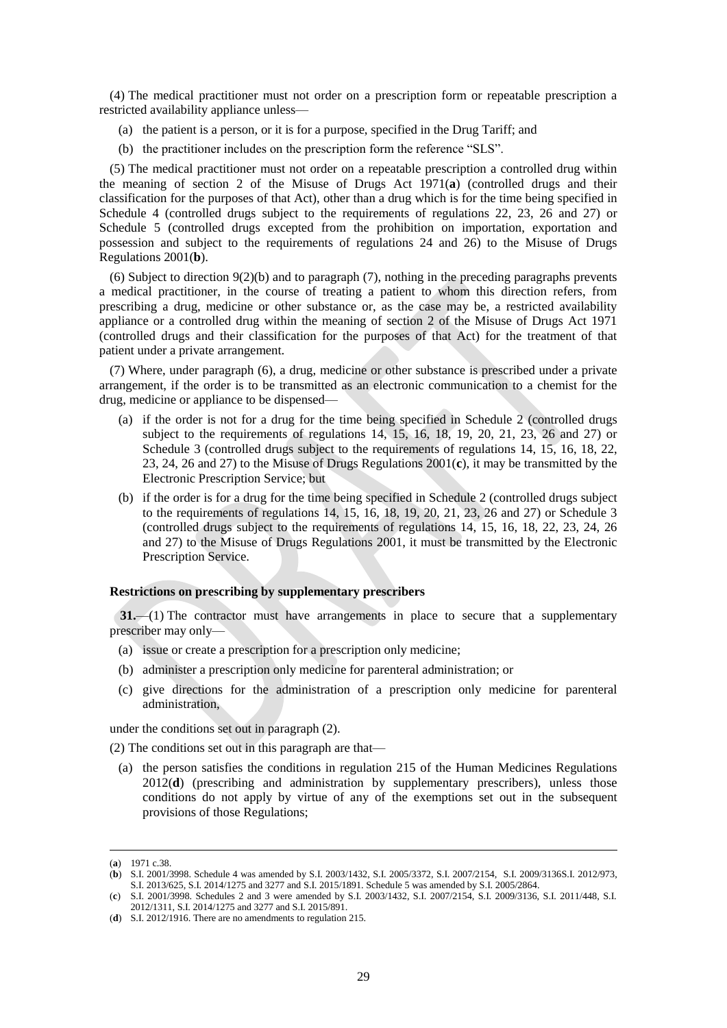(4) The medical practitioner must not order on a prescription form or repeatable prescription a restricted availability appliance unless—

(a) the patient is a person, or it is for a purpose, specified in the Drug Tariff; and

(b) the practitioner includes on the prescription form the reference "SLS".

(5) The medical practitioner must not order on a repeatable prescription a controlled drug within the meaning of section 2 of the Misuse of Drugs Act 1971(**a**) (controlled drugs and their classification for the purposes of that Act), other than a drug which is for the time being specified in Schedule 4 (controlled drugs subject to the requirements of regulations 22, 23, 26 and 27) or Schedule 5 (controlled drugs excepted from the prohibition on importation, exportation and possession and subject to the requirements of regulations 24 and 26) to the Misuse of Drugs Regulations 2001(**b**).

(6) Subject to direction 9(2)(b) and to paragraph (7), nothing in the preceding paragraphs prevents a medical practitioner, in the course of treating a patient to whom this direction refers, from prescribing a drug, medicine or other substance or, as the case may be, a restricted availability appliance or a controlled drug within the meaning of section 2 of the Misuse of Drugs Act 1971 (controlled drugs and their classification for the purposes of that Act) for the treatment of that patient under a private arrangement.

(7) Where, under paragraph (6), a drug, medicine or other substance is prescribed under a private arrangement, if the order is to be transmitted as an electronic communication to a chemist for the drug, medicine or appliance to be dispensed—

(a) if the order is not for a drug for the time being specified in Schedule 2 (controlled drugs subject to the requirements of regulations 14, 15, 16, 18, 19, 20, 21, 23, 26 and 27) or Schedule 3 (controlled drugs subject to the requirements of regulations 14, 15, 16, 18, 22, 23, 24, 26 and 27) to the Misuse of Drugs Regulations 2001(**c**), it may be transmitted by the Electronic Prescription Service; but

(b) if the order is for a drug for the time being specified in Schedule 2 (controlled drugs subject to the requirements of regulations 14, 15, 16, 18, 19, 20, 21, 23, 26 and 27) or Schedule 3 (controlled drugs subject to the requirements of regulations 14, 15, 16, 18, 22, 23, 24, 26 and 27) to the Misuse of Drugs Regulations 2001, it must be transmitted by the Electronic Prescription Service.

### Restrictions on prescribing by supplementary prescribers

**31.**—(1) The contractor must have arrangements in place to secure that a supplementary prescriber may only—

(a) issue or create a prescription for a prescription only medicine;

(b) administer a prescription only medicine for parenteral administration; or

(c) give directions for the administration of a prescription only medicine for parenteral administration,

under the conditions set out in paragraph (2).

(2) The conditions set out in this paragraph are that—

(a) the person satisfies the conditions in regulation 215 of the Human Medicines Regulations 2012(**d**) (prescribing and administration by supplementary prescribers), unless those conditions do not apply by virtue of any of the exemptions set out in the subsequent provisions of those Regulations;

---

(**a**) 1971 c.38.

(**b**) S.I. 2001/3998. Schedule 4 was amended by S.I. 2003/1432, S.I. 2005/3372, S.I. 2007/2154, S.I. 2009/3136S.I. 2012/973, S.I. 2013/625, S.I. 2014/1275 and 3277 and S.I. 2015/1891. Schedule 5 was amended by S.I. 2005/2864.

(**c**) S.I. 2001/3998. Schedules 2 and 3 were amended by S.I. 2003/1432, S.I. 2007/2154, S.I. 2009/3136, S.I. 2011/448, S.I. 2012/1311, S.I. 2014/1275 and 3277 and S.I. 2015/891.

(**d**) S.I. 2012/1916. There are no amendments to regulation 215.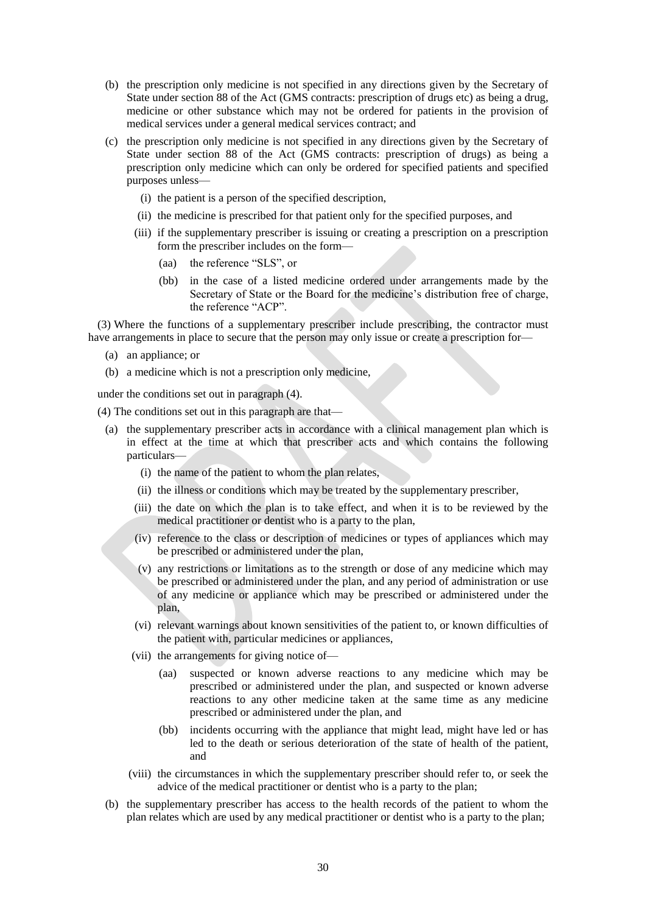(b) the prescription only medicine is not specified in any directions given by the Secretary of State under section 88 of the Act (GMS contracts: prescription of drugs etc) as being a drug, medicine or other substance which may not be ordered for patients in the provision of medical services under a general medical services contract; and

(c) the prescription only medicine is not specified in any directions given by the Secretary of State under section 88 of the Act (GMS contracts: prescription of drugs) as being a prescription only medicine which can only be ordered for specified patients and specified purposes unless—

(i) the patient is a person of the specified description,

(ii) the medicine is prescribed for that patient only for the specified purposes, and

(iii) if the supplementary prescriber is issuing or creating a prescription on a prescription form the prescriber includes on the form—

(aa) the reference "SLS", or

(bb) in the case of a listed medicine ordered under arrangements made by the Secretary of State or the Board for the medicine's distribution free of charge, the reference "ACP".

(3) Where the functions of a supplementary prescriber include prescribing, the contractor must have arrangements in place to secure that the person may only issue or create a prescription for—

(a) an appliance; or

(b) a medicine which is not a prescription only medicine,

under the conditions set out in paragraph (4).

(4) The conditions set out in this paragraph are that—

(a) the supplementary prescriber acts in accordance with a clinical management plan which is in effect at the time at which that prescriber acts and which contains the following particulars—

(i) the name of the patient to whom the plan relates,

(ii) the illness or conditions which may be treated by the supplementary prescriber,

(iii) the date on which the plan is to take effect, and when it is to be reviewed by the medical practitioner or dentist who is a party to the plan,

(iv) reference to the class or description of medicines or types of appliances which may be prescribed or administered under the plan,

(v) any restrictions or limitations as to the strength or dose of any medicine which may be prescribed or administered under the plan, and any period of administration or use of any medicine or appliance which may be prescribed or administered under the plan,

(vi) relevant warnings about known sensitivities of the patient to, or known difficulties of the patient with, particular medicines or appliances,

(vii) the arrangements for giving notice of—

(aa) suspected or known adverse reactions to any medicine which may be prescribed or administered under the plan, and suspected or known adverse reactions to any other medicine taken at the same time as any medicine prescribed or administered under the plan, and

(bb) incidents occurring with the appliance that might lead, might have led or has led to the death or serious deterioration of the state of health of the patient, and

(viii) the circumstances in which the supplementary prescriber should refer to, or seek the advice of the medical practitioner or dentist who is a party to the plan;

(b) the supplementary prescriber has access to the health records of the patient to whom the plan relates which are used by any medical practitioner or dentist who is a party to the plan;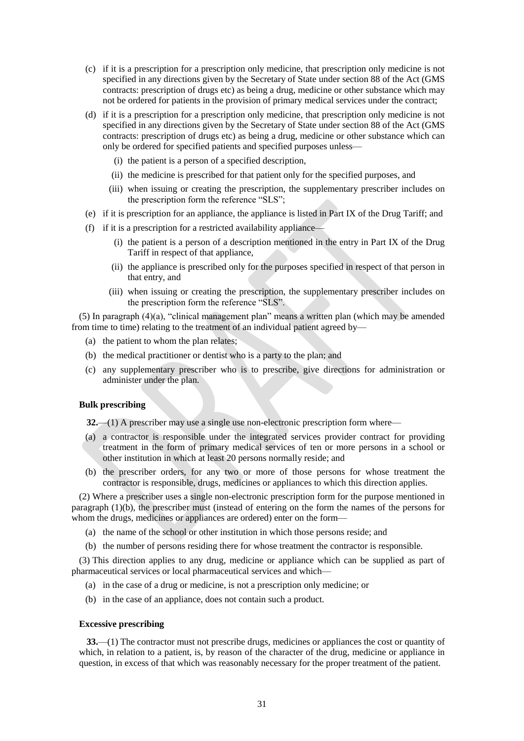(c) if it is a prescription for a prescription only medicine, that prescription only medicine is not specified in any directions given by the Secretary of State under section 88 of the Act (GMS contracts: prescription of drugs etc) as being a drug, medicine or other substance which may not be ordered for patients in the provision of primary medical services under the contract;

(d) if it is a prescription for a prescription only medicine, that prescription only medicine is not specified in any directions given by the Secretary of State under section 88 of the Act (GMS contracts: prescription of drugs etc) as being a drug, medicine or other substance which can only be ordered for specified patients and specified purposes unless—

(i) the patient is a person of a specified description,

(ii) the medicine is prescribed for that patient only for the specified purposes, and

(iii) when issuing or creating the prescription, the supplementary prescriber includes on the prescription form the reference "SLS";

(e) if it is prescription for an appliance, the appliance is listed in Part IX of the Drug Tariff; and

(f) if it is a prescription for a restricted availability appliance—

(i) the patient is a person of a description mentioned in the entry in Part IX of the Drug Tariff in respect of that appliance,

(ii) the appliance is prescribed only for the purposes specified in respect of that person in that entry, and

(iii) when issuing or creating the prescription, the supplementary prescriber includes on the prescription form the reference "SLS".

(5) In paragraph (4)(a), "clinical management plan" means a written plan (which may be amended from time to time) relating to the treatment of an individual patient agreed by—

(a) the patient to whom the plan relates;

(b) the medical practitioner or dentist who is a party to the plan; and

(c) any supplementary prescriber who is to prescribe, give directions for administration or administer under the plan.

**Bulk prescribing**

**32.**—(1) A prescriber may use a single use non-electronic prescription form where—

(a) a contractor is responsible under the integrated services provider contract for providing treatment in the form of primary medical services of ten or more persons in a school or other institution in which at least 20 persons normally reside; and

(b) the prescriber orders, for any two or more of those persons for whose treatment the contractor is responsible, drugs, medicines or appliances to which this direction applies.

(2) Where a prescriber uses a single non-electronic prescription form for the purpose mentioned in paragraph (1)(b), the prescriber must (instead of entering on the form the names of the persons for whom the drugs, medicines or appliances are ordered) enter on the form—

(a) the name of the school or other institution in which those persons reside; and

(b) the number of persons residing there for whose treatment the contractor is responsible.

(3) This direction applies to any drug, medicine or appliance which can be supplied as part of pharmaceutical services or local pharmaceutical services and which—

(a) in the case of a drug or medicine, is not a prescription only medicine; or

(b) in the case of an appliance, does not contain such a product.

**Excessive prescribing**

**33.**—(1) The contractor must not prescribe drugs, medicines or appliances the cost or quantity of which, in relation to a patient, is, by reason of the character of the drug, medicine or appliance in question, in excess of that which was reasonably necessary for the proper treatment of the patient.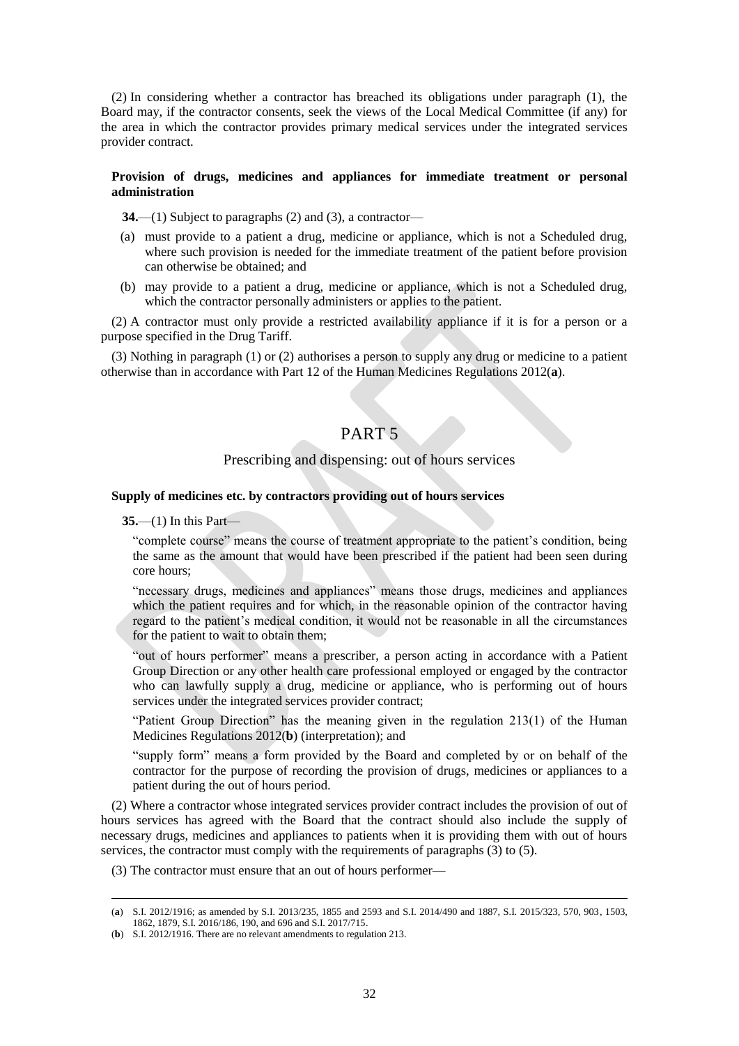(2) In considering whether a contractor has breached its obligations under paragraph (1), the Board may, if the contractor consents, seek the views of the Local Medical Committee (if any) for the area in which the contractor provides primary medical services under the integrated services provider contract.

**Provision of drugs, medicines and appliances for immediate treatment or personal administration**

**34.**—(1) Subject to paragraphs (2) and (3), a contractor—

(a) must provide to a patient a drug, medicine or appliance, which is not a Scheduled drug, where such provision is needed for the immediate treatment of the patient before provision can otherwise be obtained; and

(b) may provide to a patient a drug, medicine or appliance, which is not a Scheduled drug, which the contractor personally administers or applies to the patient.

(2) A contractor must only provide a restricted availability appliance if it is for a person or a purpose specified in the Drug Tariff.

(3) Nothing in paragraph (1) or (2) authorises a person to supply any drug or medicine to a patient otherwise than in accordance with Part 12 of the Human Medicines Regulations 2012(**a**).

# PART 5

## Prescribing and dispensing: out of hours services

**Supply of medicines etc. by contractors providing out of hours services**

**35.**—(1) In this Part—

"complete course" means the course of treatment appropriate to the patient's condition, being the same as the amount that would have been prescribed if the patient had been seen during core hours;

"necessary drugs, medicines and appliances" means those drugs, medicines and appliances which the patient requires and for which, in the reasonable opinion of the contractor having regard to the patient's medical condition, it would not be reasonable in all the circumstances for the patient to wait to obtain them;

"out of hours performer" means a prescriber, a person acting in accordance with a Patient Group Direction or any other health care professional employed or engaged by the contractor who can lawfully supply a drug, medicine or appliance, who is performing out of hours services under the integrated services provider contract;

"Patient Group Direction" has the meaning given in the regulation 213(1) of the Human Medicines Regulations 2012(**b**) (interpretation); and

"supply form" means a form provided by the Board and completed by or on behalf of the contractor for the purpose of recording the provision of drugs, medicines or appliances to a patient during the out of hours period.

(2) Where a contractor whose integrated services provider contract includes the provision of out of hours services has agreed with the Board that the contract should also include the supply of necessary drugs, medicines and appliances to patients when it is providing them with out of hours services, the contractor must comply with the requirements of paragraphs (3) to (5).

(3) The contractor must ensure that an out of hours performer—

---

(**a**) S.I. 2012/1916; as amended by S.I. 2013/235, 1855 and 2593 and S.I. 2014/490 and 1887, S.I. 2015/323, 570, 903, 1503, 1862, 1879, S.I. 2016/186, 190, and 696 and S.I. 2017/715.

(**b**) S.I. 2012/1916. There are no relevant amendments to regulation 213.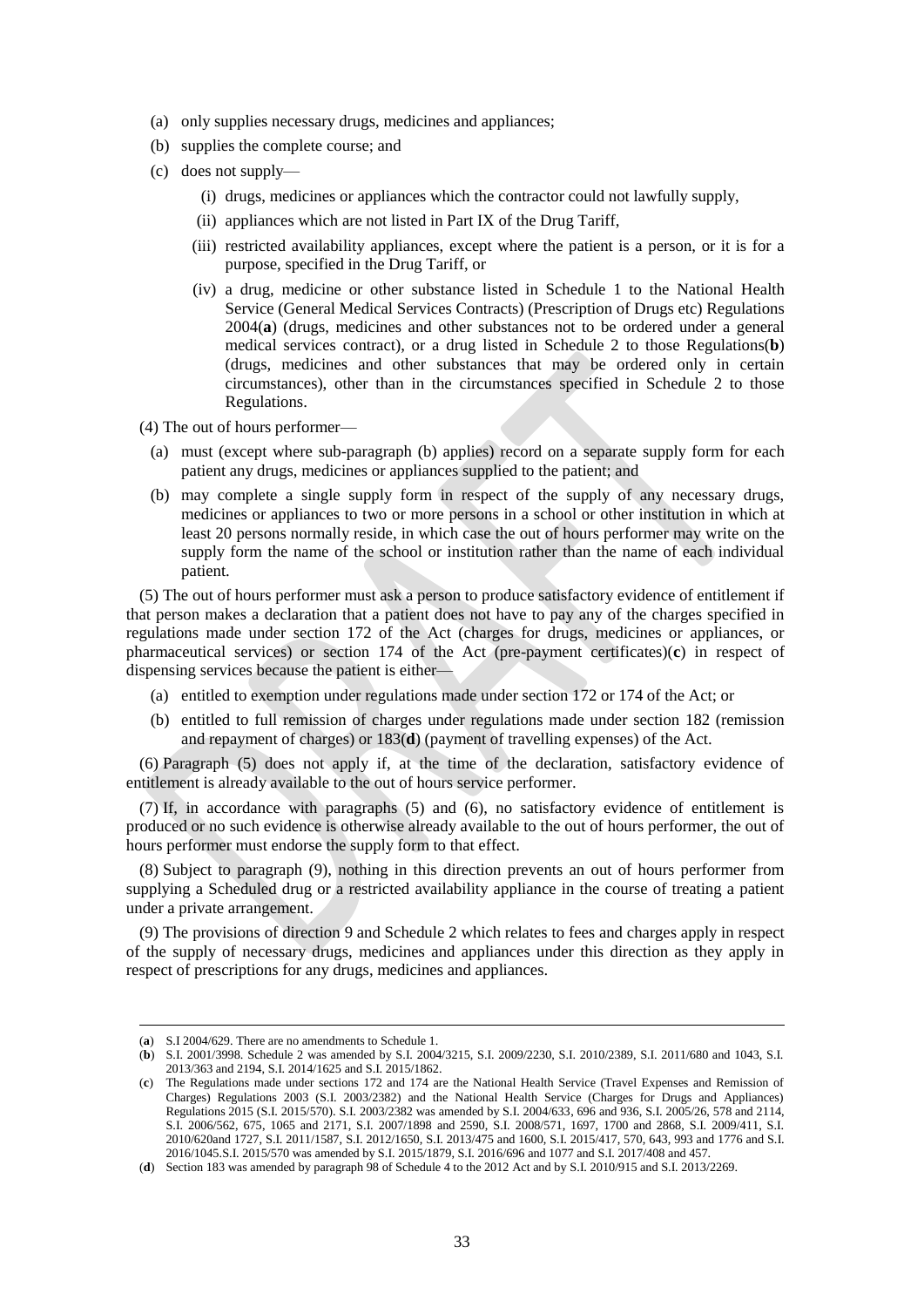(a) only supplies necessary drugs, medicines and appliances;

(b) supplies the complete course; and

(c) does not supply—

(i) drugs, medicines or appliances which the contractor could not lawfully supply,

(ii) appliances which are not listed in Part IX of the Drug Tariff,

(iii) restricted availability appliances, except where the patient is a person, or it is for a purpose, specified in the Drug Tariff, or

(iv) a drug, medicine or other substance listed in Schedule 1 to the National Health Service (General Medical Services Contracts) (Prescription of Drugs etc) Regulations 2004(**a**) (drugs, medicines and other substances not to be ordered under a general medical services contract), or a drug listed in Schedule 2 to those Regulations(**b**) (drugs, medicines and other substances that may be ordered only in certain circumstances), other than in the circumstances specified in Schedule 2 to those Regulations.

(4) The out of hours performer—

(a) must (except where sub-paragraph (b) applies) record on a separate supply form for each patient any drugs, medicines or appliances supplied to the patient; and

(b) may complete a single supply form in respect of the supply of any necessary drugs, medicines or appliances to two or more persons in a school or other institution in which at least 20 persons normally reside, in which case the out of hours performer may write on the supply form the name of the school or institution rather than the name of each individual patient.

(5) The out of hours performer must ask a person to produce satisfactory evidence of entitlement if that person makes a declaration that a patient does not have to pay any of the charges specified in regulations made under section 172 of the Act (charges for drugs, medicines or appliances, or pharmaceutical services) or section 174 of the Act (pre-payment certificates)(**c**) in respect of dispensing services because the patient is either—

(a) entitled to exemption under regulations made under section 172 or 174 of the Act; or

(b) entitled to full remission of charges under regulations made under section 182 (remission and repayment of charges) or 183(**d**) (payment of travelling expenses) of the Act.

(6) Paragraph (5) does not apply if, at the time of the declaration, satisfactory evidence of entitlement is already available to the out of hours service performer.

(7) If, in accordance with paragraphs (5) and (6), no satisfactory evidence of entitlement is produced or no such evidence is otherwise already available to the out of hours performer, the out of hours performer must endorse the supply form to that effect.

(8) Subject to paragraph (9), nothing in this direction prevents an out of hours performer from supplying a Scheduled drug or a restricted availability appliance in the course of treating a patient under a private arrangement.

(9) The provisions of direction 9 and Schedule 2 which relates to fees and charges apply in respect of the supply of necessary drugs, medicines and appliances under this direction as they apply in respect of prescriptions for any drugs, medicines and appliances.

---

(**a**) S.I 2004/629. There are no amendments to Schedule 1.

(**b**) S.I. 2001/3998. Schedule 2 was amended by S.I. 2004/3215, S.I. 2009/2230, S.I. 2010/2389, S.I. 2011/680 and 1043, S.I. 2013/363 and 2194, S.I. 2014/1625 and S.I. 2015/1862.

(**c**) The Regulations made under sections 172 and 174 are the National Health Service (Travel Expenses and Remission of Charges) Regulations 2003 (S.I. 2003/2382) and the National Health Service (Charges for Drugs and Appliances) Regulations 2015 (S.I. 2015/570). S.I. 2003/2382 was amended by S.I. 2004/633, 696 and 936, S.I. 2005/26, 578 and 2114, S.I. 2006/562, 675, 1065 and 2171, S.I. 2007/1898 and 2590, S.I. 2008/571, 1697, 1700 and 2868, S.I. 2009/411, S.I. 2010/620and 1727, S.I. 2011/1587, S.I. 2012/1650, S.I. 2013/475 and 1600, S.I. 2015/417, 570, 643, 993 and 1776 and S.I. 2016/1045.S.I. 2015/570 was amended by S.I. 2015/1879, S.I. 2016/696 and 1077 and S.I. 2017/408 and 457.

(**d**) Section 183 was amended by paragraph 98 of Schedule 4 to the 2012 Act and by S.I. 2010/915 and S.I. 2013/2269.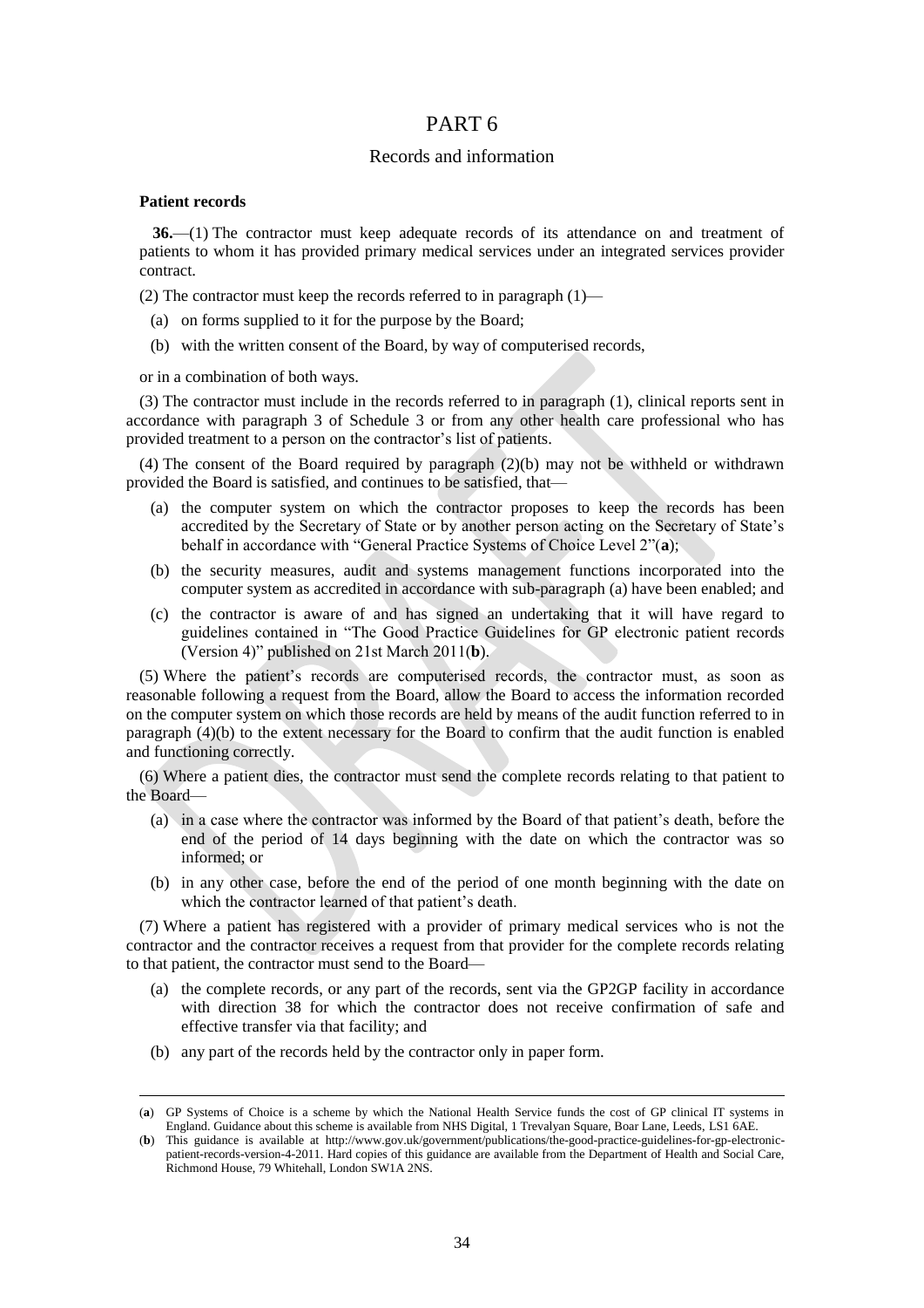# PART 6

## Records and information

### Patient records

**36.**—(1) The contractor must keep adequate records of its attendance on and treatment of patients to whom it has provided primary medical services under an integrated services provider contract.

(2) The contractor must keep the records referred to in paragraph (1)—

- (a) on forms supplied to it for the purpose by the Board;
- (b) with the written consent of the Board, by way of computerised records,

or in a combination of both ways.

(3) The contractor must include in the records referred to in paragraph (1), clinical reports sent in accordance with paragraph 3 of Schedule 3 or from any other health care professional who has provided treatment to a person on the contractor's list of patients.

(4) The consent of the Board required by paragraph (2)(b) may not be withheld or withdrawn provided the Board is satisfied, and continues to be satisfied, that—

- (a) the computer system on which the contractor proposes to keep the records has been accredited by the Secretary of State or by another person acting on the Secretary of State's behalf in accordance with "General Practice Systems of Choice Level 2"(**a**);
- (b) the security measures, audit and systems management functions incorporated into the computer system as accredited in accordance with sub-paragraph (a) have been enabled; and
- (c) the contractor is aware of and has signed an undertaking that it will have regard to guidelines contained in "The Good Practice Guidelines for GP electronic patient records (Version 4)" published on 21st March 2011(**b**).

(5) Where the patient's records are computerised records, the contractor must, as soon as reasonable following a request from the Board, allow the Board to access the information recorded on the computer system on which those records are held by means of the audit function referred to in paragraph (4)(b) to the extent necessary for the Board to confirm that the audit function is enabled and functioning correctly.

(6) Where a patient dies, the contractor must send the complete records relating to that patient to the Board—

- (a) in a case where the contractor was informed by the Board of that patient's death, before the end of the period of 14 days beginning with the date on which the contractor was so informed; or
- (b) in any other case, before the end of the period of one month beginning with the date on which the contractor learned of that patient's death.

(7) Where a patient has registered with a provider of primary medical services who is not the contractor and the contractor receives a request from that provider for the complete records relating to that patient, the contractor must send to the Board—

- (a) the complete records, or any part of the records, sent via the GP2GP facility in accordance with direction 38 for which the contractor does not receive confirmation of safe and effective transfer via that facility; and
- (b) any part of the records held by the contractor only in paper form.

---

(**a**) GP Systems of Choice is a scheme by which the National Health Service funds the cost of GP clinical IT systems in England. Guidance about this scheme is available from NHS Digital, 1 Trevalyan Square, Boar Lane, Leeds, LS1 6AE.

(**b**) This guidance is available at http://www.gov.uk/government/publications/the-good-practice-guidelines-for-gp-electronic-patient-records-version-4-2011. Hard copies of this guidance are available from the Department of Health and Social Care, Richmond House, 79 Whitehall, London SW1A 2NS.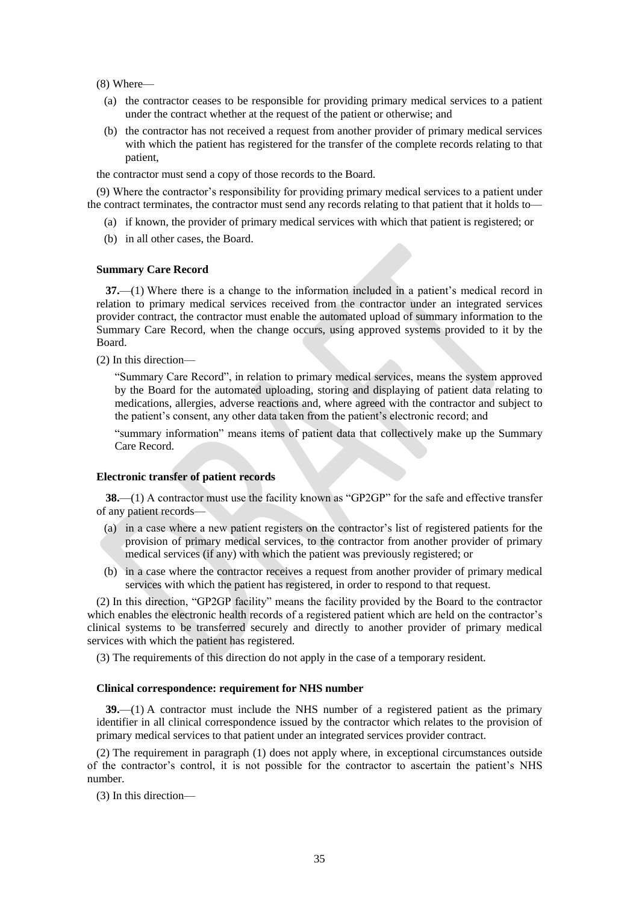(8) Where—

(a) the contractor ceases to be responsible for providing primary medical services to a patient under the contract whether at the request of the patient or otherwise; and

(b) the contractor has not received a request from another provider of primary medical services with which the patient has registered for the transfer of the complete records relating to that patient,

the contractor must send a copy of those records to the Board.

(9) Where the contractor's responsibility for providing primary medical services to a patient under the contract terminates, the contractor must send any records relating to that patient that it holds to—

(a) if known, the provider of primary medical services with which that patient is registered; or

(b) in all other cases, the Board.

### Summary Care Record

**37.**—(1) Where there is a change to the information included in a patient's medical record in relation to primary medical services received from the contractor under an integrated services provider contract, the contractor must enable the automated upload of summary information to the Summary Care Record, when the change occurs, using approved systems provided to it by the Board.

(2) In this direction—

"Summary Care Record", in relation to primary medical services, means the system approved by the Board for the automated uploading, storing and displaying of patient data relating to medications, allergies, adverse reactions and, where agreed with the contractor and subject to the patient's consent, any other data taken from the patient's electronic record; and

"summary information" means items of patient data that collectively make up the Summary Care Record.

### Electronic transfer of patient records

**38.**—(1) A contractor must use the facility known as "GP2GP" for the safe and effective transfer of any patient records—

(a) in a case where a new patient registers on the contractor's list of registered patients for the provision of primary medical services, to the contractor from another provider of primary medical services (if any) with which the patient was previously registered; or

(b) in a case where the contractor receives a request from another provider of primary medical services with which the patient has registered, in order to respond to that request.

(2) In this direction, "GP2GP facility" means the facility provided by the Board to the contractor which enables the electronic health records of a registered patient which are held on the contractor's clinical systems to be transferred securely and directly to another provider of primary medical services with which the patient has registered.

(3) The requirements of this direction do not apply in the case of a temporary resident.

### Clinical correspondence: requirement for NHS number

**39.**—(1) A contractor must include the NHS number of a registered patient as the primary identifier in all clinical correspondence issued by the contractor which relates to the provision of primary medical services to that patient under an integrated services provider contract.

(2) The requirement in paragraph (1) does not apply where, in exceptional circumstances outside of the contractor's control, it is not possible for the contractor to ascertain the patient's NHS number.

(3) In this direction—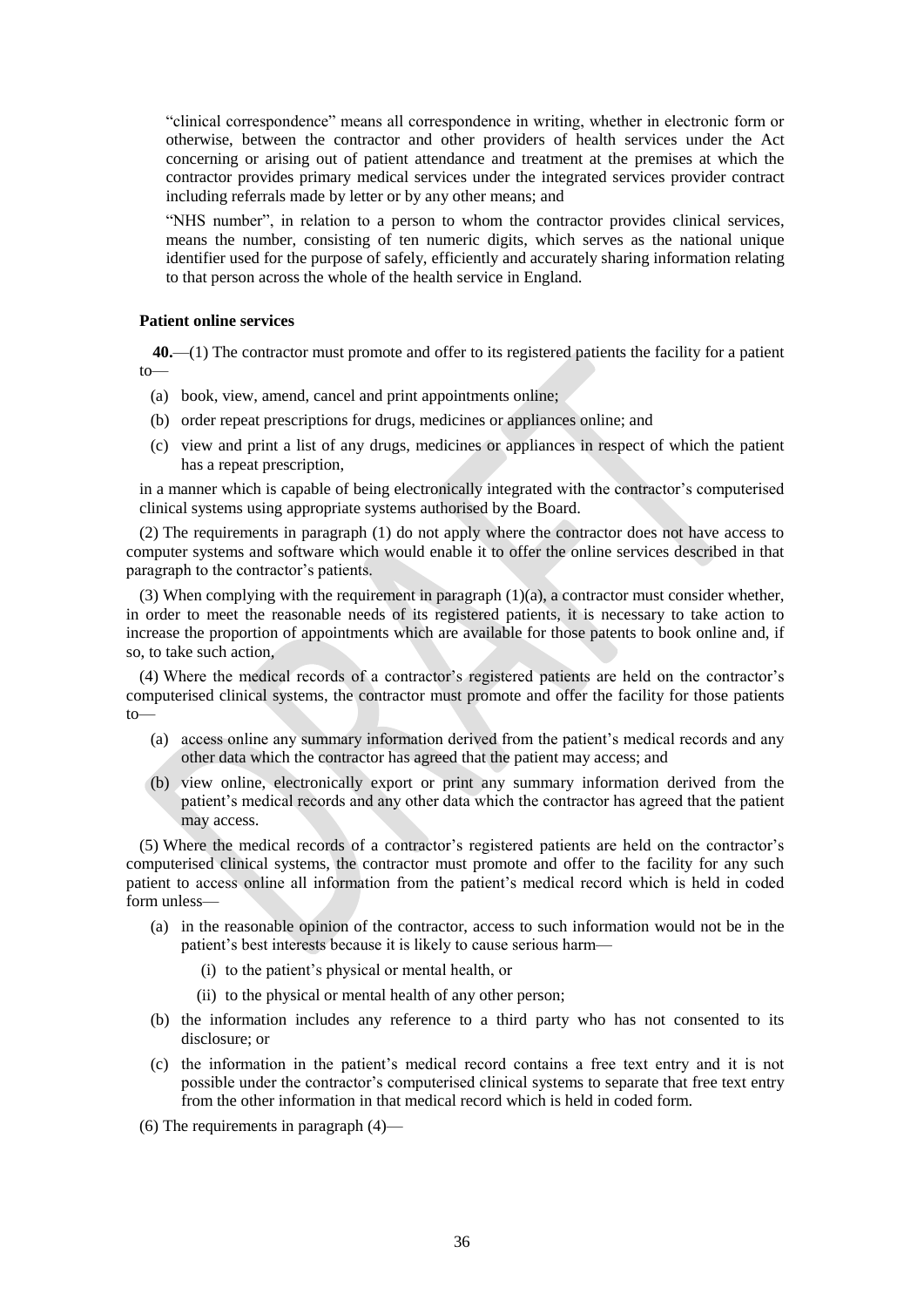"clinical correspondence" means all correspondence in writing, whether in electronic form or otherwise, between the contractor and other providers of health services under the Act concerning or arising out of patient attendance and treatment at the premises at which the contractor provides primary medical services under the integrated services provider contract including referrals made by letter or by any other means; and

"NHS number", in relation to a person to whom the contractor provides clinical services, means the number, consisting of ten numeric digits, which serves as the national unique identifier used for the purpose of safely, efficiently and accurately sharing information relating to that person across the whole of the health service in England.

**Patient online services**

**40.**—(1) The contractor must promote and offer to its registered patients the facility for a patient to—

(a) book, view, amend, cancel and print appointments online;

(b) order repeat prescriptions for drugs, medicines or appliances online; and

(c) view and print a list of any drugs, medicines or appliances in respect of which the patient has a repeat prescription,

in a manner which is capable of being electronically integrated with the contractor's computerised clinical systems using appropriate systems authorised by the Board.

(2) The requirements in paragraph (1) do not apply where the contractor does not have access to computer systems and software which would enable it to offer the online services described in that paragraph to the contractor's patients.

(3) When complying with the requirement in paragraph (1)(a), a contractor must consider whether, in order to meet the reasonable needs of its registered patients, it is necessary to take action to increase the proportion of appointments which are available for those patents to book online and, if so, to take such action,

(4) Where the medical records of a contractor's registered patients are held on the contractor's computerised clinical systems, the contractor must promote and offer the facility for those patients to—

(a) access online any summary information derived from the patient's medical records and any other data which the contractor has agreed that the patient may access; and

(b) view online, electronically export or print any summary information derived from the patient's medical records and any other data which the contractor has agreed that the patient may access.

(5) Where the medical records of a contractor's registered patients are held on the contractor's computerised clinical systems, the contractor must promote and offer to the facility for any such patient to access online all information from the patient's medical record which is held in coded form unless—

(a) in the reasonable opinion of the contractor, access to such information would not be in the patient's best interests because it is likely to cause serious harm—

(i) to the patient's physical or mental health, or

(ii) to the physical or mental health of any other person;

(b) the information includes any reference to a third party who has not consented to its disclosure; or

(c) the information in the patient's medical record contains a free text entry and it is not possible under the contractor's computerised clinical systems to separate that free text entry from the other information in that medical record which is held in coded form.

(6) The requirements in paragraph (4)—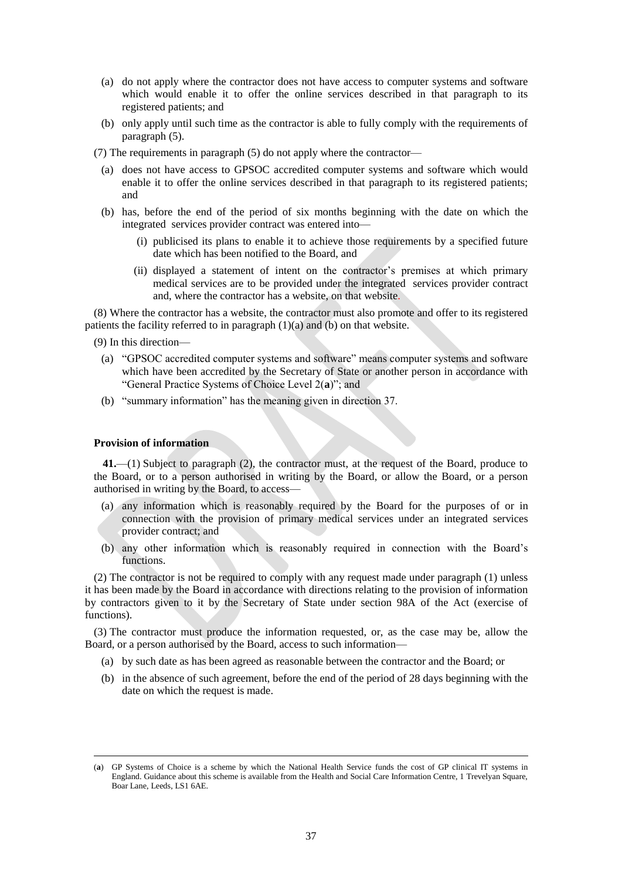(a) do not apply where the contractor does not have access to computer systems and software which would enable it to offer the online services described in that paragraph to its registered patients; and

(b) only apply until such time as the contractor is able to fully comply with the requirements of paragraph (5).

(7) The requirements in paragraph (5) do not apply where the contractor—

(a) does not have access to GPSOC accredited computer systems and software which would enable it to offer the online services described in that paragraph to its registered patients; and

(b) has, before the end of the period of six months beginning with the date on which the integrated services provider contract was entered into—

(i) publicised its plans to enable it to achieve those requirements by a specified future date which has been notified to the Board, and

(ii) displayed a statement of intent on the contractor's premises at which primary medical services are to be provided under the integrated services provider contract and, where the contractor has a website, on that website.

(8) Where the contractor has a website, the contractor must also promote and offer to its registered patients the facility referred to in paragraph (1)(a) and (b) on that website.

(9) In this direction—

(a) "GPSOC accredited computer systems and software" means computer systems and software which have been accredited by the Secretary of State or another person in accordance with "General Practice Systems of Choice Level 2([a])"; and

(b) "summary information" has the meaning given in direction 37.

**Provision of information**

**41.**—(1) Subject to paragraph (2), the contractor must, at the request of the Board, produce to the Board, or to a person authorised in writing by the Board, or allow the Board, or a person authorised in writing by the Board, to access—

(a) any information which is reasonably required by the Board for the purposes of or in connection with the provision of primary medical services under an integrated services provider contract; and

(b) any other information which is reasonably required in connection with the Board's functions.

(2) The contractor is not be required to comply with any request made under paragraph (1) unless it has been made by the Board in accordance with directions relating to the provision of information by contractors given to it by the Secretary of State under section 98A of the Act (exercise of functions).

(3) The contractor must produce the information requested, or, as the case may be, allow the Board, or a person authorised by the Board, access to such information—

(a) by such date as has been agreed as reasonable between the contractor and the Board; or

(b) in the absence of such agreement, before the end of the period of 28 days beginning with the date on which the request is made.

---

([a]) GP Systems of Choice is a scheme by which the National Health Service funds the cost of GP clinical IT systems in England. Guidance about this scheme is available from the Health and Social Care Information Centre, 1 Trevelyan Square, Boar Lane, Leeds, LS1 6AE.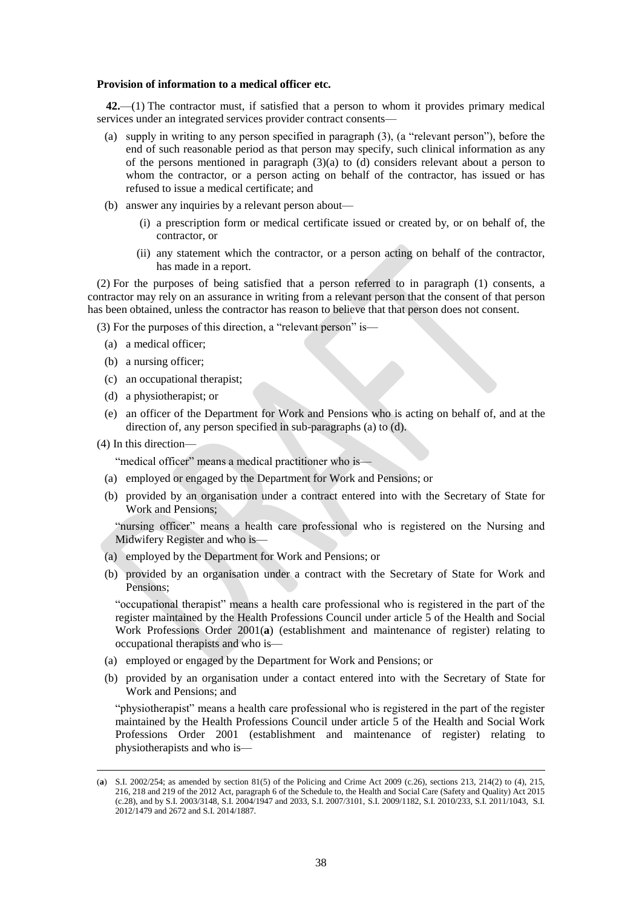**Provision of information to a medical officer etc.**

**42.**—(1) The contractor must, if satisfied that a person to whom it provides primary medical services under an integrated services provider contract consents—

- (a) supply in writing to any person specified in paragraph (3), (a "relevant person"), before the end of such reasonable period as that person may specify, such clinical information as any of the persons mentioned in paragraph (3)(a) to (d) considers relevant about a person to whom the contractor, or a person acting on behalf of the contractor, has issued or has refused to issue a medical certificate; and
- (b) answer any inquiries by a relevant person about—
  - (i) a prescription form or medical certificate issued or created by, or on behalf of, the contractor, or
  - (ii) any statement which the contractor, or a person acting on behalf of the contractor, has made in a report.

(2) For the purposes of being satisfied that a person referred to in paragraph (1) consents, a contractor may rely on an assurance in writing from a relevant person that the consent of that person has been obtained, unless the contractor has reason to believe that that person does not consent.

(3) For the purposes of this direction, a "relevant person" is—

- (a) a medical officer;
- (b) a nursing officer;
- (c) an occupational therapist;
- (d) a physiotherapist; or
- (e) an officer of the Department for Work and Pensions who is acting on behalf of, and at the direction of, any person specified in sub-paragraphs (a) to (d).

(4) In this direction—

"medical officer" means a medical practitioner who is—

- (a) employed or engaged by the Department for Work and Pensions; or
- (b) provided by an organisation under a contract entered into with the Secretary of State for Work and Pensions;

"nursing officer" means a health care professional who is registered on the Nursing and Midwifery Register and who is—

- (a) employed by the Department for Work and Pensions; or
- (b) provided by an organisation under a contract with the Secretary of State for Work and Pensions;

"occupational therapist" means a health care professional who is registered in the part of the register maintained by the Health Professions Council under article 5 of the Health and Social Work Professions Order 2001(**a**) (establishment and maintenance of register) relating to occupational therapists and who is—

- (a) employed or engaged by the Department for Work and Pensions; or
- (b) provided by an organisation under a contact entered into with the Secretary of State for Work and Pensions; and

"physiotherapist" means a health care professional who is registered in the part of the register maintained by the Health Professions Council under article 5 of the Health and Social Work Professions Order 2001 (establishment and maintenance of register) relating to physiotherapists and who is—

---

(**a**) S.I. 2002/254; as amended by section 81(5) of the Policing and Crime Act 2009 (c.26), sections 213, 214(2) to (4), 215, 216, 218 and 219 of the 2012 Act, paragraph 6 of the Schedule to, the Health and Social Care (Safety and Quality) Act 2015 (c.28), and by S.I. 2003/3148, S.I. 2004/1947 and 2033, S.I. 2007/3101, S.I. 2009/1182, S.I. 2010/233, S.I. 2011/1043, S.I. 2012/1479 and 2672 and S.I. 2014/1887.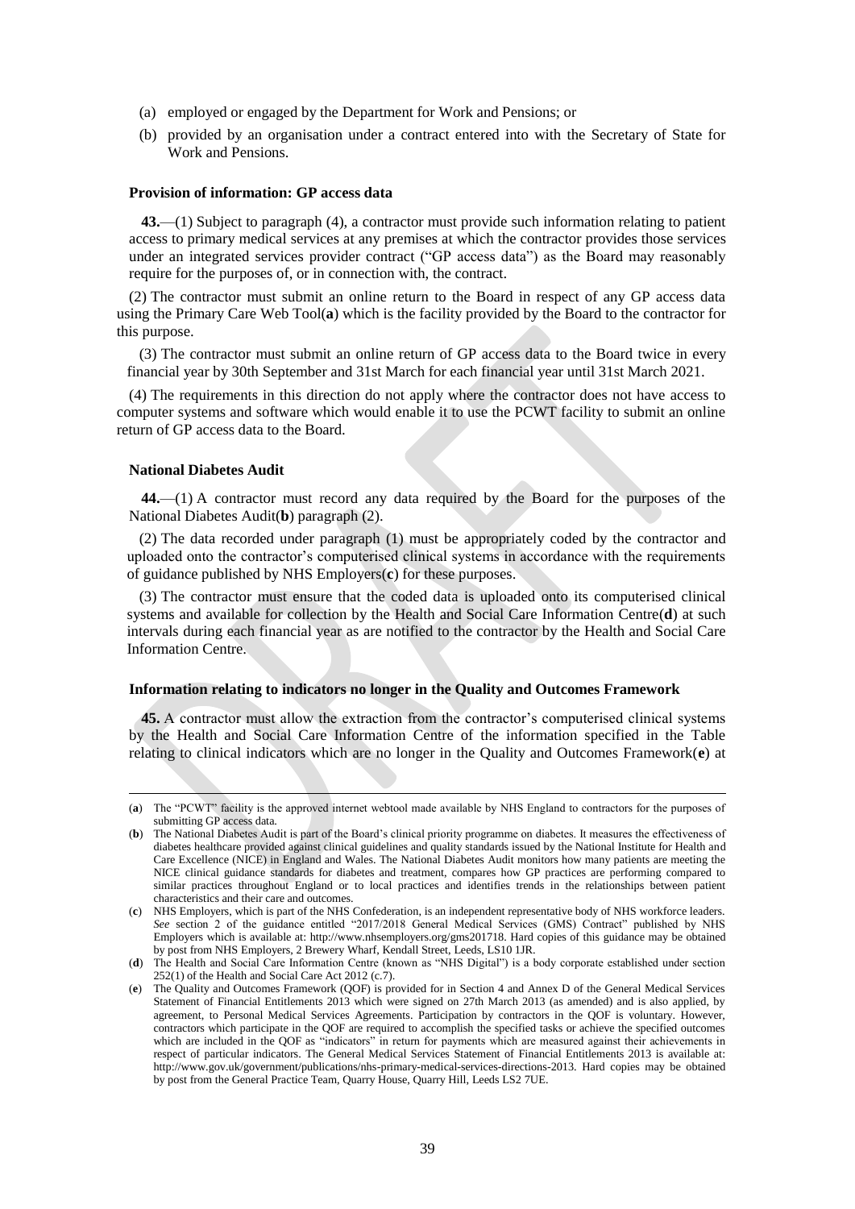(a) employed or engaged by the Department for Work and Pensions; or

(b) provided by an organisation under a contract entered into with the Secretary of State for Work and Pensions.

**Provision of information: GP access data**

**43.**—(1) Subject to paragraph (4), a contractor must provide such information relating to patient access to primary medical services at any premises at which the contractor provides those services under an integrated services provider contract ("GP access data") as the Board may reasonably require for the purposes of, or in connection with, the contract.

(2) The contractor must submit an online return to the Board in respect of any GP access data using the Primary Care Web Tool(**a**) which is the facility provided by the Board to the contractor for this purpose.

(3) The contractor must submit an online return of GP access data to the Board twice in every financial year by 30th September and 31st March for each financial year until 31st March 2021.

(4) The requirements in this direction do not apply where the contractor does not have access to computer systems and software which would enable it to use the PCWT facility to submit an online return of GP access data to the Board.

**National Diabetes Audit**

**44.**—(1) A contractor must record any data required by the Board for the purposes of the National Diabetes Audit(**b**) paragraph (2).

(2) The data recorded under paragraph (1) must be appropriately coded by the contractor and uploaded onto the contractor's computerised clinical systems in accordance with the requirements of guidance published by NHS Employers(**c**) for these purposes.

(3) The contractor must ensure that the coded data is uploaded onto its computerised clinical systems and available for collection by the Health and Social Care Information Centre(**d**) at such intervals during each financial year as are notified to the contractor by the Health and Social Care Information Centre.

**Information relating to indicators no longer in the Quality and Outcomes Framework**

**45.** A contractor must allow the extraction from the contractor's computerised clinical systems by the Health and Social Care Information Centre of the information specified in the Table relating to clinical indicators which are no longer in the Quality and Outcomes Framework(**e**) at

---

(**a**) The "PCWT" facility is the approved internet webtool made available by NHS England to contractors for the purposes of submitting GP access data.

(**b**) The National Diabetes Audit is part of the Board's clinical priority programme on diabetes. It measures the effectiveness of diabetes healthcare provided against clinical guidelines and quality standards issued by the National Institute for Health and Care Excellence (NICE) in England and Wales. The National Diabetes Audit monitors how many patients are meeting the NICE clinical guidance standards for diabetes and treatment, compares how GP practices are performing compared to similar practices throughout England or to local practices and identifies trends in the relationships between patient characteristics and their care and outcomes.

(**c**) NHS Employers, which is part of the NHS Confederation, is an independent representative body of NHS workforce leaders. *See* section 2 of the guidance entitled "2017/2018 General Medical Services (GMS) Contract" published by NHS Employers which is available at: http://www.nhsemployers.org/gms201718. Hard copies of this guidance may be obtained by post from NHS Employers, 2 Brewery Wharf, Kendall Street, Leeds, LS10 1JR.

(**d**) The Health and Social Care Information Centre (known as "NHS Digital") is a body corporate established under section 252(1) of the Health and Social Care Act 2012 (c.7).

(**e**) The Quality and Outcomes Framework (QOF) is provided for in Section 4 and Annex D of the General Medical Services Statement of Financial Entitlements 2013 which were signed on 27th March 2013 (as amended) and is also applied, by agreement, to Personal Medical Services Agreements. Participation by contractors in the QOF is voluntary. However, contractors which participate in the QOF are required to accomplish the specified tasks or achieve the specified outcomes which are included in the QOF as "indicators" in return for payments which are measured against their achievements in respect of particular indicators. The General Medical Services Statement of Financial Entitlements 2013 is available at: http://www.gov.uk/government/publications/nhs-primary-medical-services-directions-2013. Hard copies may be obtained by post from the General Practice Team, Quarry House, Quarry Hill, Leeds LS2 7UE.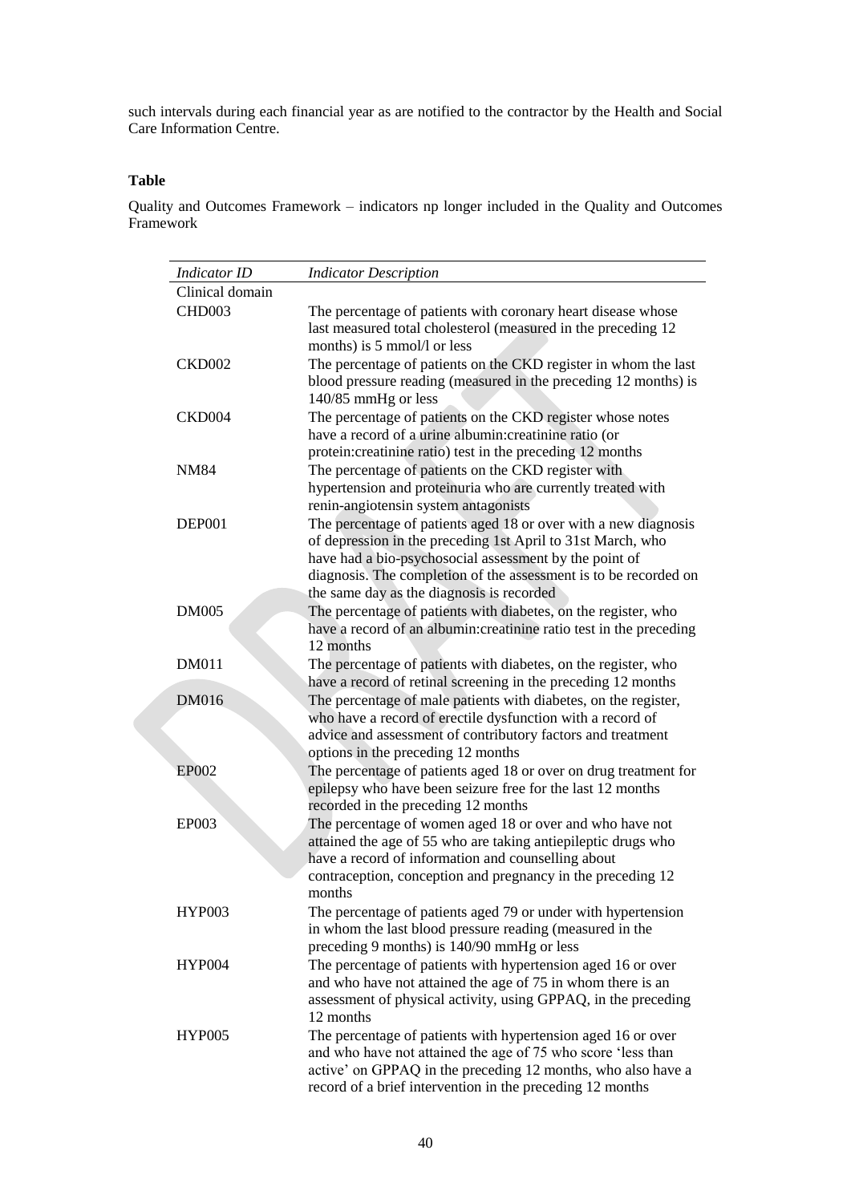such intervals during each financial year as are notified to the contractor by the Health and Social Care Information Centre.

**Table**

Quality and Outcomes Framework – indicators np longer included in the Quality and Outcomes Framework

| *Indicator ID* | *Indicator Description* |
|---|---|
| Clinical domain | |
| CHD003 | The percentage of patients with coronary heart disease whose last measured total cholesterol (measured in the preceding 12 months) is 5 mmol/l or less |
| CKD002 | The percentage of patients on the CKD register in whom the last blood pressure reading (measured in the preceding 12 months) is 140/85 mmHg or less |
| CKD004 | The percentage of patients on the CKD register whose notes have a record of a urine albumin:creatinine ratio (or protein:creatinine ratio) test in the preceding 12 months |
| NM84 | The percentage of patients on the CKD register with hypertension and proteinuria who are currently treated with renin-angiotensin system antagonists |
| DEP001 | The percentage of patients aged 18 or over with a new diagnosis of depression in the preceding 1st April to 31st March, who have had a bio-psychosocial assessment by the point of diagnosis. The completion of the assessment is to be recorded on the same day as the diagnosis is recorded |
| DM005 | The percentage of patients with diabetes, on the register, who have a record of an albumin:creatinine ratio test in the preceding 12 months |
| DM011 | The percentage of patients with diabetes, on the register, who have a record of retinal screening in the preceding 12 months |
| DM016 | The percentage of male patients with diabetes, on the register, who have a record of erectile dysfunction with a record of advice and assessment of contributory factors and treatment options in the preceding 12 months |
| EP002 | The percentage of patients aged 18 or over on drug treatment for epilepsy who have been seizure free for the last 12 months recorded in the preceding 12 months |
| EP003 | The percentage of women aged 18 or over and who have not attained the age of 55 who are taking antiepileptic drugs who have a record of information and counselling about contraception, conception and pregnancy in the preceding 12 months |
| HYP003 | The percentage of patients aged 79 or under with hypertension in whom the last blood pressure reading (measured in the preceding 9 months) is 140/90 mmHg or less |
| HYP004 | The percentage of patients with hypertension aged 16 or over and who have not attained the age of 75 in whom there is an assessment of physical activity, using GPPAQ, in the preceding 12 months |
| HYP005 | The percentage of patients with hypertension aged 16 or over and who have not attained the age of 75 who score 'less than active' on GPPAQ in the preceding 12 months, who also have a record of a brief intervention in the preceding 12 months |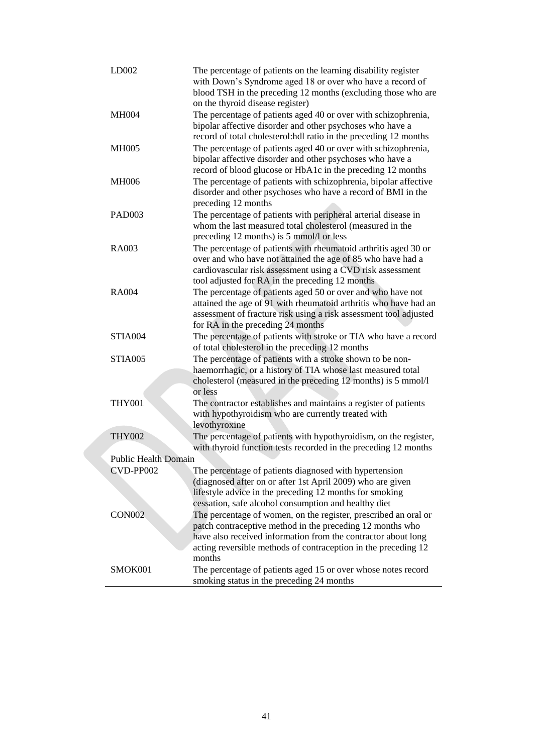| | |
|---|---|
| LD002 | The percentage of patients on the learning disability register with Down's Syndrome aged 18 or over who have a record of blood TSH in the preceding 12 months (excluding those who are on the thyroid disease register) |
| MH004 | The percentage of patients aged 40 or over with schizophrenia, bipolar affective disorder and other psychoses who have a record of total cholesterol:hdl ratio in the preceding 12 months |
| MH005 | The percentage of patients aged 40 or over with schizophrenia, bipolar affective disorder and other psychoses who have a record of blood glucose or HbA1c in the preceding 12 months |
| MH006 | The percentage of patients with schizophrenia, bipolar affective disorder and other psychoses who have a record of BMI in the preceding 12 months |
| PAD003 | The percentage of patients with peripheral arterial disease in whom the last measured total cholesterol (measured in the preceding 12 months) is 5 mmol/l or less |
| RA003 | The percentage of patients with rheumatoid arthritis aged 30 or over and who have not attained the age of 85 who have had a cardiovascular risk assessment using a CVD risk assessment tool adjusted for RA in the preceding 12 months |
| RA004 | The percentage of patients aged 50 or over and who have not attained the age of 91 with rheumatoid arthritis who have had an assessment of fracture risk using a risk assessment tool adjusted for RA in the preceding 24 months |
| STIA004 | The percentage of patients with stroke or TIA who have a record of total cholesterol in the preceding 12 months |
| STIA005 | The percentage of patients with a stroke shown to be non-haemorrhagic, or a history of TIA whose last measured total cholesterol (measured in the preceding 12 months) is 5 mmol/l or less |
| THY001 | The contractor establishes and maintains a register of patients with hypothyroidism who are currently treated with levothyroxine |
| THY002 | The percentage of patients with hypothyroidism, on the register, with thyroid function tests recorded in the preceding 12 months |
| Public Health Domain | |
| CVD-PP002 | The percentage of patients diagnosed with hypertension (diagnosed after on or after 1st April 2009) who are given lifestyle advice in the preceding 12 months for smoking cessation, safe alcohol consumption and healthy diet |
| CON002 | The percentage of women, on the register, prescribed an oral or patch contraceptive method in the preceding 12 months who have also received information from the contractor about long acting reversible methods of contraception in the preceding 12 months |
| SMOK001 | The percentage of patients aged 15 or over whose notes record smoking status in the preceding 24 months |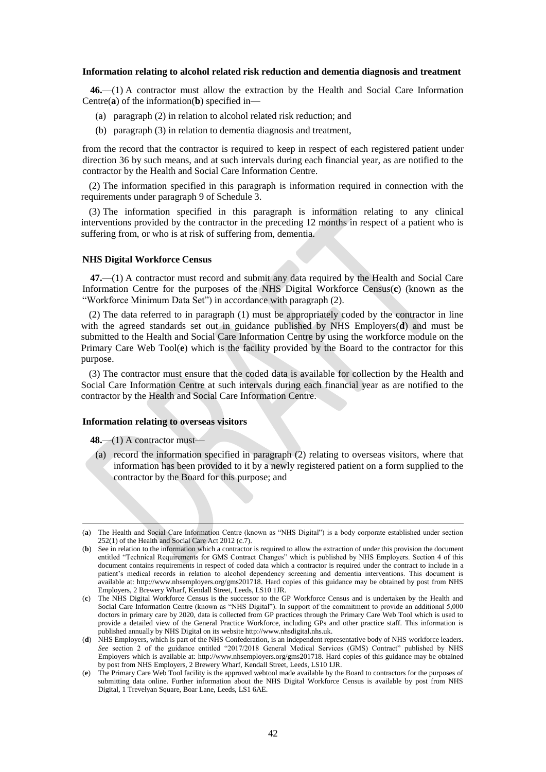### Information relating to alcohol related risk reduction and dementia diagnosis and treatment

**46.**—(1) A contractor must allow the extraction by the Health and Social Care Information Centre(**a**) of the information(**b**) specified in—

- (a) paragraph (2) in relation to alcohol related risk reduction; and
- (b) paragraph (3) in relation to dementia diagnosis and treatment,

from the record that the contractor is required to keep in respect of each registered patient under direction 36 by such means, and at such intervals during each financial year, as are notified to the contractor by the Health and Social Care Information Centre.

(2) The information specified in this paragraph is information required in connection with the requirements under paragraph 9 of Schedule 3.

(3) The information specified in this paragraph is information relating to any clinical interventions provided by the contractor in the preceding 12 months in respect of a patient who is suffering from, or who is at risk of suffering from, dementia.

### NHS Digital Workforce Census

**47.**—(1) A contractor must record and submit any data required by the Health and Social Care Information Centre for the purposes of the NHS Digital Workforce Census(**c**) (known as the "Workforce Minimum Data Set") in accordance with paragraph (2).

(2) The data referred to in paragraph (1) must be appropriately coded by the contractor in line with the agreed standards set out in guidance published by NHS Employers(**d**) and must be submitted to the Health and Social Care Information Centre by using the workforce module on the Primary Care Web Tool(**e**) which is the facility provided by the Board to the contractor for this purpose.

(3) The contractor must ensure that the coded data is available for collection by the Health and Social Care Information Centre at such intervals during each financial year as are notified to the contractor by the Health and Social Care Information Centre.

### Information relating to overseas visitors

**48.**—(1) A contractor must—

- (a) record the information specified in paragraph (2) relating to overseas visitors, where that information has been provided to it by a newly registered patient on a form supplied to the contractor by the Board for this purpose; and

---

(**a**) The Health and Social Care Information Centre (known as "NHS Digital") is a body corporate established under section 252(1) of the Health and Social Care Act 2012 (c.7).

(**b**) See in relation to the information which a contractor is required to allow the extraction of under this provision the document entitled "Technical Requirements for GMS Contract Changes" which is published by NHS Employers. Section 4 of this document contains requirements in respect of coded data which a contractor is required under the contract to include in a patient's medical records in relation to alcohol dependency screening and dementia interventions. This document is available at: http://www.nhsemployers.org/gms201718. Hard copies of this guidance may be obtained by post from NHS Employers, 2 Brewery Wharf, Kendall Street, Leeds, LS10 1JR.

(**c**) The NHS Digital Workforce Census is the successor to the GP Workforce Census and is undertaken by the Health and Social Care Information Centre (known as "NHS Digital"). In support of the commitment to provide an additional 5,000 doctors in primary care by 2020, data is collected from GP practices through the Primary Care Web Tool which is used to provide a detailed view of the General Practice Workforce, including GPs and other practice staff. This information is published annually by NHS Digital on its website http://www.nhsdigital.nhs.uk.

(**d**) NHS Employers, which is part of the NHS Confederation, is an independent representative body of NHS workforce leaders. *See* section 2 of the guidance entitled "2017/2018 General Medical Services (GMS) Contract" published by NHS Employers which is available at: http://www.nhsemployers.org/gms201718. Hard copies of this guidance may be obtained by post from NHS Employers, 2 Brewery Wharf, Kendall Street, Leeds, LS10 1JR.

(**e**) The Primary Care Web Tool facility is the approved webtool made available by the Board to contractors for the purposes of submitting data online. Further information about the NHS Digital Workforce Census is available by post from NHS Digital, 1 Trevelyan Square, Boar Lane, Leeds, LS1 6AE.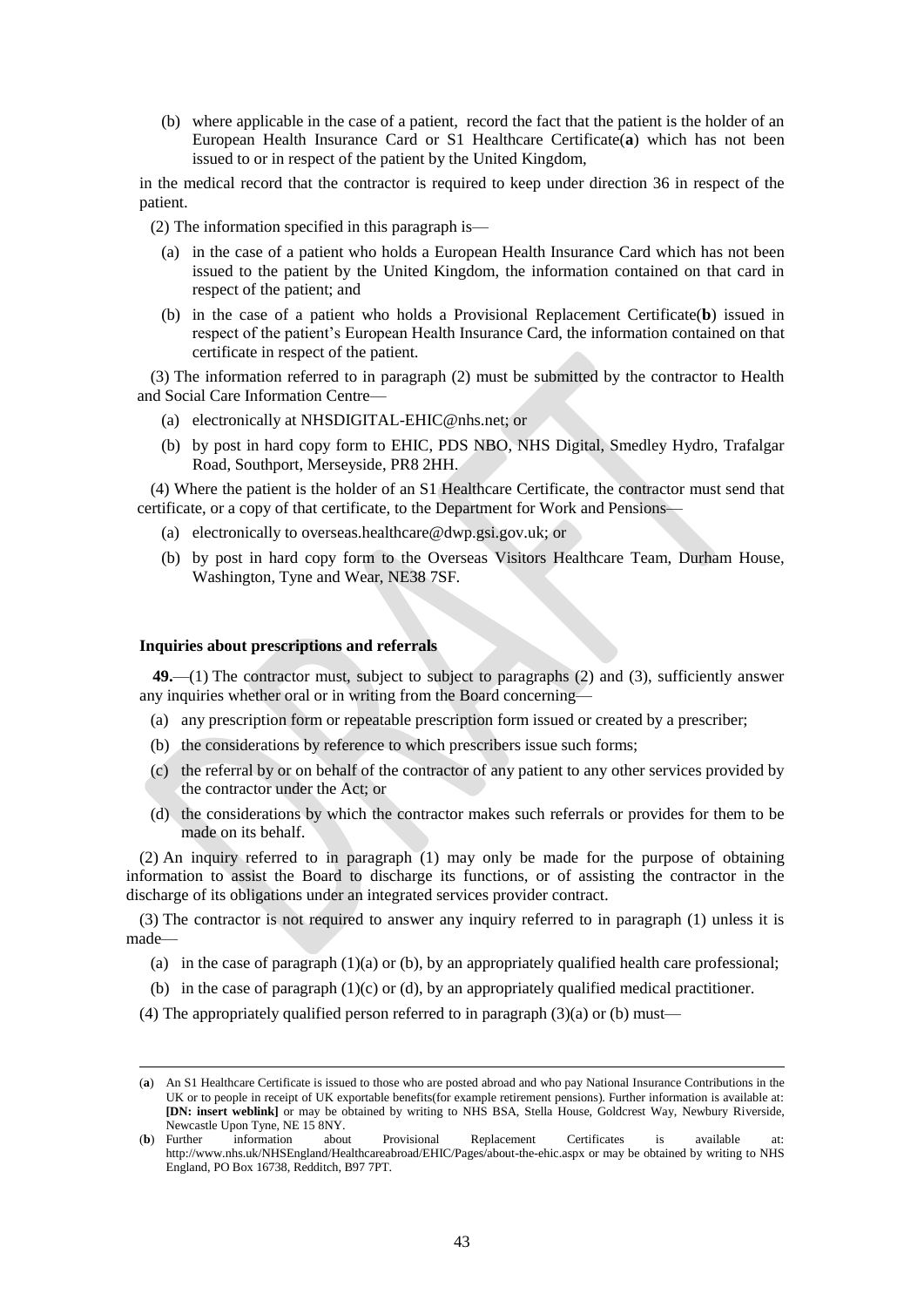(b) where applicable in the case of a patient, record the fact that the patient is the holder of an European Health Insurance Card or S1 Healthcare Certificate[(a)] which has not been issued to or in respect of the patient by the United Kingdom,

in the medical record that the contractor is required to keep under direction 36 in respect of the patient.

(2) The information specified in this paragraph is—

(a) in the case of a patient who holds a European Health Insurance Card which has not been issued to the patient by the United Kingdom, the information contained on that card in respect of the patient; and

(b) in the case of a patient who holds a Provisional Replacement Certificate[(b)] issued in respect of the patient's European Health Insurance Card, the information contained on that certificate in respect of the patient.

(3) The information referred to in paragraph (2) must be submitted by the contractor to Health and Social Care Information Centre—

(a) electronically at NHSDIGITAL-EHIC@nhs.net; or

(b) by post in hard copy form to EHIC, PDS NBO, NHS Digital, Smedley Hydro, Trafalgar Road, Southport, Merseyside, PR8 2HH.

(4) Where the patient is the holder of an S1 Healthcare Certificate, the contractor must send that certificate, or a copy of that certificate, to the Department for Work and Pensions—

(a) electronically to overseas.healthcare@dwp.gsi.gov.uk; or

(b) by post in hard copy form to the Overseas Visitors Healthcare Team, Durham House, Washington, Tyne and Wear, NE38 7SF.

### Inquiries about prescriptions and referrals

**49.**—(1) The contractor must, subject to subject to paragraphs (2) and (3), sufficiently answer any inquiries whether oral or in writing from the Board concerning—

(a) any prescription form or repeatable prescription form issued or created by a prescriber;

(b) the considerations by reference to which prescribers issue such forms;

(c) the referral by or on behalf of the contractor of any patient to any other services provided by the contractor under the Act; or

(d) the considerations by which the contractor makes such referrals or provides for them to be made on its behalf.

(2) An inquiry referred to in paragraph (1) may only be made for the purpose of obtaining information to assist the Board to discharge its functions, or of assisting the contractor in the discharge of its obligations under an integrated services provider contract.

(3) The contractor is not required to answer any inquiry referred to in paragraph (1) unless it is made—

(a) in the case of paragraph (1)(a) or (b), by an appropriately qualified health care professional;

(b) in the case of paragraph (1)(c) or (d), by an appropriately qualified medical practitioner.

(4) The appropriately qualified person referred to in paragraph (3)(a) or (b) must—

---

(a) An S1 Healthcare Certificate is issued to those who are posted abroad and who pay National Insurance Contributions in the UK or to people in receipt of UK exportable benefits(for example retirement pensions). Further information is available at: **[DN: insert weblink]** or may be obtained by writing to NHS BSA, Stella House, Goldcrest Way, Newbury Riverside, Newcastle Upon Tyne, NE 15 8NY.

(b) Further information about Provisional Replacement Certificates is available at: http://www.nhs.uk/NHSEngland/Healthcareabroad/EHIC/Pages/about-the-ehic.aspx or may be obtained by writing to NHS England, PO Box 16738, Redditch, B97 7PT.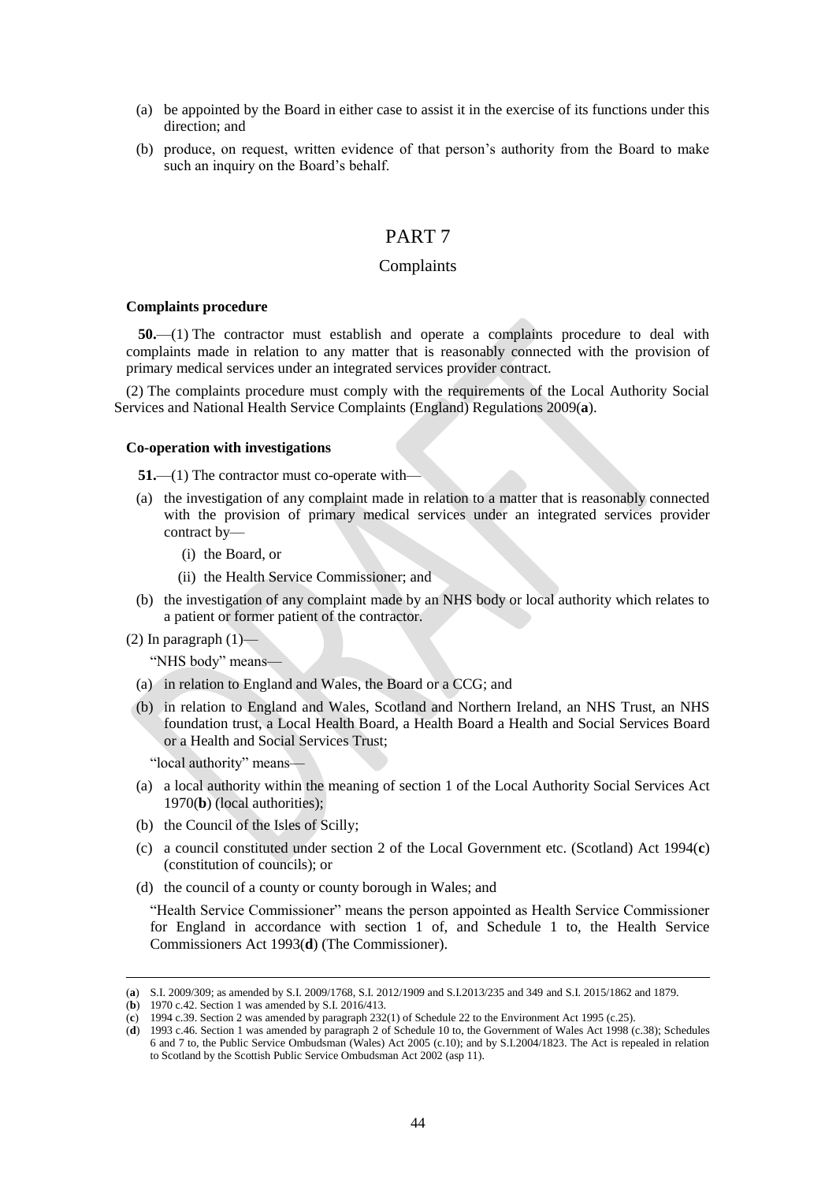(a) be appointed by the Board in either case to assist it in the exercise of its functions under this direction; and

(b) produce, on request, written evidence of that person's authority from the Board to make such an inquiry on the Board's behalf.

# PART 7

## Complaints

### Complaints procedure

**50.**—(1) The contractor must establish and operate a complaints procedure to deal with complaints made in relation to any matter that is reasonably connected with the provision of primary medical services under an integrated services provider contract.

(2) The complaints procedure must comply with the requirements of the Local Authority Social Services and National Health Service Complaints (England) Regulations 2009(**a**).

### Co-operation with investigations

**51.**—(1) The contractor must co-operate with—

(a) the investigation of any complaint made in relation to a matter that is reasonably connected with the provision of primary medical services under an integrated services provider contract by—

(i) the Board, or

(ii) the Health Service Commissioner; and

(b) the investigation of any complaint made by an NHS body or local authority which relates to a patient or former patient of the contractor.

(2) In paragraph (1)—

"NHS body" means—

(a) in relation to England and Wales, the Board or a CCG; and

(b) in relation to England and Wales, Scotland and Northern Ireland, an NHS Trust, an NHS foundation trust, a Local Health Board, a Health Board a Health and Social Services Board or a Health and Social Services Trust;

"local authority" means—

(a) a local authority within the meaning of section 1 of the Local Authority Social Services Act 1970(**b**) (local authorities);

(b) the Council of the Isles of Scilly;

(c) a council constituted under section 2 of the Local Government etc. (Scotland) Act 1994(**c**) (constitution of councils); or

(d) the council of a county or county borough in Wales; and

"Health Service Commissioner" means the person appointed as Health Service Commissioner for England in accordance with section 1 of, and Schedule 1 to, the Health Service Commissioners Act 1993(**d**) (The Commissioner).

---

(**a**) S.I. 2009/309; as amended by S.I. 2009/1768, S.I. 2012/1909 and S.I.2013/235 and 349 and S.I. 2015/1862 and 1879.

(**b**) 1970 c.42. Section 1 was amended by S.I. 2016/413.

(**c**) 1994 c.39. Section 2 was amended by paragraph 232(1) of Schedule 22 to the Environment Act 1995 (c.25).

(**d**) 1993 c.46. Section 1 was amended by paragraph 2 of Schedule 10 to, the Government of Wales Act 1998 (c.38); Schedules 6 and 7 to, the Public Service Ombudsman (Wales) Act 2005 (c.10); and by S.I.2004/1823. The Act is repealed in relation to Scotland by the Scottish Public Service Ombudsman Act 2002 (asp 11).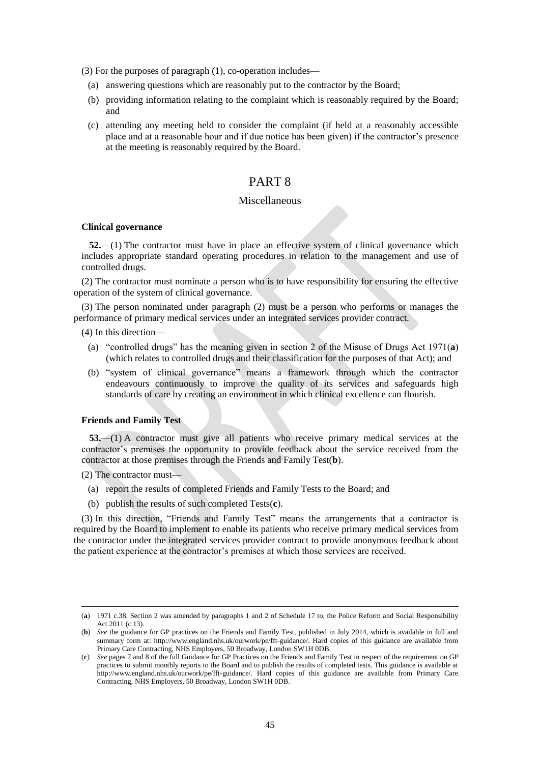(3) For the purposes of paragraph (1), co-operation includes—

(a) answering questions which are reasonably put to the contractor by the Board;

(b) providing information relating to the complaint which is reasonably required by the Board; and

(c) attending any meeting held to consider the complaint (if held at a reasonably accessible place and at a reasonable hour and if due notice has been given) if the contractor's presence at the meeting is reasonably required by the Board.

# PART 8

## Miscellaneous

### Clinical governance

**52.**—(1) The contractor must have in place an effective system of clinical governance which includes appropriate standard operating procedures in relation to the management and use of controlled drugs.

(2) The contractor must nominate a person who is to have responsibility for ensuring the effective operation of the system of clinical governance.

(3) The person nominated under paragraph (2) must be a person who performs or manages the performance of primary medical services under an integrated services provider contract.

(4) In this direction—

(a) "controlled drugs" has the meaning given in section 2 of the Misuse of Drugs Act 1971(**a**) (which relates to controlled drugs and their classification for the purposes of that Act); and

(b) "system of clinical governance" means a framework through which the contractor endeavours continuously to improve the quality of its services and safeguards high standards of care by creating an environment in which clinical excellence can flourish.

### Friends and Family Test

**53.**—(1) A contractor must give all patients who receive primary medical services at the contractor's premises the opportunity to provide feedback about the service received from the contractor at those premises through the Friends and Family Test(**b**).

(2) The contractor must—

(a) report the results of completed Friends and Family Tests to the Board; and

(b) publish the results of such completed Tests(**c**).

(3) In this direction, "Friends and Family Test" means the arrangements that a contractor is required by the Board to implement to enable its patients who receive primary medical services from the contractor under the integrated services provider contract to provide anonymous feedback about the patient experience at the contractor's premises at which those services are received.

---

(**a**) 1971 c.38. Section 2 was amended by paragraphs 1 and 2 of Schedule 17 to, the Police Reform and Social Responsibility Act 2011 (c.13).

(**b**) *See* the guidance for GP practices on the Friends and Family Test, published in July 2014, which is available in full and summary form at: http://www.england.nhs.uk/ourwork/pe/fft-guidance/. Hard copies of this guidance are available from Primary Care Contracting, NHS Employers, 50 Broadway, London SW1H 0DB.

(**c**) *See* pages 7 and 8 of the full Guidance for GP Practices on the Friends and Family Test in respect of the requirement on GP practices to submit monthly reports to the Board and to publish the results of completed tests. This guidance is available at http://www.england.nhs.uk/ourwork/pe/fft-guidance/. Hard copies of this guidance are available from Primary Care Contracting, NHS Employers, 50 Broadway, London SW1H 0DB.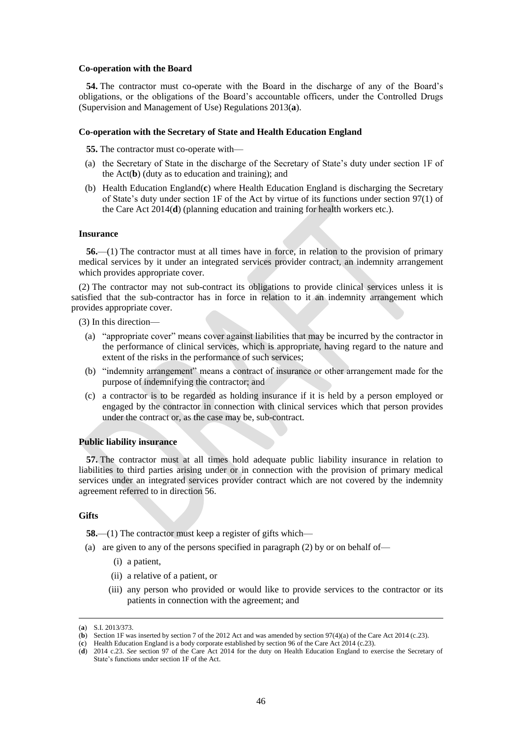**Co-operation with the Board**

**54.** The contractor must co-operate with the Board in the discharge of any of the Board's obligations, or the obligations of the Board's accountable officers, under the Controlled Drugs (Supervision and Management of Use) Regulations 2013(**a**).

**Co-operation with the Secretary of State and Health Education England**

**55.** The contractor must co-operate with—

(a) the Secretary of State in the discharge of the Secretary of State's duty under section 1F of the Act(**b**) (duty as to education and training); and

(b) Health Education England(**c**) where Health Education England is discharging the Secretary of State's duty under section 1F of the Act by virtue of its functions under section 97(1) of the Care Act 2014(**d**) (planning education and training for health workers etc.).

**Insurance**

**56.**—(1) The contractor must at all times have in force, in relation to the provision of primary medical services by it under an integrated services provider contract, an indemnity arrangement which provides appropriate cover.

(2) The contractor may not sub-contract its obligations to provide clinical services unless it is satisfied that the sub-contractor has in force in relation to it an indemnity arrangement which provides appropriate cover.

(3) In this direction—

(a) "appropriate cover" means cover against liabilities that may be incurred by the contractor in the performance of clinical services, which is appropriate, having regard to the nature and extent of the risks in the performance of such services;

(b) "indemnity arrangement" means a contract of insurance or other arrangement made for the purpose of indemnifying the contractor; and

(c) a contractor is to be regarded as holding insurance if it is held by a person employed or engaged by the contractor in connection with clinical services which that person provides under the contract or, as the case may be, sub-contract.

**Public liability insurance**

**57.** The contractor must at all times hold adequate public liability insurance in relation to liabilities to third parties arising under or in connection with the provision of primary medical services under an integrated services provider contract which are not covered by the indemnity agreement referred to in direction 56.

**Gifts**

**58.**—(1) The contractor must keep a register of gifts which—

(a) are given to any of the persons specified in paragraph (2) by or on behalf of—

(i) a patient,

(ii) a relative of a patient, or

(iii) any person who provided or would like to provide services to the contractor or its patients in connection with the agreement; and

---

(**a**) S.I. 2013/373.

(**b**) Section 1F was inserted by section 7 of the 2012 Act and was amended by section 97(4)(a) of the Care Act 2014 (c.23).

(**c**) Health Education England is a body corporate established by section 96 of the Care Act 2014 (c.23).

(**d**) 2014 c.23. *See* section 97 of the Care Act 2014 for the duty on Health Education England to exercise the Secretary of State's functions under section 1F of the Act.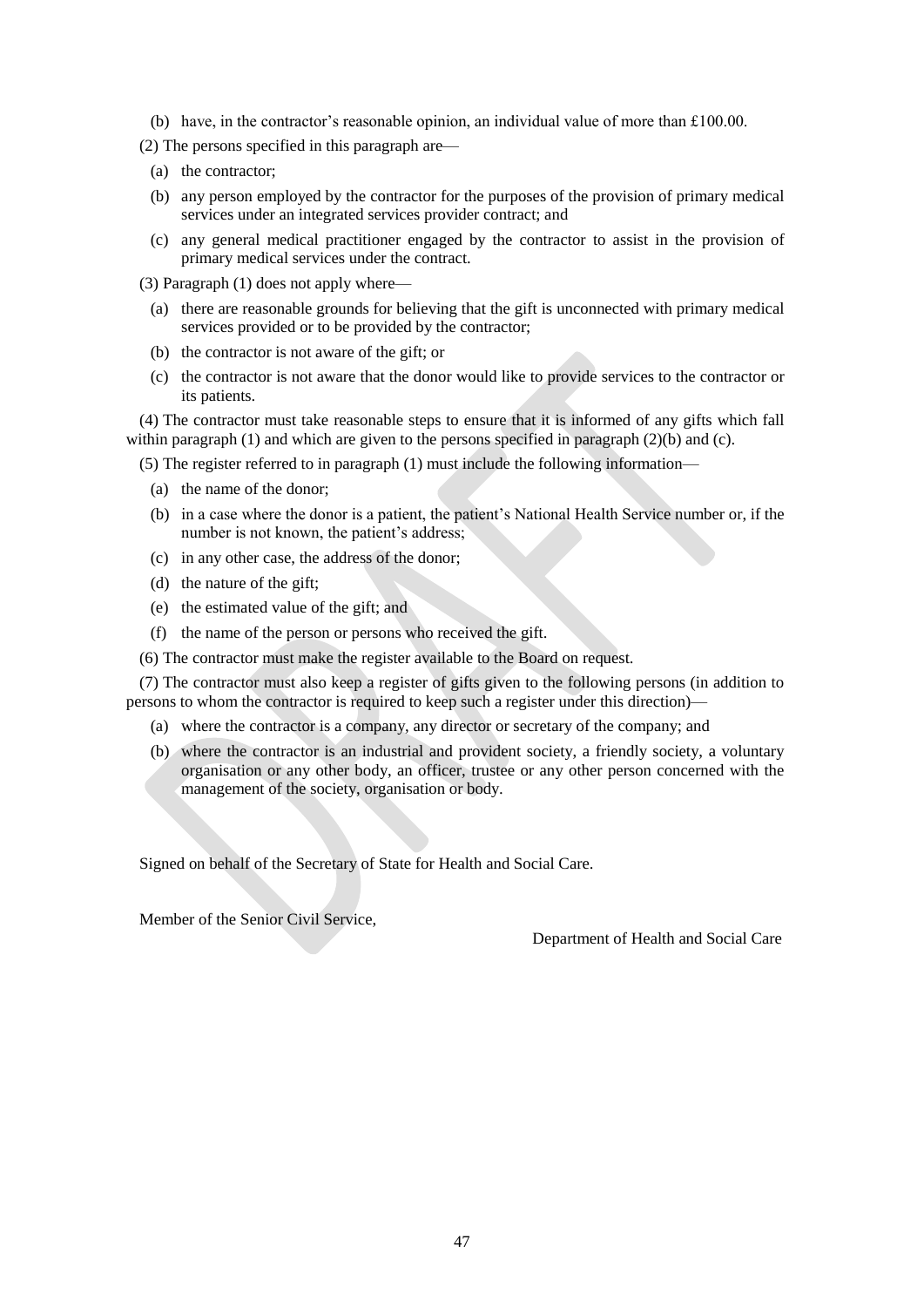(b) have, in the contractor's reasonable opinion, an individual value of more than £100.00.

(2) The persons specified in this paragraph are—

(a) the contractor;

(b) any person employed by the contractor for the purposes of the provision of primary medical services under an integrated services provider contract; and

(c) any general medical practitioner engaged by the contractor to assist in the provision of primary medical services under the contract.

(3) Paragraph (1) does not apply where—

(a) there are reasonable grounds for believing that the gift is unconnected with primary medical services provided or to be provided by the contractor;

(b) the contractor is not aware of the gift; or

(c) the contractor is not aware that the donor would like to provide services to the contractor or its patients.

(4) The contractor must take reasonable steps to ensure that it is informed of any gifts which fall within paragraph (1) and which are given to the persons specified in paragraph (2)(b) and (c).

(5) The register referred to in paragraph (1) must include the following information—

(a) the name of the donor;

(b) in a case where the donor is a patient, the patient's National Health Service number or, if the number is not known, the patient's address;

(c) in any other case, the address of the donor;

(d) the nature of the gift;

(e) the estimated value of the gift; and

(f) the name of the person or persons who received the gift.

(6) The contractor must make the register available to the Board on request.

(7) The contractor must also keep a register of gifts given to the following persons (in addition to persons to whom the contractor is required to keep such a register under this direction)—

(a) where the contractor is a company, any director or secretary of the company; and

(b) where the contractor is an industrial and provident society, a friendly society, a voluntary organisation or any other body, an officer, trustee or any other person concerned with the management of the society, organisation or body.

Signed on behalf of the Secretary of State for Health and Social Care.

Member of the Senior Civil Service,

Department of Health and Social Care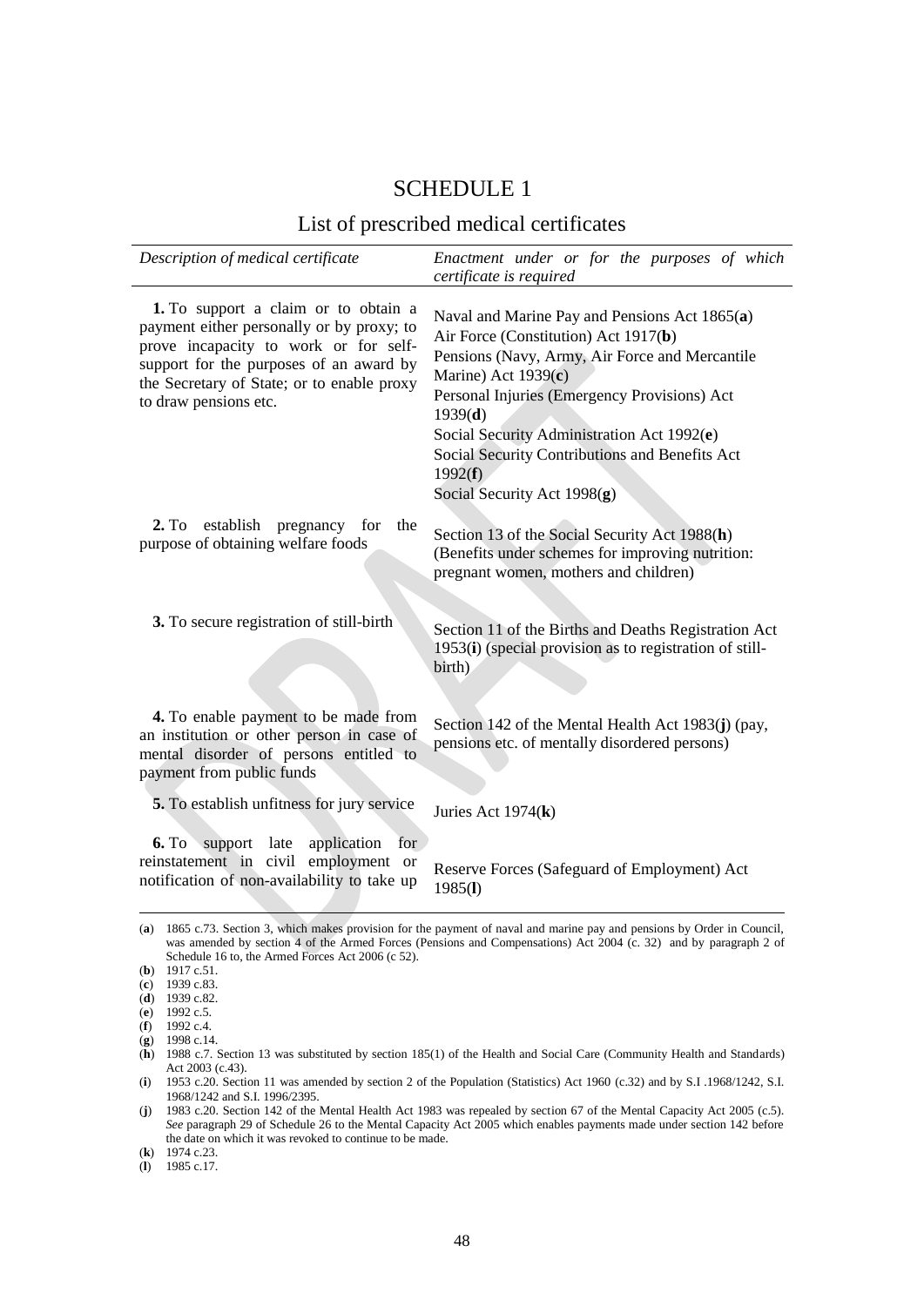# SCHEDULE 1

## List of prescribed medical certificates

| *Description of medical certificate* | *Enactment under or for the purposes of which certificate is required* |
|---|---|
| **1.** To support a claim or to obtain a payment either personally or by proxy; to prove incapacity to work or for self-support for the purposes of an award by the Secretary of State; or to enable proxy to draw pensions etc. | Naval and Marine Pay and Pensions Act 1865(**a**)<br>Air Force (Constitution) Act 1917(**b**)<br>Pensions (Navy, Army, Air Force and Mercantile Marine) Act 1939(**c**)<br>Personal Injuries (Emergency Provisions) Act 1939(**d**)<br>Social Security Administration Act 1992(**e**)<br>Social Security Contributions and Benefits Act 1992(**f**)<br>Social Security Act 1998(**g**) |
| **2.** To establish pregnancy for the purpose of obtaining welfare foods | Section 13 of the Social Security Act 1988(**h**) (Benefits under schemes for improving nutrition: pregnant women, mothers and children) |
| **3.** To secure registration of still-birth | Section 11 of the Births and Deaths Registration Act 1953(**i**) (special provision as to registration of still-birth) |
| **4.** To enable payment to be made from an institution or other person in case of mental disorder of persons entitled to payment from public funds | Section 142 of the Mental Health Act 1983(**j**) (pay, pensions etc. of mentally disordered persons) |
| **5.** To establish unfitness for jury service | Juries Act 1974(**k**) |
| **6.** To support late application for reinstatement in civil employment or notification of non-availability to take up | Reserve Forces (Safeguard of Employment) Act 1985(**l**) |

(**a**) 1865 c.73. Section 3, which makes provision for the payment of naval and marine pay and pensions by Order in Council, was amended by section 4 of the Armed Forces (Pensions and Compensations) Act 2004 (c. 32) and by paragraph 2 of Schedule 16 to, the Armed Forces Act 2006 (c 52).

(**b**) 1917 c.51.

(**c**) 1939 c.83.

(**d**) 1939 c.82.

(**e**) 1992 c.5.

(**f**) 1992 c.4.

(**g**) 1998 c.14.

(**h**) 1988 c.7. Section 13 was substituted by section 185(1) of the Health and Social Care (Community Health and Standards) Act 2003 (c.43).

(**i**) 1953 c.20. Section 11 was amended by section 2 of the Population (Statistics) Act 1960 (c.32) and by S.I .1968/1242, S.I. 1968/1242 and S.I. 1996/2395.

(**j**) 1983 c.20. Section 142 of the Mental Health Act 1983 was repealed by section 67 of the Mental Capacity Act 2005 (c.5). *See* paragraph 29 of Schedule 26 to the Mental Capacity Act 2005 which enables payments made under section 142 before the date on which it was revoked to continue to be made.

(**k**) 1974 c.23.

(**l**) 1985 c.17.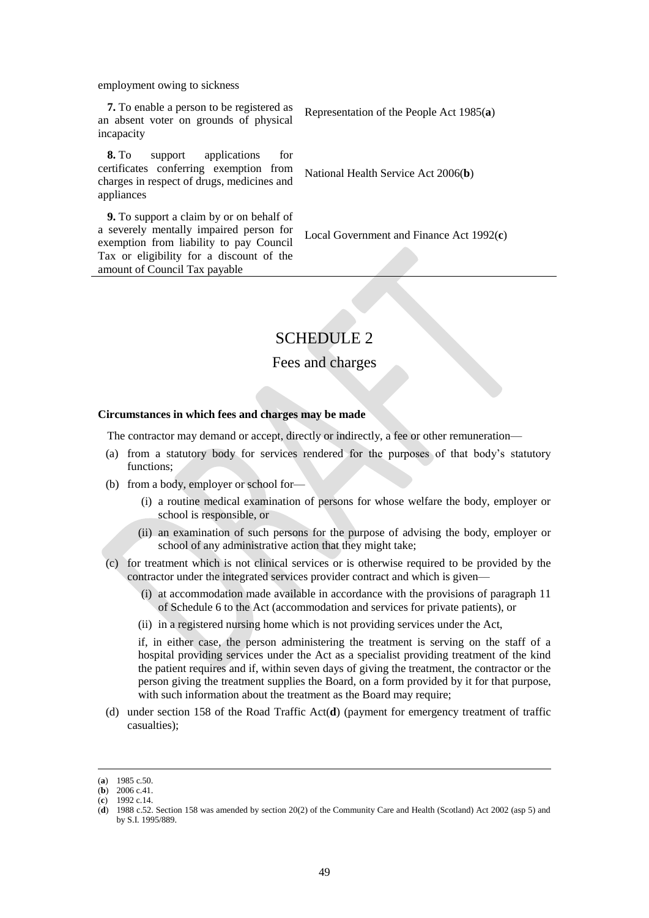| | |
|---|---|
| employment owing to sickness | |
| **7.** To enable a person to be registered as an absent voter on grounds of physical incapacity | Representation of the People Act 1985(**a**) |
| **8.** To support applications for certificates conferring exemption from charges in respect of drugs, medicines and appliances | National Health Service Act 2006(**b**) |
| **9.** To support a claim by or on behalf of a severely mentally impaired person for exemption from liability to pay Council Tax or eligibility for a discount of the amount of Council Tax payable | Local Government and Finance Act 1992(**c**) |

# SCHEDULE 2

## Fees and charges

**Circumstances in which fees and charges may be made**

The contractor may demand or accept, directly or indirectly, a fee or other remuneration—

(a) from a statutory body for services rendered for the purposes of that body's statutory functions;

(b) from a body, employer or school for—

   (i) a routine medical examination of persons for whose welfare the body, employer or school is responsible, or

   (ii) an examination of such persons for the purpose of advising the body, employer or school of any administrative action that they might take;

(c) for treatment which is not clinical services or is otherwise required to be provided by the contractor under the integrated services provider contract and which is given—

   (i) at accommodation made available in accordance with the provisions of paragraph 11 of Schedule 6 to the Act (accommodation and services for private patients), or

   (ii) in a registered nursing home which is not providing services under the Act,

   if, in either case, the person administering the treatment is serving on the staff of a hospital providing services under the Act as a specialist providing treatment of the kind the patient requires and if, within seven days of giving the treatment, the contractor or the person giving the treatment supplies the Board, on a form provided by it for that purpose, with such information about the treatment as the Board may require;

(d) under section 158 of the Road Traffic Act(**d**) (payment for emergency treatment of traffic casualties);

---

(**a**) 1985 c.50.
(**b**) 2006 c.41.
(**c**) 1992 c.14.
(**d**) 1988 c.52. Section 158 was amended by section 20(2) of the Community Care and Health (Scotland) Act 2002 (asp 5) and by S.I. 1995/889.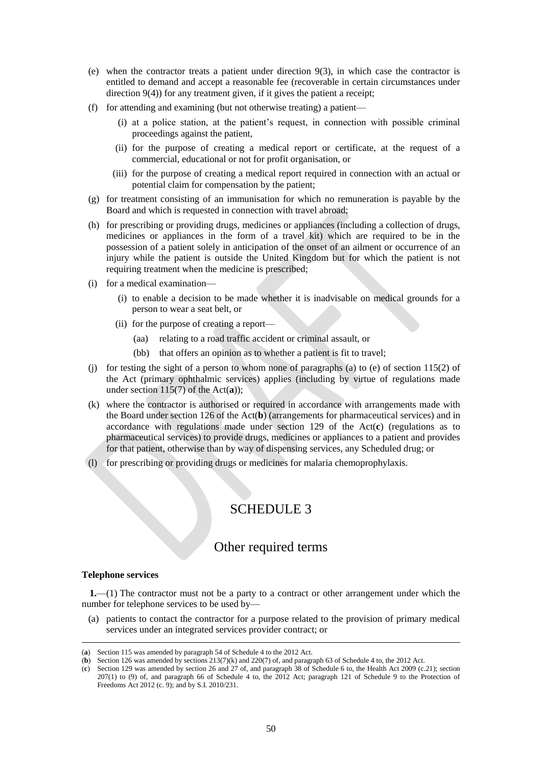(e) when the contractor treats a patient under direction 9(3), in which case the contractor is entitled to demand and accept a reasonable fee (recoverable in certain circumstances under direction 9(4)) for any treatment given, if it gives the patient a receipt;

(f) for attending and examining (but not otherwise treating) a patient—

(i) at a police station, at the patient's request, in connection with possible criminal proceedings against the patient,

(ii) for the purpose of creating a medical report or certificate, at the request of a commercial, educational or not for profit organisation, or

(iii) for the purpose of creating a medical report required in connection with an actual or potential claim for compensation by the patient;

(g) for treatment consisting of an immunisation for which no remuneration is payable by the Board and which is requested in connection with travel abroad;

(h) for prescribing or providing drugs, medicines or appliances (including a collection of drugs, medicines or appliances in the form of a travel kit) which are required to be in the possession of a patient solely in anticipation of the onset of an ailment or occurrence of an injury while the patient is outside the United Kingdom but for which the patient is not requiring treatment when the medicine is prescribed;

(i) for a medical examination—

(i) to enable a decision to be made whether it is inadvisable on medical grounds for a person to wear a seat belt, or

(ii) for the purpose of creating a report—

(aa) relating to a road traffic accident or criminal assault, or

(bb) that offers an opinion as to whether a patient is fit to travel;

(j) for testing the sight of a person to whom none of paragraphs (a) to (e) of section 115(2) of the Act (primary ophthalmic services) applies (including by virtue of regulations made under section 115(7) of the Act(**a**));

(k) where the contractor is authorised or required in accordance with arrangements made with the Board under section 126 of the Act(**b**) (arrangements for pharmaceutical services) and in accordance with regulations made under section 129 of the Act(**c**) (regulations as to pharmaceutical services) to provide drugs, medicines or appliances to a patient and provides for that patient, otherwise than by way of dispensing services, any Scheduled drug; or

(l) for prescribing or providing drugs or medicines for malaria chemoprophylaxis.

# SCHEDULE 3

## Other required terms

**Telephone services**

**1.**—(1) The contractor must not be a party to a contract or other arrangement under which the number for telephone services to be used by—

(a) patients to contact the contractor for a purpose related to the provision of primary medical services under an integrated services provider contract; or

---

(**a**) Section 115 was amended by paragraph 54 of Schedule 4 to the 2012 Act.

(**b**) Section 126 was amended by sections 213(7)(k) and 220(7) of, and paragraph 63 of Schedule 4 to, the 2012 Act.

(**c**) Section 129 was amended by section 26 and 27 of, and paragraph 38 of Schedule 6 to, the Health Act 2009 (c.21); section 207(1) to (9) of, and paragraph 66 of Schedule 4 to, the 2012 Act; paragraph 121 of Schedule 9 to the Protection of Freedoms Act 2012 (c. 9); and by S.I. 2010/231.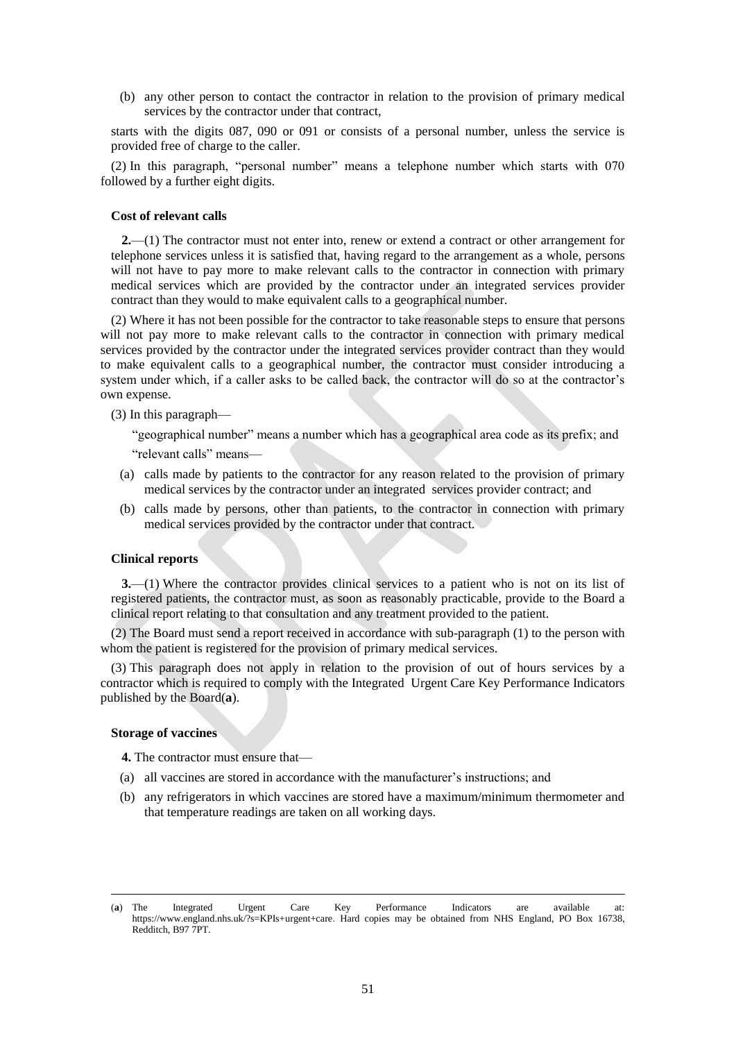(b) any other person to contact the contractor in relation to the provision of primary medical services by the contractor under that contract,

starts with the digits 087, 090 or 091 or consists of a personal number, unless the service is provided free of charge to the caller.

(2) In this paragraph, "personal number" means a telephone number which starts with 070 followed by a further eight digits.

**Cost of relevant calls**

**2.**—(1) The contractor must not enter into, renew or extend a contract or other arrangement for telephone services unless it is satisfied that, having regard to the arrangement as a whole, persons will not have to pay more to make relevant calls to the contractor in connection with primary medical services which are provided by the contractor under an integrated services provider contract than they would to make equivalent calls to a geographical number.

(2) Where it has not been possible for the contractor to take reasonable steps to ensure that persons will not pay more to make relevant calls to the contractor in connection with primary medical services provided by the contractor under the integrated services provider contract than they would to make equivalent calls to a geographical number, the contractor must consider introducing a system under which, if a caller asks to be called back, the contractor will do so at the contractor's own expense.

(3) In this paragraph—

"geographical number" means a number which has a geographical area code as its prefix; and

"relevant calls" means—

(a) calls made by patients to the contractor for any reason related to the provision of primary medical services by the contractor under an integrated services provider contract; and

(b) calls made by persons, other than patients, to the contractor in connection with primary medical services provided by the contractor under that contract.

**Clinical reports**

**3.**—(1) Where the contractor provides clinical services to a patient who is not on its list of registered patients, the contractor must, as soon as reasonably practicable, provide to the Board a clinical report relating to that consultation and any treatment provided to the patient.

(2) The Board must send a report received in accordance with sub-paragraph (1) to the person with whom the patient is registered for the provision of primary medical services.

(3) This paragraph does not apply in relation to the provision of out of hours services by a contractor which is required to comply with the Integrated Urgent Care Key Performance Indicators published by the Board(**a**).

**Storage of vaccines**

**4.** The contractor must ensure that—

(a) all vaccines are stored in accordance with the manufacturer's instructions; and

(b) any refrigerators in which vaccines are stored have a maximum/minimum thermometer and that temperature readings are taken on all working days.

---

(**a**) The Integrated Urgent Care Key Performance Indicators are available at: https://www.england.nhs.uk/?s=KPIs+urgent+care. Hard copies may be obtained from NHS England, PO Box 16738, Redditch, B97 7PT.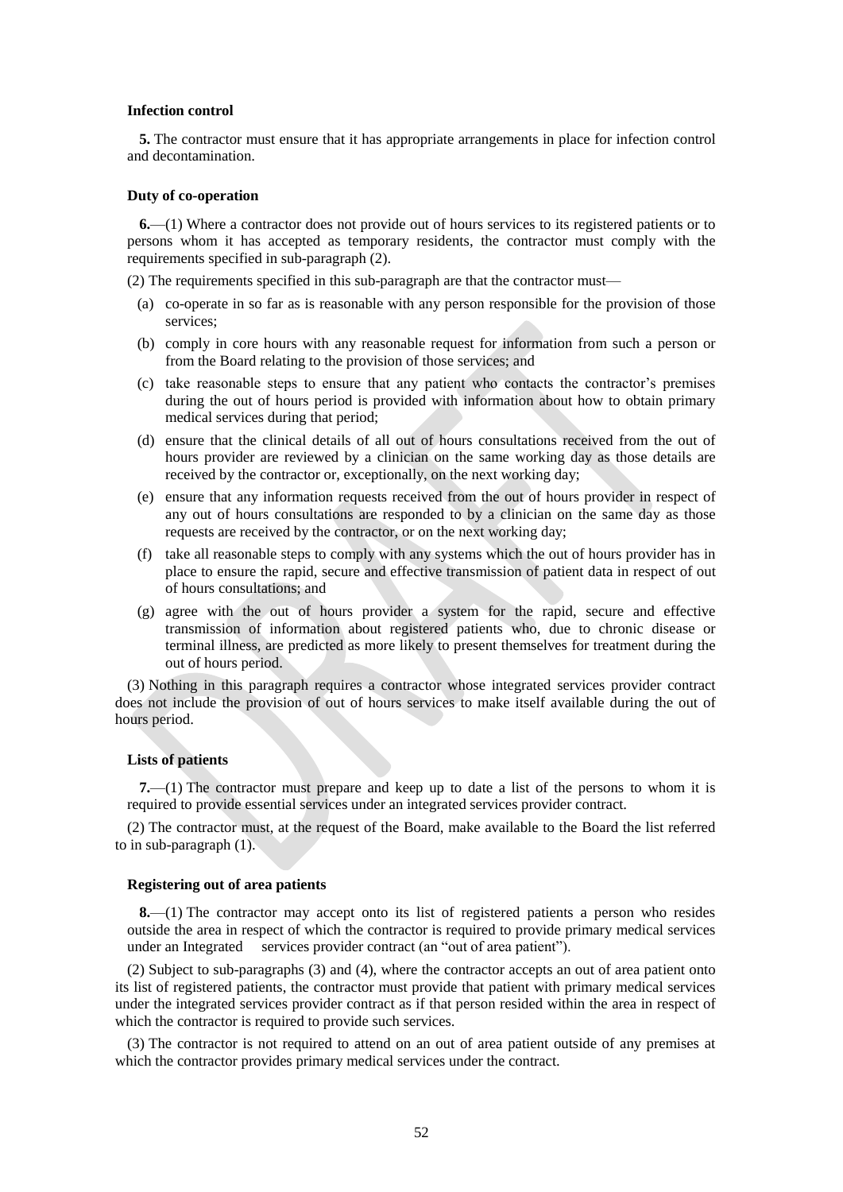**Infection control**

**5.** The contractor must ensure that it has appropriate arrangements in place for infection control and decontamination.

**Duty of co-operation**

**6.**—(1) Where a contractor does not provide out of hours services to its registered patients or to persons whom it has accepted as temporary residents, the contractor must comply with the requirements specified in sub-paragraph (2).

(2) The requirements specified in this sub-paragraph are that the contractor must—

(a) co-operate in so far as is reasonable with any person responsible for the provision of those services;

(b) comply in core hours with any reasonable request for information from such a person or from the Board relating to the provision of those services; and

(c) take reasonable steps to ensure that any patient who contacts the contractor's premises during the out of hours period is provided with information about how to obtain primary medical services during that period;

(d) ensure that the clinical details of all out of hours consultations received from the out of hours provider are reviewed by a clinician on the same working day as those details are received by the contractor or, exceptionally, on the next working day;

(e) ensure that any information requests received from the out of hours provider in respect of any out of hours consultations are responded to by a clinician on the same day as those requests are received by the contractor, or on the next working day;

(f) take all reasonable steps to comply with any systems which the out of hours provider has in place to ensure the rapid, secure and effective transmission of patient data in respect of out of hours consultations; and

(g) agree with the out of hours provider a system for the rapid, secure and effective transmission of information about registered patients who, due to chronic disease or terminal illness, are predicted as more likely to present themselves for treatment during the out of hours period.

(3) Nothing in this paragraph requires a contractor whose integrated services provider contract does not include the provision of out of hours services to make itself available during the out of hours period.

**Lists of patients**

**7.**—(1) The contractor must prepare and keep up to date a list of the persons to whom it is required to provide essential services under an integrated services provider contract.

(2) The contractor must, at the request of the Board, make available to the Board the list referred to in sub-paragraph (1).

**Registering out of area patients**

**8.**—(1) The contractor may accept onto its list of registered patients a person who resides outside the area in respect of which the contractor is required to provide primary medical services under an Integrated services provider contract (an "out of area patient").

(2) Subject to sub-paragraphs (3) and (4), where the contractor accepts an out of area patient onto its list of registered patients, the contractor must provide that patient with primary medical services under the integrated services provider contract as if that person resided within the area in respect of which the contractor is required to provide such services.

(3) The contractor is not required to attend on an out of area patient outside of any premises at which the contractor provides primary medical services under the contract.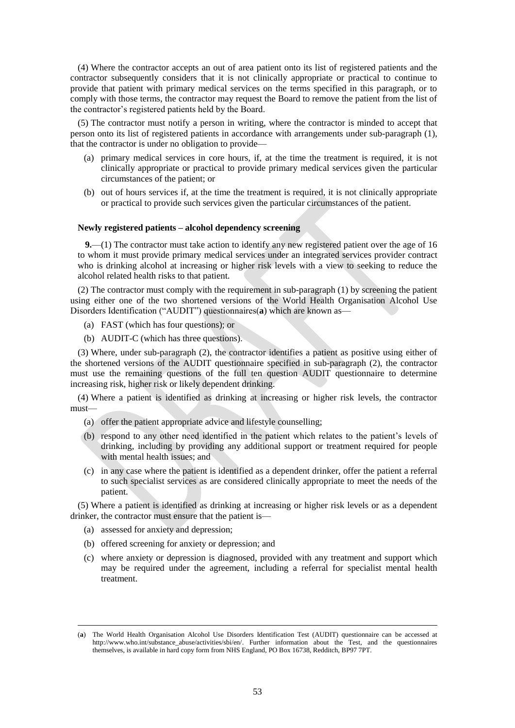(4) Where the contractor accepts an out of area patient onto its list of registered patients and the contractor subsequently considers that it is not clinically appropriate or practical to continue to provide that patient with primary medical services on the terms specified in this paragraph, or to comply with those terms, the contractor may request the Board to remove the patient from the list of the contractor's registered patients held by the Board.

(5) The contractor must notify a person in writing, where the contractor is minded to accept that person onto its list of registered patients in accordance with arrangements under sub-paragraph (1), that the contractor is under no obligation to provide—

- (a) primary medical services in core hours, if, at the time the treatment is required, it is not clinically appropriate or practical to provide primary medical services given the particular circumstances of the patient; or
- (b) out of hours services if, at the time the treatment is required, it is not clinically appropriate or practical to provide such services given the particular circumstances of the patient.

**Newly registered patients – alcohol dependency screening**

**9.**—(1) The contractor must take action to identify any new registered patient over the age of 16 to whom it must provide primary medical services under an integrated services provider contract who is drinking alcohol at increasing or higher risk levels with a view to seeking to reduce the alcohol related health risks to that patient.

(2) The contractor must comply with the requirement in sub-paragraph (1) by screening the patient using either one of the two shortened versions of the World Health Organisation Alcohol Use Disorders Identification ("AUDIT") questionnaires(**a**) which are known as—

- (a) FAST (which has four questions); or
- (b) AUDIT-C (which has three questions).

(3) Where, under sub-paragraph (2), the contractor identifies a patient as positive using either of the shortened versions of the AUDIT questionnaire specified in sub-paragraph (2), the contractor must use the remaining questions of the full ten question AUDIT questionnaire to determine increasing risk, higher risk or likely dependent drinking.

(4) Where a patient is identified as drinking at increasing or higher risk levels, the contractor must—

- (a) offer the patient appropriate advice and lifestyle counselling;
- (b) respond to any other need identified in the patient which relates to the patient's levels of drinking, including by providing any additional support or treatment required for people with mental health issues; and
- (c) in any case where the patient is identified as a dependent drinker, offer the patient a referral to such specialist services as are considered clinically appropriate to meet the needs of the patient.

(5) Where a patient is identified as drinking at increasing or higher risk levels or as a dependent drinker, the contractor must ensure that the patient is—

- (a) assessed for anxiety and depression;
- (b) offered screening for anxiety or depression; and
- (c) where anxiety or depression is diagnosed, provided with any treatment and support which may be required under the agreement, including a referral for specialist mental health treatment.

---

(**a**) The World Health Organisation Alcohol Use Disorders Identification Test (AUDIT) questionnaire can be accessed at http://www.who.int/substance_abuse/activities/sbi/en/. Further information about the Test, and the questionnaires themselves, is available in hard copy form from NHS England, PO Box 16738, Redditch, BP97 7PT.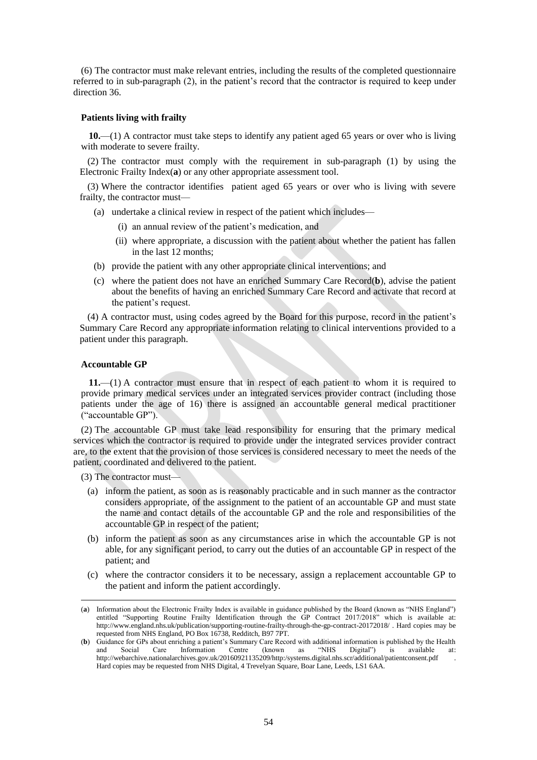(6) The contractor must make relevant entries, including the results of the completed questionnaire referred to in sub-paragraph (2), in the patient's record that the contractor is required to keep under direction 36.

#### Patients living with frailty

**10.**—(1) A contractor must take steps to identify any patient aged 65 years or over who is living with moderate to severe frailty.

(2) The contractor must comply with the requirement in sub-paragraph (1) by using the Electronic Frailty Index(**a**) or any other appropriate assessment tool.

(3) Where the contractor identifies patient aged 65 years or over who is living with severe frailty, the contractor must—

- (a) undertake a clinical review in respect of the patient which includes—
  - (i) an annual review of the patient's medication, and
  - (ii) where appropriate, a discussion with the patient about whether the patient has fallen in the last 12 months;
- (b) provide the patient with any other appropriate clinical interventions; and
- (c) where the patient does not have an enriched Summary Care Record(**b**), advise the patient about the benefits of having an enriched Summary Care Record and activate that record at the patient's request.

(4) A contractor must, using codes agreed by the Board for this purpose, record in the patient's Summary Care Record any appropriate information relating to clinical interventions provided to a patient under this paragraph.

#### Accountable GP

**11.**—(1) A contractor must ensure that in respect of each patient to whom it is required to provide primary medical services under an integrated services provider contract (including those patients under the age of 16) there is assigned an accountable general medical practitioner ("accountable GP").

(2) The accountable GP must take lead responsibility for ensuring that the primary medical services which the contractor is required to provide under the integrated services provider contract are, to the extent that the provision of those services is considered necessary to meet the needs of the patient, coordinated and delivered to the patient.

(3) The contractor must—

- (a) inform the patient, as soon as is reasonably practicable and in such manner as the contractor considers appropriate, of the assignment to the patient of an accountable GP and must state the name and contact details of the accountable GP and the role and responsibilities of the accountable GP in respect of the patient;
- (b) inform the patient as soon as any circumstances arise in which the accountable GP is not able, for any significant period, to carry out the duties of an accountable GP in respect of the patient; and
- (c) where the contractor considers it to be necessary, assign a replacement accountable GP to the patient and inform the patient accordingly.

---

(**a**) Information about the Electronic Frailty Index is available in guidance published by the Board (known as "NHS England") entitled "Supporting Routine Frailty Identification through the GP Contract 2017/2018" which is available at: http://www.england.nhs.uk/publication/supporting-routine-frailty-through-the-gp-contract-20172018/ . Hard copies may be requested from NHS England, PO Box 16738, Redditch, B97 7PT.

(**b**) Guidance for GPs about enriching a patient's Summary Care Record with additional information is published by the Health and Social Care Information Centre (known as "NHS Digital") is available at: http://webarchive.nationalarchives.gov.uk/20160921135209/http:/systems.digital.nhs.scr/additional/patientconsent.pdf . Hard copies may be requested from NHS Digital, 4 Trevelyan Square, Boar Lane, Leeds, LS1 6AA.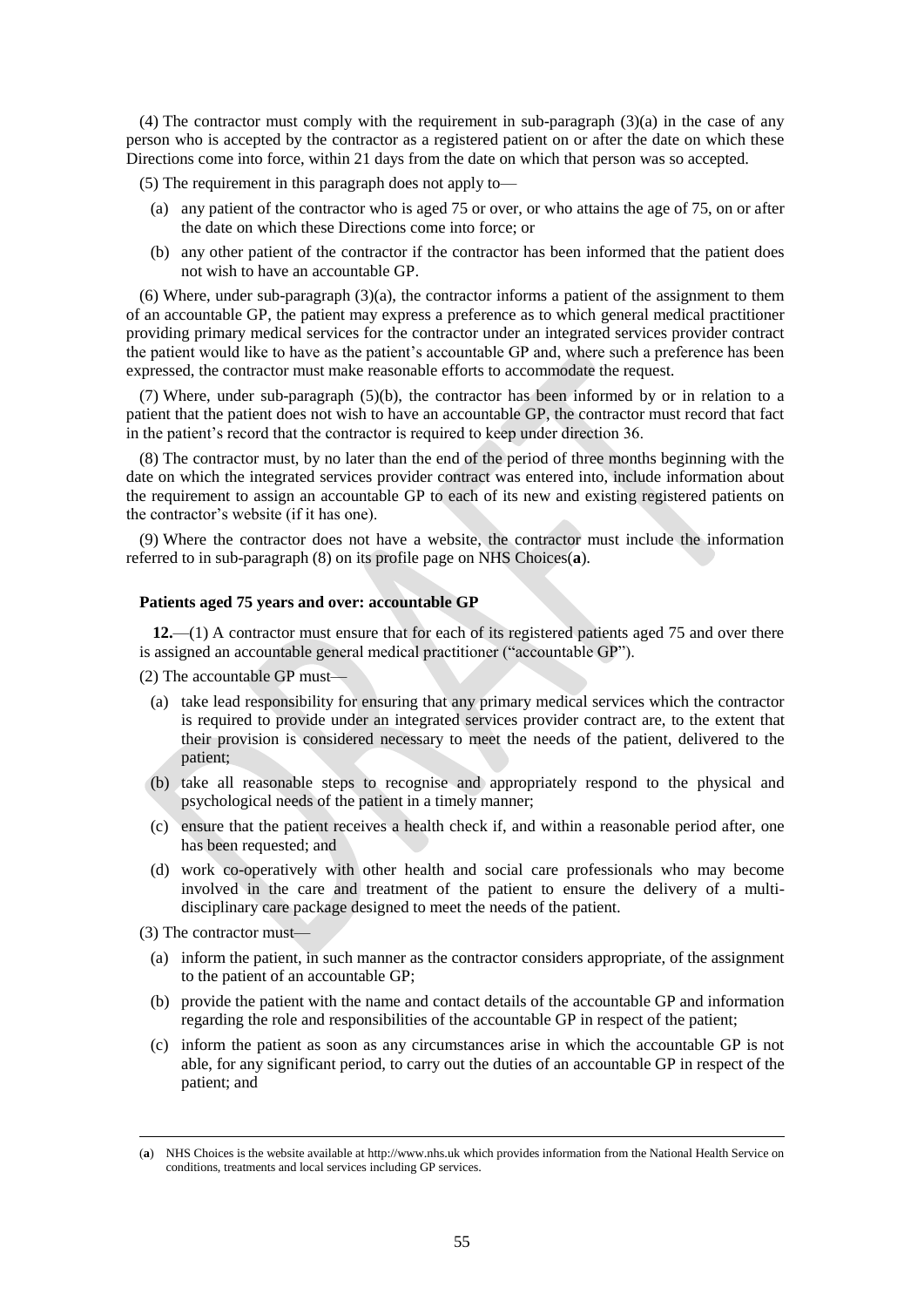(4) The contractor must comply with the requirement in sub-paragraph (3)(a) in the case of any person who is accepted by the contractor as a registered patient on or after the date on which these Directions come into force, within 21 days from the date on which that person was so accepted.

(5) The requirement in this paragraph does not apply to—

- (a) any patient of the contractor who is aged 75 or over, or who attains the age of 75, on or after the date on which these Directions come into force; or
- (b) any other patient of the contractor if the contractor has been informed that the patient does not wish to have an accountable GP.

(6) Where, under sub-paragraph (3)(a), the contractor informs a patient of the assignment to them of an accountable GP, the patient may express a preference as to which general medical practitioner providing primary medical services for the contractor under an integrated services provider contract the patient would like to have as the patient's accountable GP and, where such a preference has been expressed, the contractor must make reasonable efforts to accommodate the request.

(7) Where, under sub-paragraph (5)(b), the contractor has been informed by or in relation to a patient that the patient does not wish to have an accountable GP, the contractor must record that fact in the patient's record that the contractor is required to keep under direction 36.

(8) The contractor must, by no later than the end of the period of three months beginning with the date on which the integrated services provider contract was entered into, include information about the requirement to assign an accountable GP to each of its new and existing registered patients on the contractor's website (if it has one).

(9) Where the contractor does not have a website, the contractor must include the information referred to in sub-paragraph (8) on its profile page on NHS Choices(**a**).

**Patients aged 75 years and over: accountable GP**

**12.**—(1) A contractor must ensure that for each of its registered patients aged 75 and over there is assigned an accountable general medical practitioner ("accountable GP").

(2) The accountable GP must—

- (a) take lead responsibility for ensuring that any primary medical services which the contractor is required to provide under an integrated services provider contract are, to the extent that their provision is considered necessary to meet the needs of the patient, delivered to the patient;
- (b) take all reasonable steps to recognise and appropriately respond to the physical and psychological needs of the patient in a timely manner;
- (c) ensure that the patient receives a health check if, and within a reasonable period after, one has been requested; and
- (d) work co-operatively with other health and social care professionals who may become involved in the care and treatment of the patient to ensure the delivery of a multi-disciplinary care package designed to meet the needs of the patient.

(3) The contractor must—

- (a) inform the patient, in such manner as the contractor considers appropriate, of the assignment to the patient of an accountable GP;
- (b) provide the patient with the name and contact details of the accountable GP and information regarding the role and responsibilities of the accountable GP in respect of the patient;
- (c) inform the patient as soon as any circumstances arise in which the accountable GP is not able, for any significant period, to carry out the duties of an accountable GP in respect of the patient; and

---

(**a**) NHS Choices is the website available at http://www.nhs.uk which provides information from the National Health Service on conditions, treatments and local services including GP services.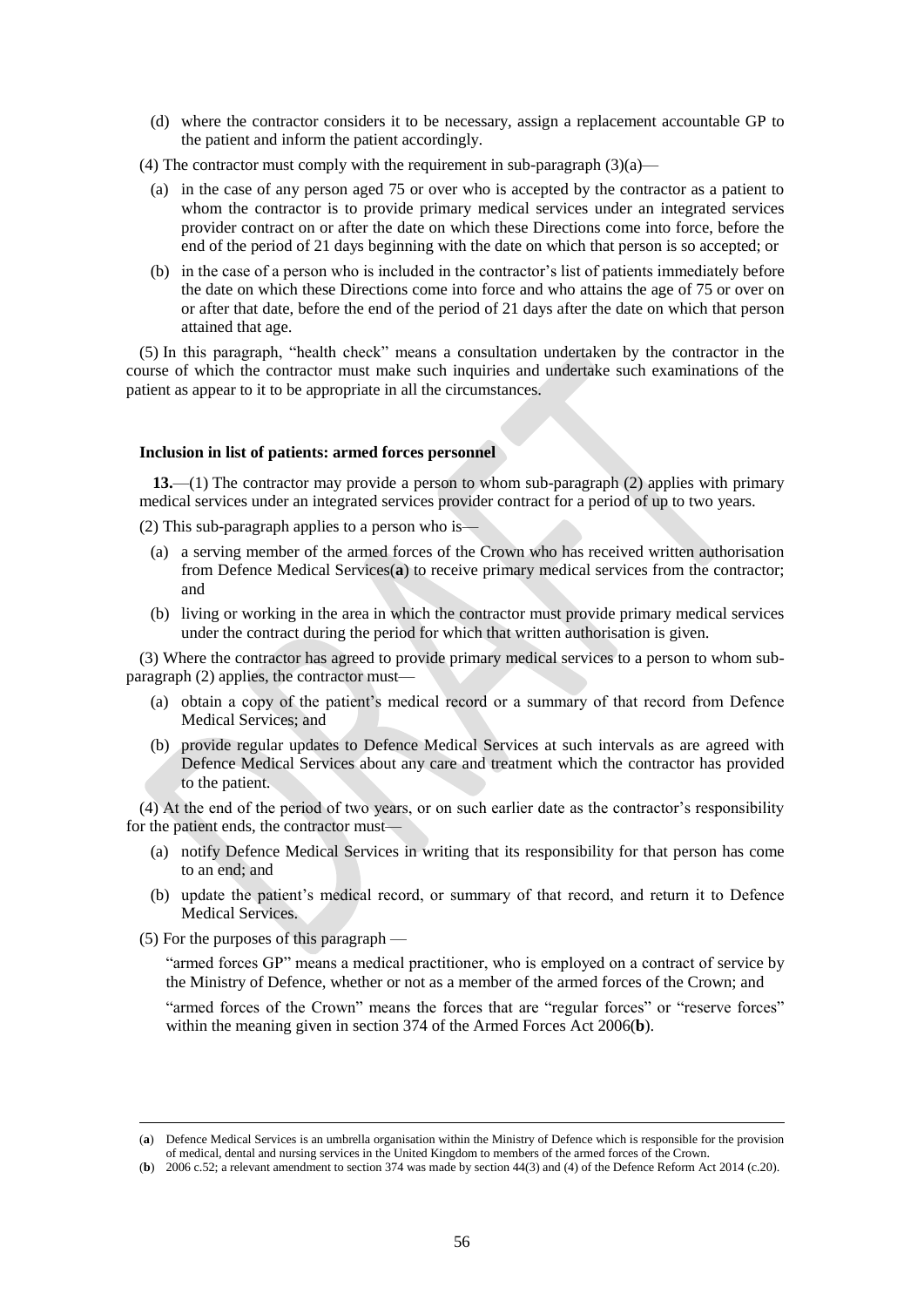(d) where the contractor considers it to be necessary, assign a replacement accountable GP to the patient and inform the patient accordingly.

(4) The contractor must comply with the requirement in sub-paragraph (3)(a)—

(a) in the case of any person aged 75 or over who is accepted by the contractor as a patient to whom the contractor is to provide primary medical services under an integrated services provider contract on or after the date on which these Directions come into force, before the end of the period of 21 days beginning with the date on which that person is so accepted; or

(b) in the case of a person who is included in the contractor's list of patients immediately before the date on which these Directions come into force and who attains the age of 75 or over on or after that date, before the end of the period of 21 days after the date on which that person attained that age.

(5) In this paragraph, "health check" means a consultation undertaken by the contractor in the course of which the contractor must make such inquiries and undertake such examinations of the patient as appear to it to be appropriate in all the circumstances.

**Inclusion in list of patients: armed forces personnel**

**13.**—(1) The contractor may provide a person to whom sub-paragraph (2) applies with primary medical services under an integrated services provider contract for a period of up to two years.

(2) This sub-paragraph applies to a person who is—

(a) a serving member of the armed forces of the Crown who has received written authorisation from Defence Medical Services(**a**) to receive primary medical services from the contractor; and

(b) living or working in the area in which the contractor must provide primary medical services under the contract during the period for which that written authorisation is given.

(3) Where the contractor has agreed to provide primary medical services to a person to whom sub-paragraph (2) applies, the contractor must—

(a) obtain a copy of the patient's medical record or a summary of that record from Defence Medical Services; and

(b) provide regular updates to Defence Medical Services at such intervals as are agreed with Defence Medical Services about any care and treatment which the contractor has provided to the patient.

(4) At the end of the period of two years, or on such earlier date as the contractor's responsibility for the patient ends, the contractor must—

(a) notify Defence Medical Services in writing that its responsibility for that person has come to an end; and

(b) update the patient's medical record, or summary of that record, and return it to Defence Medical Services.

(5) For the purposes of this paragraph —

"armed forces GP" means a medical practitioner, who is employed on a contract of service by the Ministry of Defence, whether or not as a member of the armed forces of the Crown; and

"armed forces of the Crown" means the forces that are "regular forces" or "reserve forces" within the meaning given in section 374 of the Armed Forces Act 2006(**b**).

---

(**a**) Defence Medical Services is an umbrella organisation within the Ministry of Defence which is responsible for the provision of medical, dental and nursing services in the United Kingdom to members of the armed forces of the Crown.

(**b**) 2006 c.52; a relevant amendment to section 374 was made by section 44(3) and (4) of the Defence Reform Act 2014 (c.20).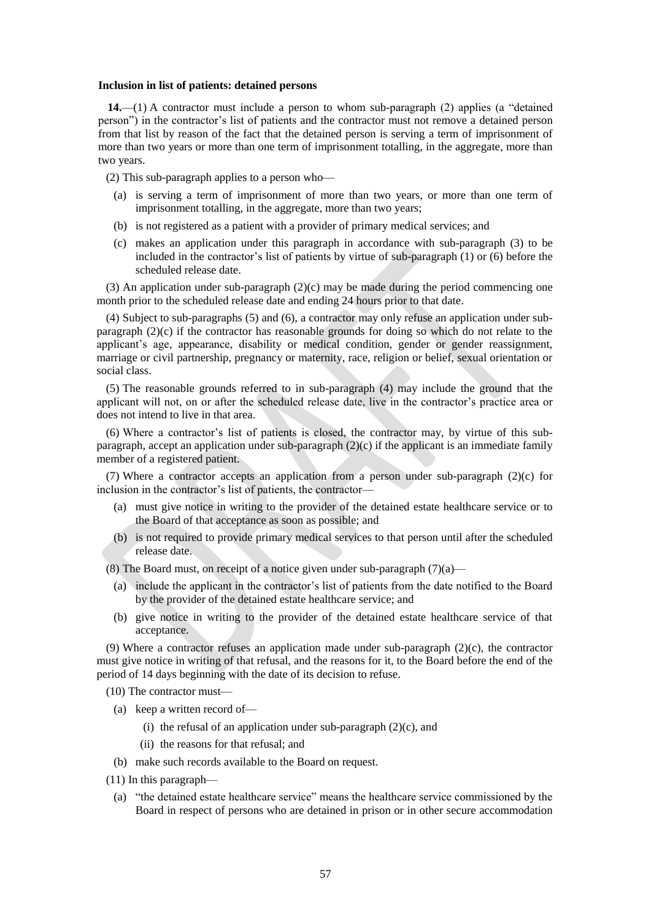**Inclusion in list of patients: detained persons**

**14.**—(1) A contractor must include a person to whom sub-paragraph (2) applies (a "detained person") in the contractor's list of patients and the contractor must not remove a detained person from that list by reason of the fact that the detained person is serving a term of imprisonment of more than two years or more than one term of imprisonment totalling, in the aggregate, more than two years.

(2) This sub-paragraph applies to a person who—

(a) is serving a term of imprisonment of more than two years, or more than one term of imprisonment totalling, in the aggregate, more than two years;

(b) is not registered as a patient with a provider of primary medical services; and

(c) makes an application under this paragraph in accordance with sub-paragraph (3) to be included in the contractor's list of patients by virtue of sub-paragraph (1) or (6) before the scheduled release date.

(3) An application under sub-paragraph (2)(c) may be made during the period commencing one month prior to the scheduled release date and ending 24 hours prior to that date.

(4) Subject to sub-paragraphs (5) and (6), a contractor may only refuse an application under sub-paragraph (2)(c) if the contractor has reasonable grounds for doing so which do not relate to the applicant's age, appearance, disability or medical condition, gender or gender reassignment, marriage or civil partnership, pregnancy or maternity, race, religion or belief, sexual orientation or social class.

(5) The reasonable grounds referred to in sub-paragraph (4) may include the ground that the applicant will not, on or after the scheduled release date, live in the contractor's practice area or does not intend to live in that area.

(6) Where a contractor's list of patients is closed, the contractor may, by virtue of this sub-paragraph, accept an application under sub-paragraph (2)(c) if the applicant is an immediate family member of a registered patient.

(7) Where a contractor accepts an application from a person under sub-paragraph (2)(c) for inclusion in the contractor's list of patients, the contractor—

(a) must give notice in writing to the provider of the detained estate healthcare service or to the Board of that acceptance as soon as possible; and

(b) is not required to provide primary medical services to that person until after the scheduled release date.

(8) The Board must, on receipt of a notice given under sub-paragraph (7)(a)—

(a) include the applicant in the contractor's list of patients from the date notified to the Board by the provider of the detained estate healthcare service; and

(b) give notice in writing to the provider of the detained estate healthcare service of that acceptance.

(9) Where a contractor refuses an application made under sub-paragraph (2)(c), the contractor must give notice in writing of that refusal, and the reasons for it, to the Board before the end of the period of 14 days beginning with the date of its decision to refuse.

(10) The contractor must—

(a) keep a written record of—

(i) the refusal of an application under sub-paragraph (2)(c), and

(ii) the reasons for that refusal; and

(b) make such records available to the Board on request.

(11) In this paragraph—

(a) "the detained estate healthcare service" means the healthcare service commissioned by the Board in respect of persons who are detained in prison or in other secure accommodation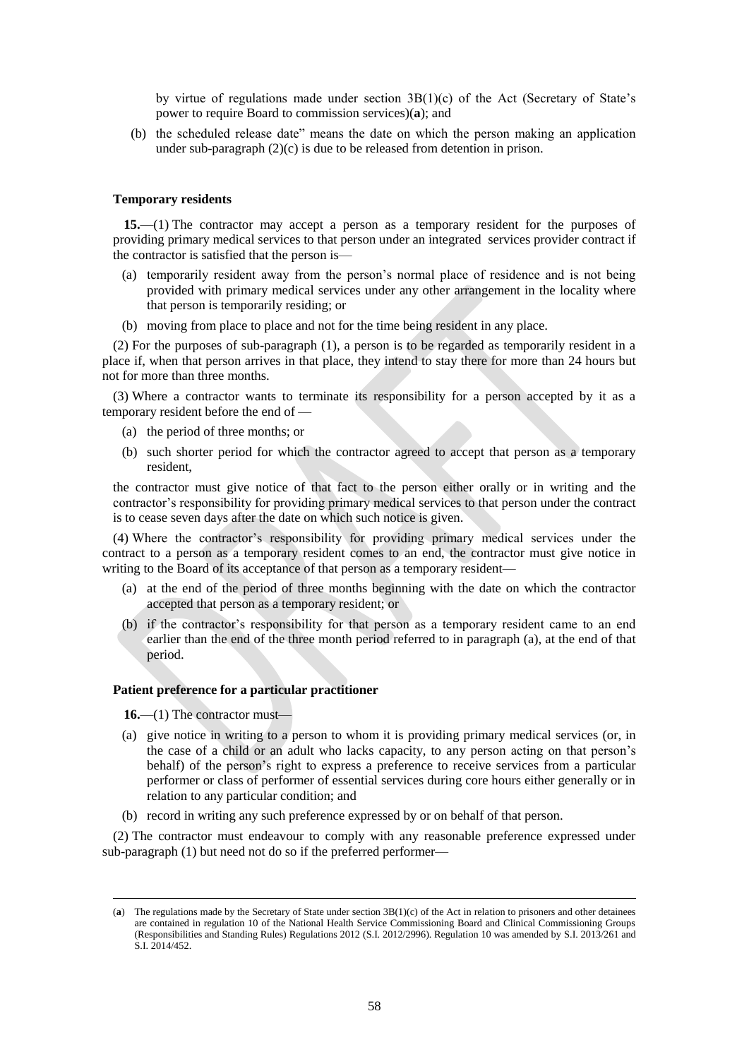by virtue of regulations made under section 3B(1)(c) of the Act (Secretary of State's power to require Board to commission services)(**a**); and

(b) the scheduled release date" means the date on which the person making an application under sub-paragraph (2)(c) is due to be released from detention in prison.

**Temporary residents**

**15.**—(1) The contractor may accept a person as a temporary resident for the purposes of providing primary medical services to that person under an integrated services provider contract if the contractor is satisfied that the person is—

(a) temporarily resident away from the person's normal place of residence and is not being provided with primary medical services under any other arrangement in the locality where that person is temporarily residing; or

(b) moving from place to place and not for the time being resident in any place.

(2) For the purposes of sub-paragraph (1), a person is to be regarded as temporarily resident in a place if, when that person arrives in that place, they intend to stay there for more than 24 hours but not for more than three months.

(3) Where a contractor wants to terminate its responsibility for a person accepted by it as a temporary resident before the end of —

(a) the period of three months; or

(b) such shorter period for which the contractor agreed to accept that person as a temporary resident,

the contractor must give notice of that fact to the person either orally or in writing and the contractor's responsibility for providing primary medical services to that person under the contract is to cease seven days after the date on which such notice is given.

(4) Where the contractor's responsibility for providing primary medical services under the contract to a person as a temporary resident comes to an end, the contractor must give notice in writing to the Board of its acceptance of that person as a temporary resident—

(a) at the end of the period of three months beginning with the date on which the contractor accepted that person as a temporary resident; or

(b) if the contractor's responsibility for that person as a temporary resident came to an end earlier than the end of the three month period referred to in paragraph (a), at the end of that period.

**Patient preference for a particular practitioner**

**16.**—(1) The contractor must—

(a) give notice in writing to a person to whom it is providing primary medical services (or, in the case of a child or an adult who lacks capacity, to any person acting on that person's behalf) of the person's right to express a preference to receive services from a particular performer or class of performer of essential services during core hours either generally or in relation to any particular condition; and

(b) record in writing any such preference expressed by or on behalf of that person.

(2) The contractor must endeavour to comply with any reasonable preference expressed under sub-paragraph (1) but need not do so if the preferred performer—

---

(**a**) The regulations made by the Secretary of State under section 3B(1)(c) of the Act in relation to prisoners and other detainees are contained in regulation 10 of the National Health Service Commissioning Board and Clinical Commissioning Groups (Responsibilities and Standing Rules) Regulations 2012 (S.I. 2012/2996). Regulation 10 was amended by S.I. 2013/261 and S.I. 2014/452.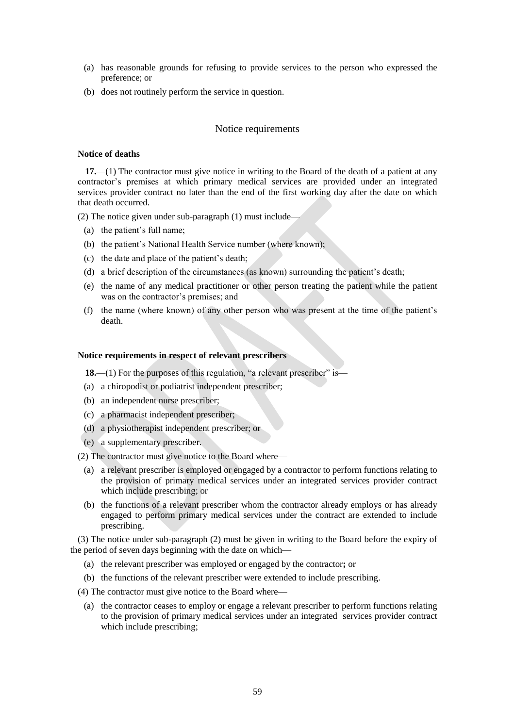(a) has reasonable grounds for refusing to provide services to the person who expressed the preference; or

(b) does not routinely perform the service in question.

## Notice requirements

### Notice of deaths

**17.**—(1) The contractor must give notice in writing to the Board of the death of a patient at any contractor's premises at which primary medical services are provided under an integrated services provider contract no later than the end of the first working day after the date on which that death occurred.

(2) The notice given under sub-paragraph (1) must include—

(a) the patient's full name;

(b) the patient's National Health Service number (where known);

(c) the date and place of the patient's death;

(d) a brief description of the circumstances (as known) surrounding the patient's death;

(e) the name of any medical practitioner or other person treating the patient while the patient was on the contractor's premises; and

(f) the name (where known) of any other person who was present at the time of the patient's death.

### Notice requirements in respect of relevant prescribers

**18.**—(1) For the purposes of this regulation, "a relevant prescriber" is—

(a) a chiropodist or podiatrist independent prescriber;

(b) an independent nurse prescriber;

(c) a pharmacist independent prescriber;

(d) a physiotherapist independent prescriber; or

(e) a supplementary prescriber.

(2) The contractor must give notice to the Board where—

(a) a relevant prescriber is employed or engaged by a contractor to perform functions relating to the provision of primary medical services under an integrated services provider contract which include prescribing; or

(b) the functions of a relevant prescriber whom the contractor already employs or has already engaged to perform primary medical services under the contract are extended to include prescribing.

(3) The notice under sub-paragraph (2) must be given in writing to the Board before the expiry of the period of seven days beginning with the date on which—

(a) the relevant prescriber was employed or engaged by the contractor**;** or

(b) the functions of the relevant prescriber were extended to include prescribing.

(4) The contractor must give notice to the Board where—

(a) the contractor ceases to employ or engage a relevant prescriber to perform functions relating to the provision of primary medical services under an integrated services provider contract which include prescribing;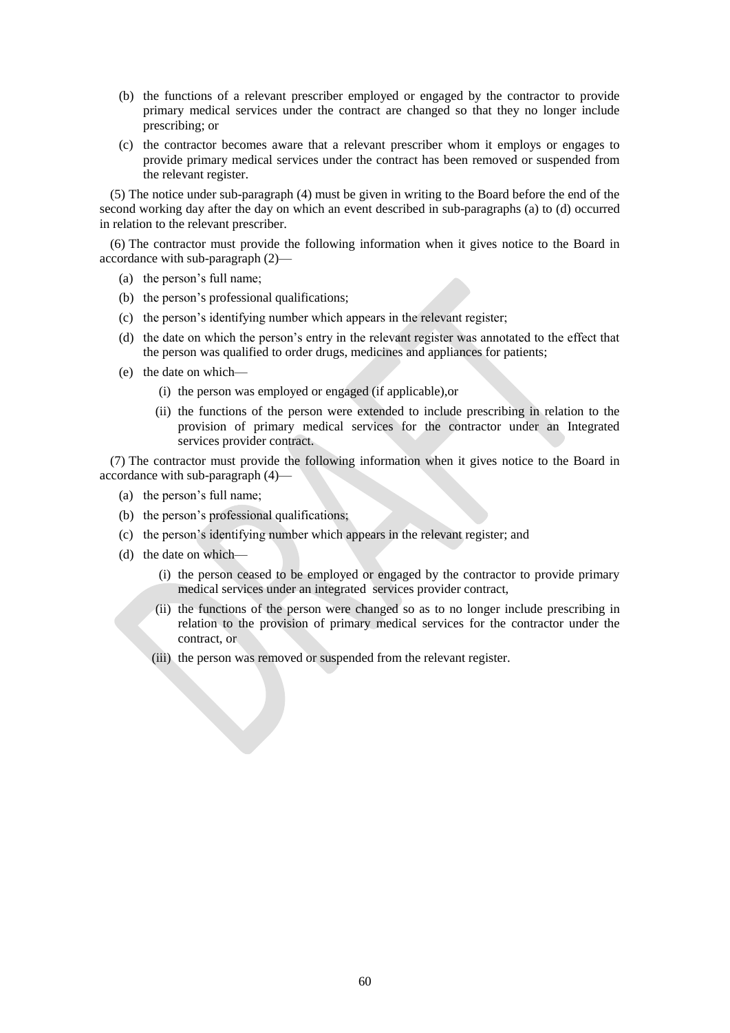(b) the functions of a relevant prescriber employed or engaged by the contractor to provide primary medical services under the contract are changed so that they no longer include prescribing; or

(c) the contractor becomes aware that a relevant prescriber whom it employs or engages to provide primary medical services under the contract has been removed or suspended from the relevant register.

(5) The notice under sub-paragraph (4) must be given in writing to the Board before the end of the second working day after the day on which an event described in sub-paragraphs (a) to (d) occurred in relation to the relevant prescriber.

(6) The contractor must provide the following information when it gives notice to the Board in accordance with sub-paragraph (2)—

(a) the person's full name;

(b) the person's professional qualifications;

(c) the person's identifying number which appears in the relevant register;

(d) the date on which the person's entry in the relevant register was annotated to the effect that the person was qualified to order drugs, medicines and appliances for patients;

(e) the date on which—

(i) the person was employed or engaged (if applicable),or

(ii) the functions of the person were extended to include prescribing in relation to the provision of primary medical services for the contractor under an Integrated services provider contract.

(7) The contractor must provide the following information when it gives notice to the Board in accordance with sub-paragraph (4)—

(a) the person's full name;

(b) the person's professional qualifications;

(c) the person's identifying number which appears in the relevant register; and

(d) the date on which—

(i) the person ceased to be employed or engaged by the contractor to provide primary medical services under an integrated services provider contract,

(ii) the functions of the person were changed so as to no longer include prescribing in relation to the provision of primary medical services for the contractor under the contract, or

(iii) the person was removed or suspended from the relevant register.